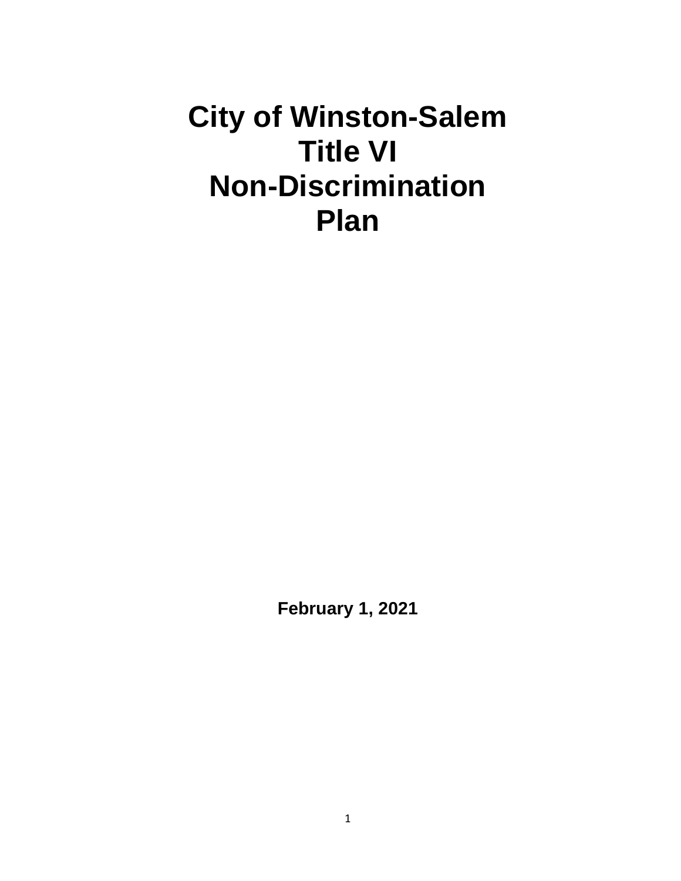# City of Winston-Salem Title VI Non-Discrimination Plan

**February 1, 2021**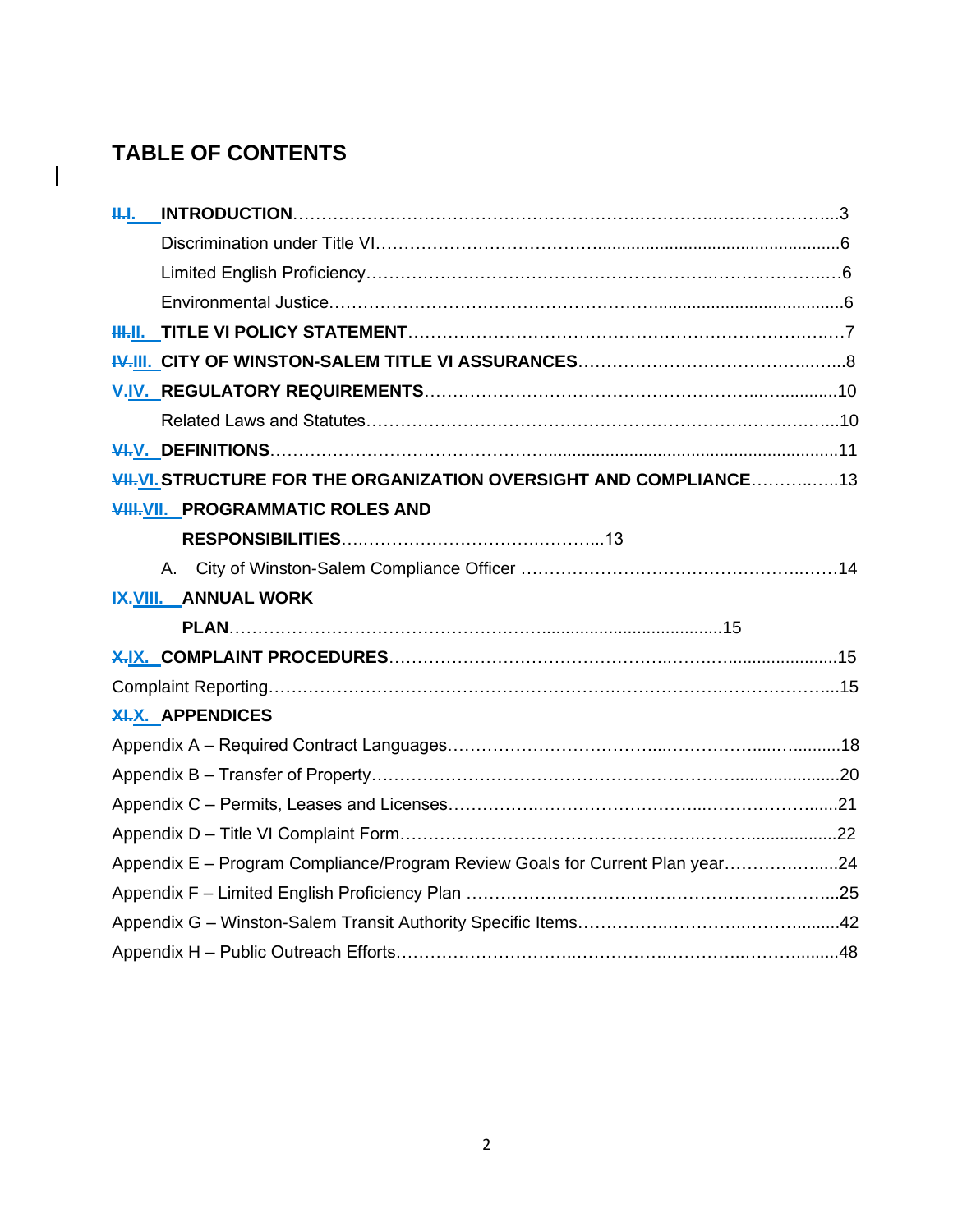# TABLE OF CONTENTS

**~~II.~~I. INTRODUCTION**……………………………………………………………………………...3

Discrimination under Title VI……………………………….............................................6

Limited English Proficiency………………………………………………………………….6

Environmental Justice……………………………………………......................................6

**~~III.~~II. TITLE VI POLICY STATEMENT**………………………………………………………………….7

**~~IV.~~III. CITY OF WINSTON-SALEM TITLE VI ASSURANCES**……………………………………….8

**~~V.~~IV. REGULATORY REQUIREMENTS**………………………………………………….............10

Related Laws and Statutes……………………………………………………………………...10

**~~VI.~~V. DEFINITIONS**…………………………………….............................................................11

**~~VII.~~VI. STRUCTURE FOR THE ORGANIZATION OVERSIGHT AND COMPLIANCE**……………13

**~~VIII.~~VII. PROGRAMMATIC ROLES AND RESPONSIBILITIES**……………………………………...13

A. City of Winston-Salem Compliance Officer ………………………………………………14

**~~IX.~~VIII. ANNUAL WORK PLAN**……………………………………………......................................15

**~~X.~~IX. COMPLAINT PROCEDURES**…………………………………………………….....................15

Complaint Reporting…………………………………………………………………………………...15

**~~XI.~~X. APPENDICES**

Appendix A – Required Contract Languages………………………………………………...........18

Appendix B – Transfer of Property………………………………………………….......................20

Appendix C – Permits, Leases and Licenses……………………………………………………......21

Appendix D – Title VI Complaint Form……………………………………………….....................22

Appendix E – Program Compliance/Program Review Goals for Current Plan year………………..24

Appendix F – Limited English Proficiency Plan …………………………………………………...25

Appendix G – Winston-Salem Transit Authority Specific Items……………………………..........42

Appendix H – Public Outreach Efforts………………………………………………………….........48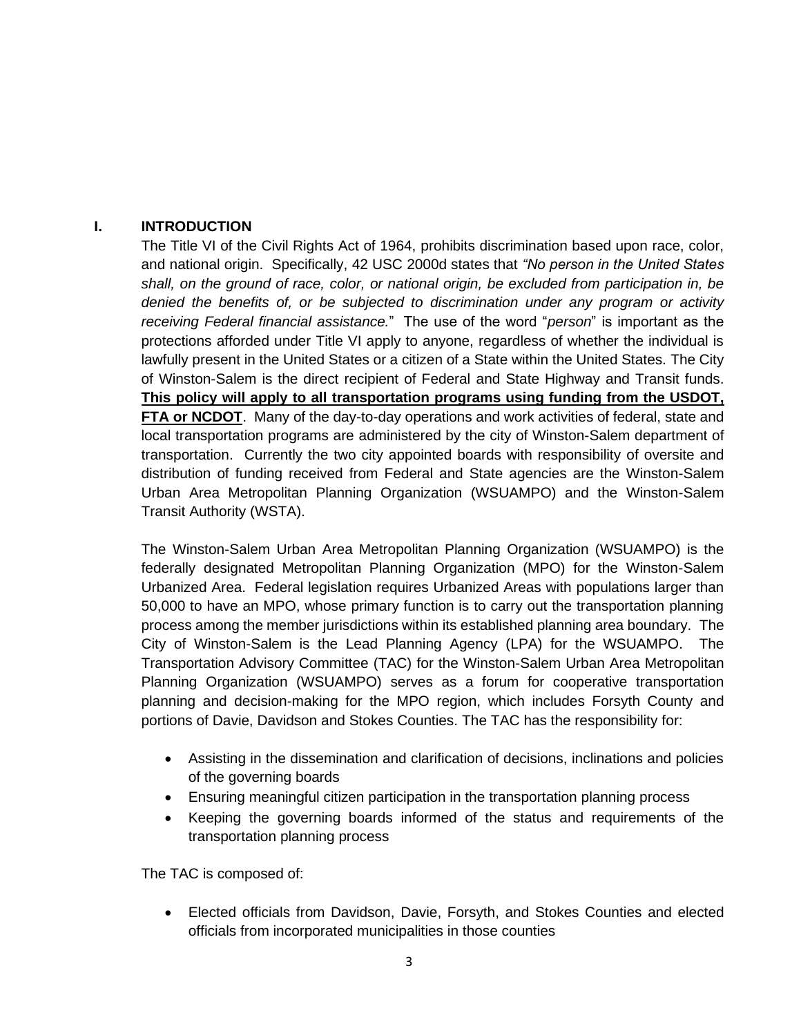## I. INTRODUCTION

The Title VI of the Civil Rights Act of 1964, prohibits discrimination based upon race, color, and national origin. Specifically, 42 USC 2000d states that *"No person in the United States shall, on the ground of race, color, or national origin, be excluded from participation in, be denied the benefits of, or be subjected to discrimination under any program or activity receiving Federal financial assistance.*" The use of the word "*person*" is important as the protections afforded under Title VI apply to anyone, regardless of whether the individual is lawfully present in the United States or a citizen of a State within the United States. The City of Winston-Salem is the direct recipient of Federal and State Highway and Transit funds. **This policy will apply to all transportation programs using funding from the USDOT, FTA or NCDOT**. Many of the day-to-day operations and work activities of federal, state and local transportation programs are administered by the city of Winston-Salem department of transportation. Currently the two city appointed boards with responsibility of oversite and distribution of funding received from Federal and State agencies are the Winston-Salem Urban Area Metropolitan Planning Organization (WSUAMPO) and the Winston-Salem Transit Authority (WSTA).

The Winston-Salem Urban Area Metropolitan Planning Organization (WSUAMPO) is the federally designated Metropolitan Planning Organization (MPO) for the Winston-Salem Urbanized Area. Federal legislation requires Urbanized Areas with populations larger than 50,000 to have an MPO, whose primary function is to carry out the transportation planning process among the member jurisdictions within its established planning area boundary. The City of Winston-Salem is the Lead Planning Agency (LPA) for the WSUAMPO. The Transportation Advisory Committee (TAC) for the Winston-Salem Urban Area Metropolitan Planning Organization (WSUAMPO) serves as a forum for cooperative transportation planning and decision-making for the MPO region, which includes Forsyth County and portions of Davie, Davidson and Stokes Counties. The TAC has the responsibility for:

- Assisting in the dissemination and clarification of decisions, inclinations and policies of the governing boards
- Ensuring meaningful citizen participation in the transportation planning process
- Keeping the governing boards informed of the status and requirements of the transportation planning process

The TAC is composed of:

- Elected officials from Davidson, Davie, Forsyth, and Stokes Counties and elected officials from incorporated municipalities in those counties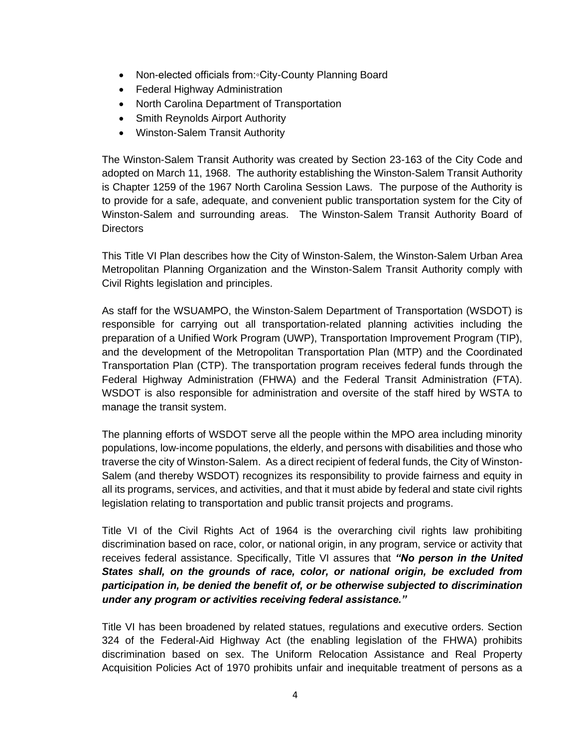- Non-elected officials from:◦City-County Planning Board
- Federal Highway Administration
- North Carolina Department of Transportation
- Smith Reynolds Airport Authority
- Winston-Salem Transit Authority

The Winston-Salem Transit Authority was created by Section 23-163 of the City Code and adopted on March 11, 1968. The authority establishing the Winston-Salem Transit Authority is Chapter 1259 of the 1967 North Carolina Session Laws. The purpose of the Authority is to provide for a safe, adequate, and convenient public transportation system for the City of Winston-Salem and surrounding areas. The Winston-Salem Transit Authority Board of Directors

This Title VI Plan describes how the City of Winston-Salem, the Winston-Salem Urban Area Metropolitan Planning Organization and the Winston-Salem Transit Authority comply with Civil Rights legislation and principles.

As staff for the WSUAMPO, the Winston-Salem Department of Transportation (WSDOT) is responsible for carrying out all transportation-related planning activities including the preparation of a Unified Work Program (UWP), Transportation Improvement Program (TIP), and the development of the Metropolitan Transportation Plan (MTP) and the Coordinated Transportation Plan (CTP). The transportation program receives federal funds through the Federal Highway Administration (FHWA) and the Federal Transit Administration (FTA). WSDOT is also responsible for administration and oversite of the staff hired by WSTA to manage the transit system.

The planning efforts of WSDOT serve all the people within the MPO area including minority populations, low-income populations, the elderly, and persons with disabilities and those who traverse the city of Winston-Salem. As a direct recipient of federal funds, the City of Winston-Salem (and thereby WSDOT) recognizes its responsibility to provide fairness and equity in all its programs, services, and activities, and that it must abide by federal and state civil rights legislation relating to transportation and public transit projects and programs.

Title VI of the Civil Rights Act of 1964 is the overarching civil rights law prohibiting discrimination based on race, color, or national origin, in any program, service or activity that receives federal assistance. Specifically, Title VI assures that ***"No person in the United States shall, on the grounds of race, color, or national origin, be excluded from participation in, be denied the benefit of, or be otherwise subjected to discrimination under any program or activities receiving federal assistance."***

Title VI has been broadened by related statues, regulations and executive orders. Section 324 of the Federal-Aid Highway Act (the enabling legislation of the FHWA) prohibits discrimination based on sex. The Uniform Relocation Assistance and Real Property Acquisition Policies Act of 1970 prohibits unfair and inequitable treatment of persons as a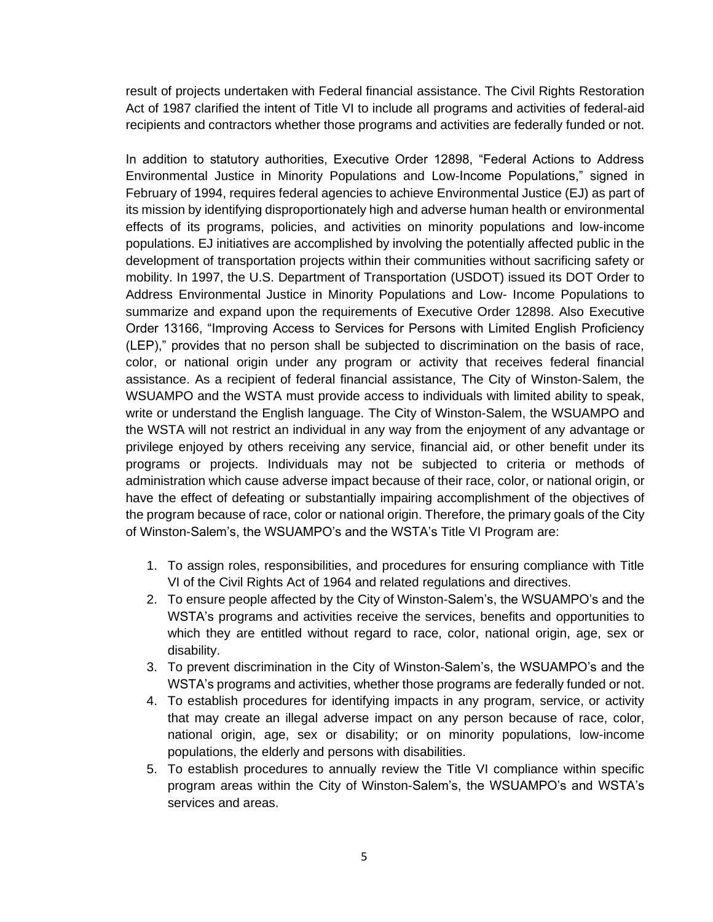result of projects undertaken with Federal financial assistance. The Civil Rights Restoration Act of 1987 clarified the intent of Title VI to include all programs and activities of federal-aid recipients and contractors whether those programs and activities are federally funded or not.

In addition to statutory authorities, Executive Order 12898, "Federal Actions to Address Environmental Justice in Minority Populations and Low-Income Populations," signed in February of 1994, requires federal agencies to achieve Environmental Justice (EJ) as part of its mission by identifying disproportionately high and adverse human health or environmental effects of its programs, policies, and activities on minority populations and low-income populations. EJ initiatives are accomplished by involving the potentially affected public in the development of transportation projects within their communities without sacrificing safety or mobility. In 1997, the U.S. Department of Transportation (USDOT) issued its DOT Order to Address Environmental Justice in Minority Populations and Low- Income Populations to summarize and expand upon the requirements of Executive Order 12898. Also Executive Order 13166, "Improving Access to Services for Persons with Limited English Proficiency (LEP)," provides that no person shall be subjected to discrimination on the basis of race, color, or national origin under any program or activity that receives federal financial assistance. As a recipient of federal financial assistance, The City of Winston-Salem, the WSUAMPO and the WSTA must provide access to individuals with limited ability to speak, write or understand the English language. The City of Winston-Salem, the WSUAMPO and the WSTA will not restrict an individual in any way from the enjoyment of any advantage or privilege enjoyed by others receiving any service, financial aid, or other benefit under its programs or projects. Individuals may not be subjected to criteria or methods of administration which cause adverse impact because of their race, color, or national origin, or have the effect of defeating or substantially impairing accomplishment of the objectives of the program because of race, color or national origin. Therefore, the primary goals of the City of Winston-Salem's, the WSUAMPO's and the WSTA's Title VI Program are:

1. To assign roles, responsibilities, and procedures for ensuring compliance with Title VI of the Civil Rights Act of 1964 and related regulations and directives.
2. To ensure people affected by the City of Winston-Salem's, the WSUAMPO's and the WSTA's programs and activities receive the services, benefits and opportunities to which they are entitled without regard to race, color, national origin, age, sex or disability.
3. To prevent discrimination in the City of Winston-Salem's, the WSUAMPO's and the WSTA's programs and activities, whether those programs are federally funded or not.
4. To establish procedures for identifying impacts in any program, service, or activity that may create an illegal adverse impact on any person because of race, color, national origin, age, sex or disability; or on minority populations, low-income populations, the elderly and persons with disabilities.
5. To establish procedures to annually review the Title VI compliance within specific program areas within the City of Winston-Salem's, the WSUAMPO's and WSTA's services and areas.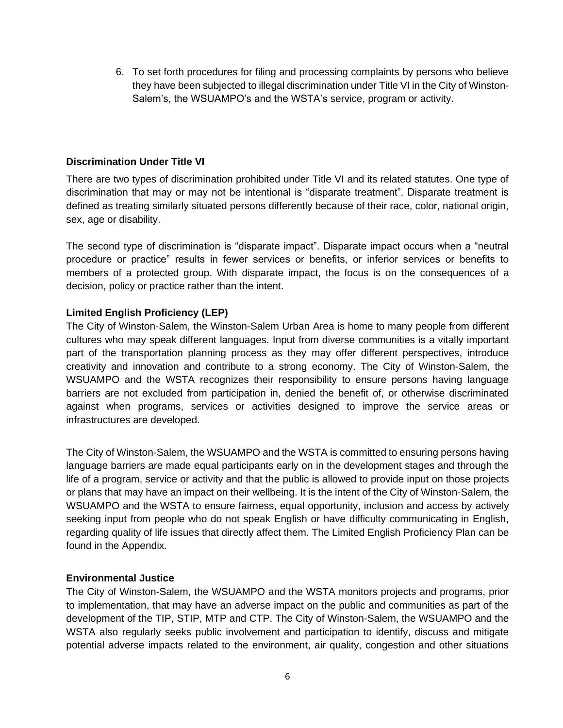6. To set forth procedures for filing and processing complaints by persons who believe they have been subjected to illegal discrimination under Title VI in the City of Winston-Salem's, the WSUAMPO's and the WSTA's service, program or activity.

### Discrimination Under Title VI

There are two types of discrimination prohibited under Title VI and its related statutes. One type of discrimination that may or may not be intentional is "disparate treatment". Disparate treatment is defined as treating similarly situated persons differently because of their race, color, national origin, sex, age or disability.

The second type of discrimination is "disparate impact". Disparate impact occurs when a "neutral procedure or practice" results in fewer services or benefits, or inferior services or benefits to members of a protected group. With disparate impact, the focus is on the consequences of a decision, policy or practice rather than the intent.

### Limited English Proficiency (LEP)

The City of Winston-Salem, the Winston-Salem Urban Area is home to many people from different cultures who may speak different languages. Input from diverse communities is a vitally important part of the transportation planning process as they may offer different perspectives, introduce creativity and innovation and contribute to a strong economy. The City of Winston-Salem, the WSUAMPO and the WSTA recognizes their responsibility to ensure persons having language barriers are not excluded from participation in, denied the benefit of, or otherwise discriminated against when programs, services or activities designed to improve the service areas or infrastructures are developed.

The City of Winston-Salem, the WSUAMPO and the WSTA is committed to ensuring persons having language barriers are made equal participants early on in the development stages and through the life of a program, service or activity and that the public is allowed to provide input on those projects or plans that may have an impact on their wellbeing. It is the intent of the City of Winston-Salem, the WSUAMPO and the WSTA to ensure fairness, equal opportunity, inclusion and access by actively seeking input from people who do not speak English or have difficulty communicating in English, regarding quality of life issues that directly affect them. The Limited English Proficiency Plan can be found in the Appendix.

### Environmental Justice

The City of Winston-Salem, the WSUAMPO and the WSTA monitors projects and programs, prior to implementation, that may have an adverse impact on the public and communities as part of the development of the TIP, STIP, MTP and CTP. The City of Winston-Salem, the WSUAMPO and the WSTA also regularly seeks public involvement and participation to identify, discuss and mitigate potential adverse impacts related to the environment, air quality, congestion and other situations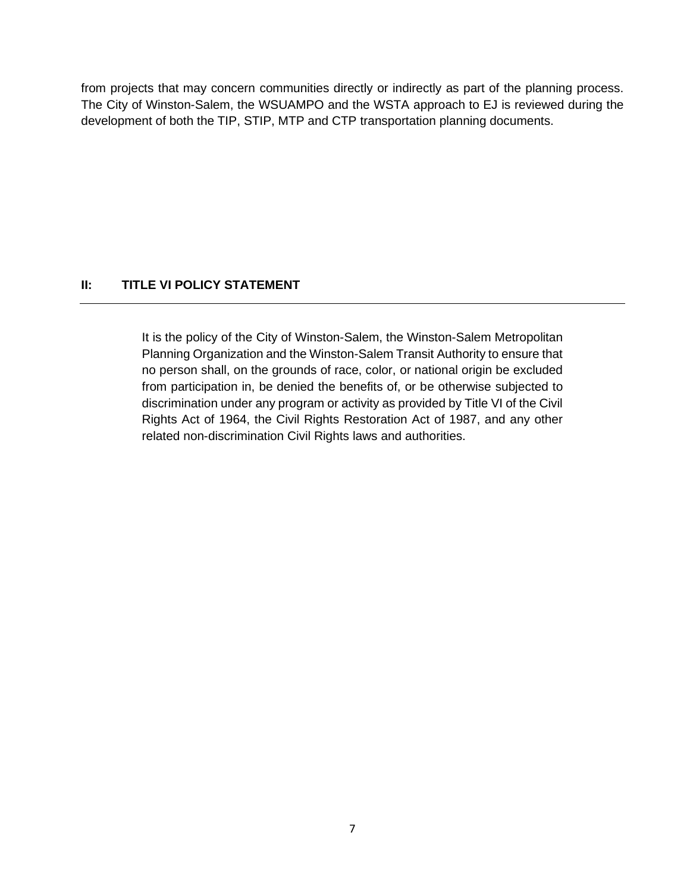from projects that may concern communities directly or indirectly as part of the planning process. The City of Winston-Salem, the WSUAMPO and the WSTA approach to EJ is reviewed during the development of both the TIP, STIP, MTP and CTP transportation planning documents.

## II: TITLE VI POLICY STATEMENT

It is the policy of the City of Winston-Salem, the Winston-Salem Metropolitan Planning Organization and the Winston-Salem Transit Authority to ensure that no person shall, on the grounds of race, color, or national origin be excluded from participation in, be denied the benefits of, or be otherwise subjected to discrimination under any program or activity as provided by Title VI of the Civil Rights Act of 1964, the Civil Rights Restoration Act of 1987, and any other related non-discrimination Civil Rights laws and authorities.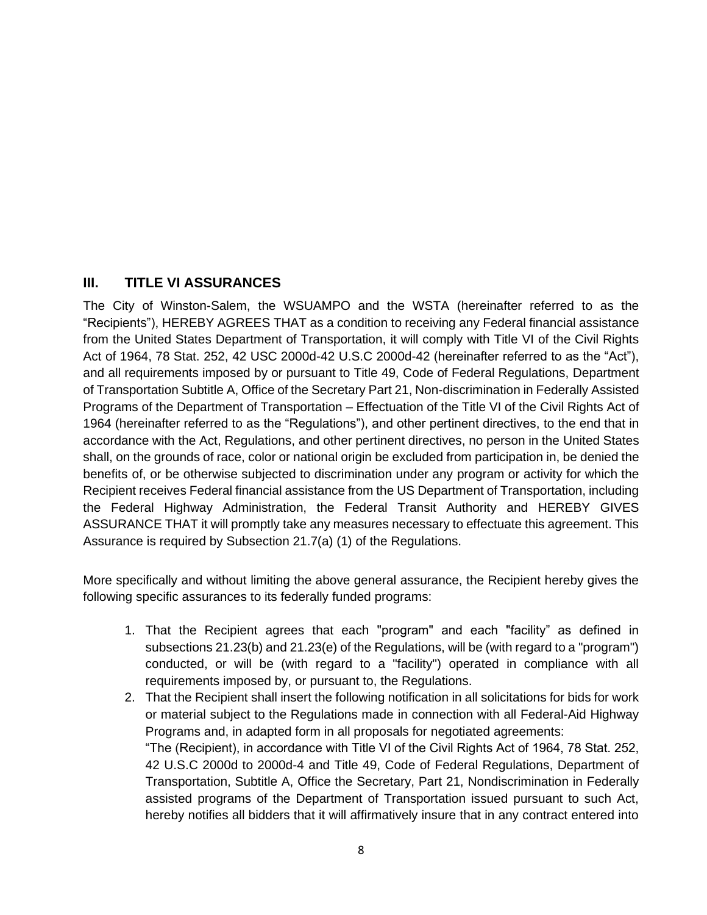## III. TITLE VI ASSURANCES

The City of Winston-Salem, the WSUAMPO and the WSTA (hereinafter referred to as the "Recipients"), HEREBY AGREES THAT as a condition to receiving any Federal financial assistance from the United States Department of Transportation, it will comply with Title VI of the Civil Rights Act of 1964, 78 Stat. 252, 42 USC 2000d-42 U.S.C 2000d-42 (hereinafter referred to as the "Act"), and all requirements imposed by or pursuant to Title 49, Code of Federal Regulations, Department of Transportation Subtitle A, Office of the Secretary Part 21, Non-discrimination in Federally Assisted Programs of the Department of Transportation – Effectuation of the Title VI of the Civil Rights Act of 1964 (hereinafter referred to as the "Regulations"), and other pertinent directives, to the end that in accordance with the Act, Regulations, and other pertinent directives, no person in the United States shall, on the grounds of race, color or national origin be excluded from participation in, be denied the benefits of, or be otherwise subjected to discrimination under any program or activity for which the Recipient receives Federal financial assistance from the US Department of Transportation, including the Federal Highway Administration, the Federal Transit Authority and HEREBY GIVES ASSURANCE THAT it will promptly take any measures necessary to effectuate this agreement. This Assurance is required by Subsection 21.7(a) (1) of the Regulations.

More specifically and without limiting the above general assurance, the Recipient hereby gives the following specific assurances to its federally funded programs:

1. That the Recipient agrees that each "program" and each "facility" as defined in subsections 21.23(b) and 21.23(e) of the Regulations, will be (with regard to a "program") conducted, or will be (with regard to a "facility") operated in compliance with all requirements imposed by, or pursuant to, the Regulations.
2. That the Recipient shall insert the following notification in all solicitations for bids for work or material subject to the Regulations made in connection with all Federal-Aid Highway Programs and, in adapted form in all proposals for negotiated agreements:
   "The (Recipient), in accordance with Title VI of the Civil Rights Act of 1964, 78 Stat. 252, 42 U.S.C 2000d to 2000d-4 and Title 49, Code of Federal Regulations, Department of Transportation, Subtitle A, Office the Secretary, Part 21, Nondiscrimination in Federally assisted programs of the Department of Transportation issued pursuant to such Act, hereby notifies all bidders that it will affirmatively insure that in any contract entered into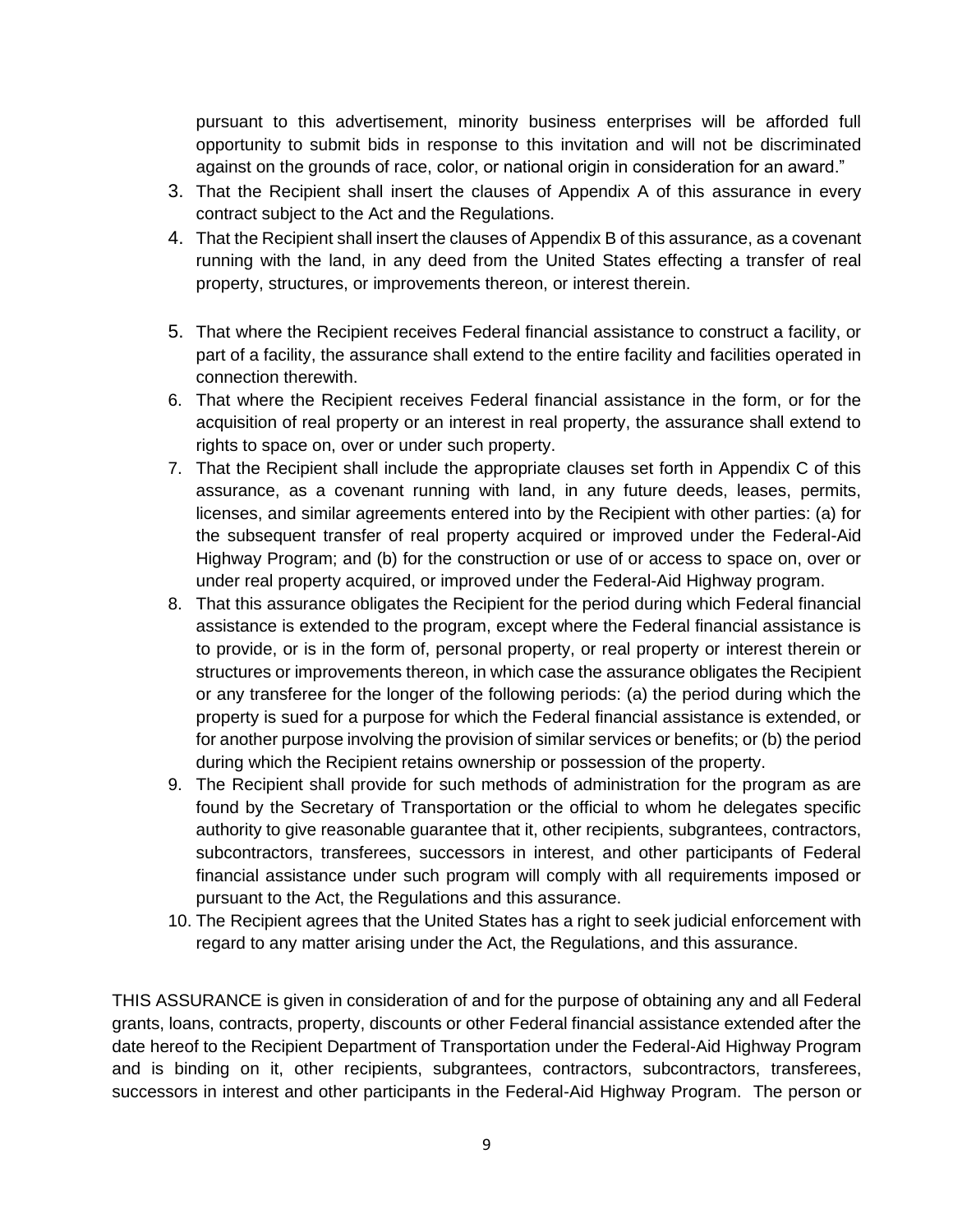pursuant to this advertisement, minority business enterprises will be afforded full opportunity to submit bids in response to this invitation and will not be discriminated against on the grounds of race, color, or national origin in consideration for an award."

3. That the Recipient shall insert the clauses of Appendix A of this assurance in every contract subject to the Act and the Regulations.
4. That the Recipient shall insert the clauses of Appendix B of this assurance, as a covenant running with the land, in any deed from the United States effecting a transfer of real property, structures, or improvements thereon, or interest therein.
5. That where the Recipient receives Federal financial assistance to construct a facility, or part of a facility, the assurance shall extend to the entire facility and facilities operated in connection therewith.
6. That where the Recipient receives Federal financial assistance in the form, or for the acquisition of real property or an interest in real property, the assurance shall extend to rights to space on, over or under such property.
7. That the Recipient shall include the appropriate clauses set forth in Appendix C of this assurance, as a covenant running with land, in any future deeds, leases, permits, licenses, and similar agreements entered into by the Recipient with other parties: (a) for the subsequent transfer of real property acquired or improved under the Federal-Aid Highway Program; and (b) for the construction or use of or access to space on, over or under real property acquired, or improved under the Federal-Aid Highway program.
8. That this assurance obligates the Recipient for the period during which Federal financial assistance is extended to the program, except where the Federal financial assistance is to provide, or is in the form of, personal property, or real property or interest therein or structures or improvements thereon, in which case the assurance obligates the Recipient or any transferee for the longer of the following periods: (a) the period during which the property is sued for a purpose for which the Federal financial assistance is extended, or for another purpose involving the provision of similar services or benefits; or (b) the period during which the Recipient retains ownership or possession of the property.
9. The Recipient shall provide for such methods of administration for the program as are found by the Secretary of Transportation or the official to whom he delegates specific authority to give reasonable guarantee that it, other recipients, subgrantees, contractors, subcontractors, transferees, successors in interest, and other participants of Federal financial assistance under such program will comply with all requirements imposed or pursuant to the Act, the Regulations and this assurance.
10. The Recipient agrees that the United States has a right to seek judicial enforcement with regard to any matter arising under the Act, the Regulations, and this assurance.

THIS ASSURANCE is given in consideration of and for the purpose of obtaining any and all Federal grants, loans, contracts, property, discounts or other Federal financial assistance extended after the date hereof to the Recipient Department of Transportation under the Federal-Aid Highway Program and is binding on it, other recipients, subgrantees, contractors, subcontractors, transferees, successors in interest and other participants in the Federal-Aid Highway Program. The person or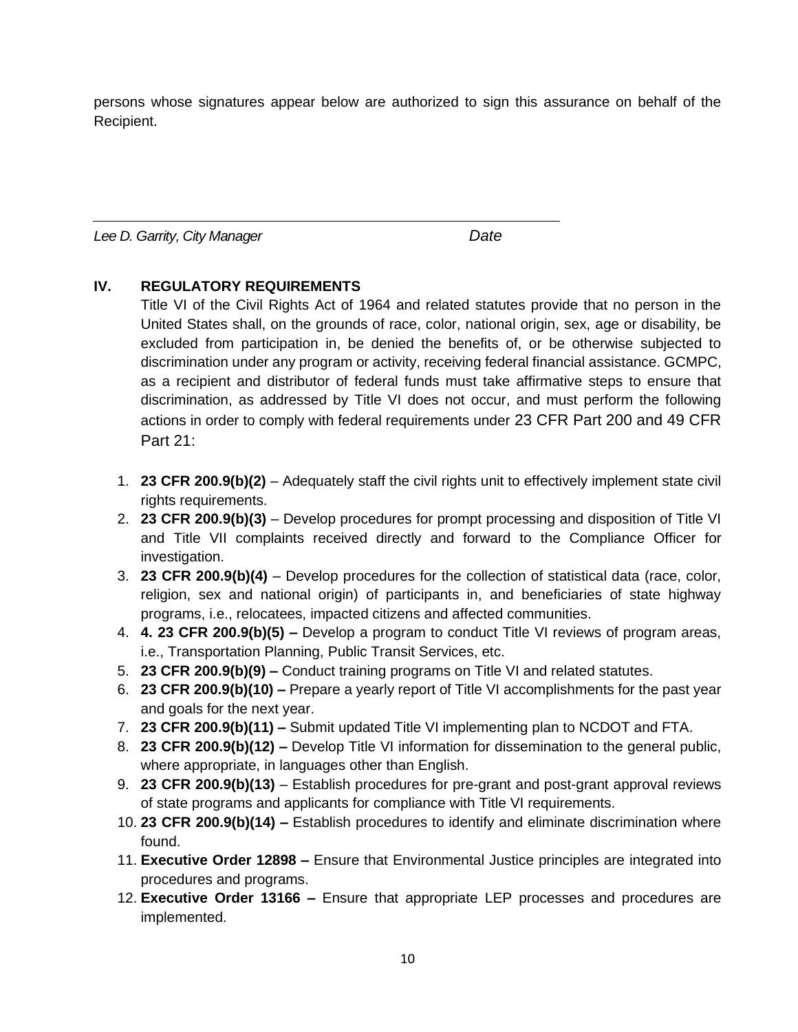persons whose signatures appear below are authorized to sign this assurance on behalf of the Recipient.

_______________________________________________

*Lee D. Garrity, City Manager* *Date*

## IV. REGULATORY REQUIREMENTS

Title VI of the Civil Rights Act of 1964 and related statutes provide that no person in the United States shall, on the grounds of race, color, national origin, sex, age or disability, be excluded from participation in, be denied the benefits of, or be otherwise subjected to discrimination under any program or activity, receiving federal financial assistance. GCMPC, as a recipient and distributor of federal funds must take affirmative steps to ensure that discrimination, as addressed by Title VI does not occur, and must perform the following actions in order to comply with federal requirements under 23 CFR Part 200 and 49 CFR Part 21:

1. **23 CFR 200.9(b)(2)** – Adequately staff the civil rights unit to effectively implement state civil rights requirements.
2. **23 CFR 200.9(b)(3)** – Develop procedures for prompt processing and disposition of Title VI and Title VII complaints received directly and forward to the Compliance Officer for investigation.
3. **23 CFR 200.9(b)(4)** – Develop procedures for the collection of statistical data (race, color, religion, sex and national origin) of participants in, and beneficiaries of state highway programs, i.e., relocatees, impacted citizens and affected communities.
4. **4. 23 CFR 200.9(b)(5) –** Develop a program to conduct Title VI reviews of program areas, i.e., Transportation Planning, Public Transit Services, etc.
5. **23 CFR 200.9(b)(9) –** Conduct training programs on Title VI and related statutes.
6. **23 CFR 200.9(b)(10) –** Prepare a yearly report of Title VI accomplishments for the past year and goals for the next year.
7. **23 CFR 200.9(b)(11) –** Submit updated Title VI implementing plan to NCDOT and FTA.
8. **23 CFR 200.9(b)(12) –** Develop Title VI information for dissemination to the general public, where appropriate, in languages other than English.
9. **23 CFR 200.9(b)(13)** – Establish procedures for pre-grant and post-grant approval reviews of state programs and applicants for compliance with Title VI requirements.
10. **23 CFR 200.9(b)(14) –** Establish procedures to identify and eliminate discrimination where found.
11. **Executive Order 12898 –** Ensure that Environmental Justice principles are integrated into procedures and programs.
12. **Executive Order 13166 –** Ensure that appropriate LEP processes and procedures are implemented.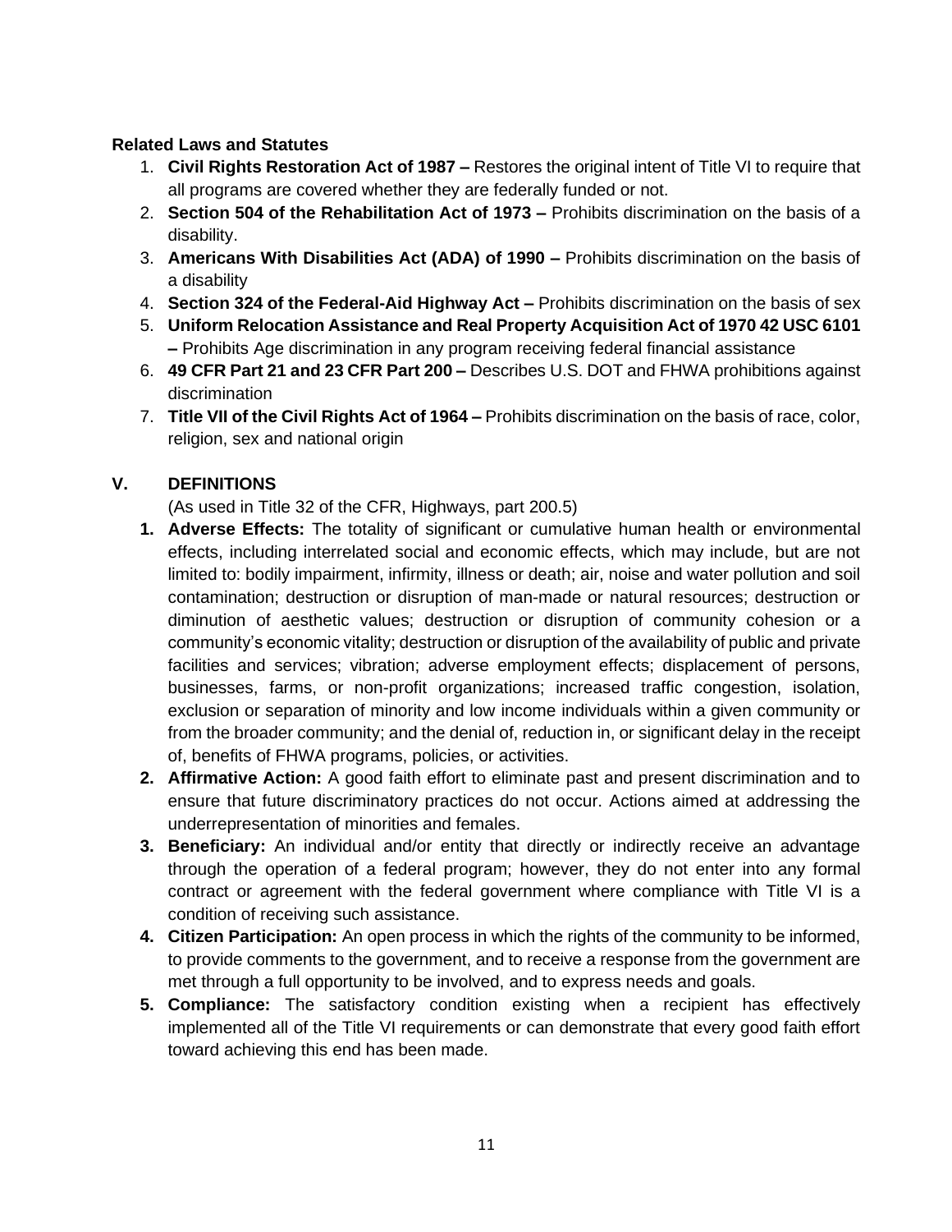**Related Laws and Statutes**

1. **Civil Rights Restoration Act of 1987 –** Restores the original intent of Title VI to require that all programs are covered whether they are federally funded or not.
2. **Section 504 of the Rehabilitation Act of 1973 –** Prohibits discrimination on the basis of a disability.
3. **Americans With Disabilities Act (ADA) of 1990 –** Prohibits discrimination on the basis of a disability
4. **Section 324 of the Federal-Aid Highway Act –** Prohibits discrimination on the basis of sex
5. **Uniform Relocation Assistance and Real Property Acquisition Act of 1970 42 USC 6101 –** Prohibits Age discrimination in any program receiving federal financial assistance
6. **49 CFR Part 21 and 23 CFR Part 200 –** Describes U.S. DOT and FHWA prohibitions against discrimination
7. **Title VII of the Civil Rights Act of 1964 –** Prohibits discrimination on the basis of race, color, religion, sex and national origin

## V. DEFINITIONS

(As used in Title 32 of the CFR, Highways, part 200.5)

1. **Adverse Effects:** The totality of significant or cumulative human health or environmental effects, including interrelated social and economic effects, which may include, but are not limited to: bodily impairment, infirmity, illness or death; air, noise and water pollution and soil contamination; destruction or disruption of man-made or natural resources; destruction or diminution of aesthetic values; destruction or disruption of community cohesion or a community's economic vitality; destruction or disruption of the availability of public and private facilities and services; vibration; adverse employment effects; displacement of persons, businesses, farms, or non-profit organizations; increased traffic congestion, isolation, exclusion or separation of minority and low income individuals within a given community or from the broader community; and the denial of, reduction in, or significant delay in the receipt of, benefits of FHWA programs, policies, or activities.
2. **Affirmative Action:** A good faith effort to eliminate past and present discrimination and to ensure that future discriminatory practices do not occur. Actions aimed at addressing the underrepresentation of minorities and females.
3. **Beneficiary:** An individual and/or entity that directly or indirectly receive an advantage through the operation of a federal program; however, they do not enter into any formal contract or agreement with the federal government where compliance with Title VI is a condition of receiving such assistance.
4. **Citizen Participation:** An open process in which the rights of the community to be informed, to provide comments to the government, and to receive a response from the government are met through a full opportunity to be involved, and to express needs and goals.
5. **Compliance:** The satisfactory condition existing when a recipient has effectively implemented all of the Title VI requirements or can demonstrate that every good faith effort toward achieving this end has been made.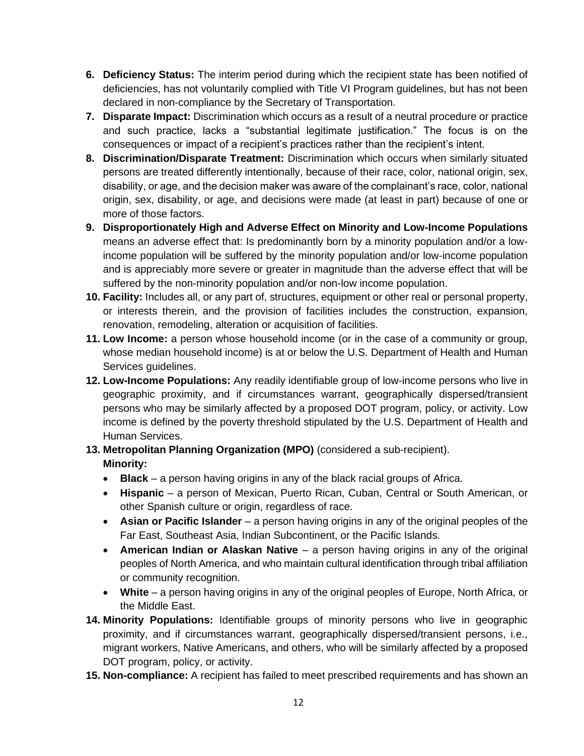6. **Deficiency Status:** The interim period during which the recipient state has been notified of deficiencies, has not voluntarily complied with Title VI Program guidelines, but has not been declared in non-compliance by the Secretary of Transportation.
7. **Disparate Impact:** Discrimination which occurs as a result of a neutral procedure or practice and such practice, lacks a "substantial legitimate justification." The focus is on the consequences or impact of a recipient's practices rather than the recipient's intent.
8. **Discrimination/Disparate Treatment:** Discrimination which occurs when similarly situated persons are treated differently intentionally, because of their race, color, national origin, sex, disability, or age, and the decision maker was aware of the complainant's race, color, national origin, sex, disability, or age, and decisions were made (at least in part) because of one or more of those factors.
9. **Disproportionately High and Adverse Effect on Minority and Low-Income Populations** means an adverse effect that: Is predominantly born by a minority population and/or a low-income population will be suffered by the minority population and/or low-income population and is appreciably more severe or greater in magnitude than the adverse effect that will be suffered by the non-minority population and/or non-low income population.
10. **Facility:** Includes all, or any part of, structures, equipment or other real or personal property, or interests therein, and the provision of facilities includes the construction, expansion, renovation, remodeling, alteration or acquisition of facilities.
11. **Low Income:** a person whose household income (or in the case of a community or group, whose median household income) is at or below the U.S. Department of Health and Human Services guidelines.
12. **Low-Income Populations:** Any readily identifiable group of low-income persons who live in geographic proximity, and if circumstances warrant, geographically dispersed/transient persons who may be similarly affected by a proposed DOT program, policy, or activity. Low income is defined by the poverty threshold stipulated by the U.S. Department of Health and Human Services.
13. **Metropolitan Planning Organization (MPO)** (considered a sub-recipient).
    **Minority:**
    - **Black** – a person having origins in any of the black racial groups of Africa.
    - **Hispanic** – a person of Mexican, Puerto Rican, Cuban, Central or South American, or other Spanish culture or origin, regardless of race.
    - **Asian or Pacific Islander** – a person having origins in any of the original peoples of the Far East, Southeast Asia, Indian Subcontinent, or the Pacific Islands.
    - **American Indian or Alaskan Native** – a person having origins in any of the original peoples of North America, and who maintain cultural identification through tribal affiliation or community recognition.
    - **White** – a person having origins in any of the original peoples of Europe, North Africa, or the Middle East.
14. **Minority Populations:** Identifiable groups of minority persons who live in geographic proximity, and if circumstances warrant, geographically dispersed/transient persons, i.e., migrant workers, Native Americans, and others, who will be similarly affected by a proposed DOT program, policy, or activity.
15. **Non-compliance:** A recipient has failed to meet prescribed requirements and has shown an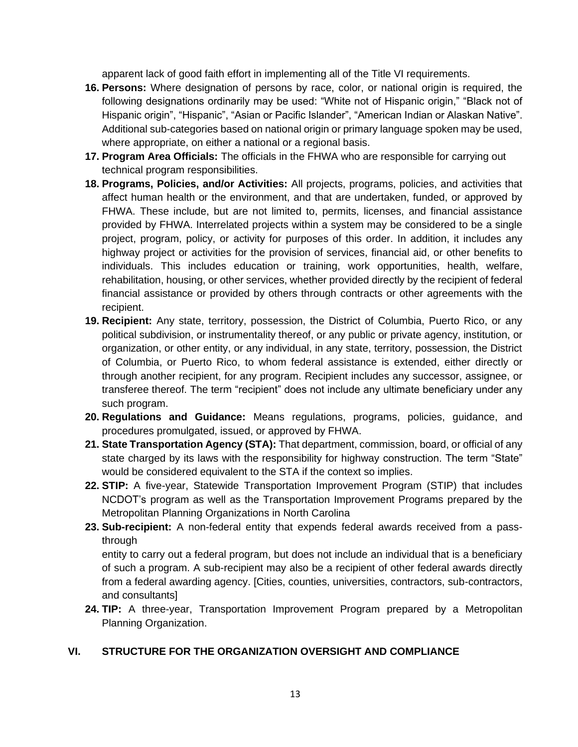apparent lack of good faith effort in implementing all of the Title VI requirements.

16. **Persons:** Where designation of persons by race, color, or national origin is required, the following designations ordinarily may be used: "White not of Hispanic origin," "Black not of Hispanic origin", "Hispanic", "Asian or Pacific Islander", "American Indian or Alaskan Native". Additional sub-categories based on national origin or primary language spoken may be used, where appropriate, on either a national or a regional basis.
17. **Program Area Officials:** The officials in the FHWA who are responsible for carrying out technical program responsibilities.
18. **Programs, Policies, and/or Activities:** All projects, programs, policies, and activities that affect human health or the environment, and that are undertaken, funded, or approved by FHWA. These include, but are not limited to, permits, licenses, and financial assistance provided by FHWA. Interrelated projects within a system may be considered to be a single project, program, policy, or activity for purposes of this order. In addition, it includes any highway project or activities for the provision of services, financial aid, or other benefits to individuals. This includes education or training, work opportunities, health, welfare, rehabilitation, housing, or other services, whether provided directly by the recipient of federal financial assistance or provided by others through contracts or other agreements with the recipient.
19. **Recipient:** Any state, territory, possession, the District of Columbia, Puerto Rico, or any political subdivision, or instrumentality thereof, or any public or private agency, institution, or organization, or other entity, or any individual, in any state, territory, possession, the District of Columbia, or Puerto Rico, to whom federal assistance is extended, either directly or through another recipient, for any program. Recipient includes any successor, assignee, or transferee thereof. The term "recipient" does not include any ultimate beneficiary under any such program.
20. **Regulations and Guidance:** Means regulations, programs, policies, guidance, and procedures promulgated, issued, or approved by FHWA.
21. **State Transportation Agency (STA):** That department, commission, board, or official of any state charged by its laws with the responsibility for highway construction. The term "State" would be considered equivalent to the STA if the context so implies.
22. **STIP:** A five-year, Statewide Transportation Improvement Program (STIP) that includes NCDOT's program as well as the Transportation Improvement Programs prepared by the Metropolitan Planning Organizations in North Carolina
23. **Sub-recipient:** A non-federal entity that expends federal awards received from a pass-through

    entity to carry out a federal program, but does not include an individual that is a beneficiary of such a program. A sub-recipient may also be a recipient of other federal awards directly from a federal awarding agency. [Cities, counties, universities, contractors, sub-contractors, and consultants]
24. **TIP:** A three-year, Transportation Improvement Program prepared by a Metropolitan Planning Organization.

## VI. STRUCTURE FOR THE ORGANIZATION OVERSIGHT AND COMPLIANCE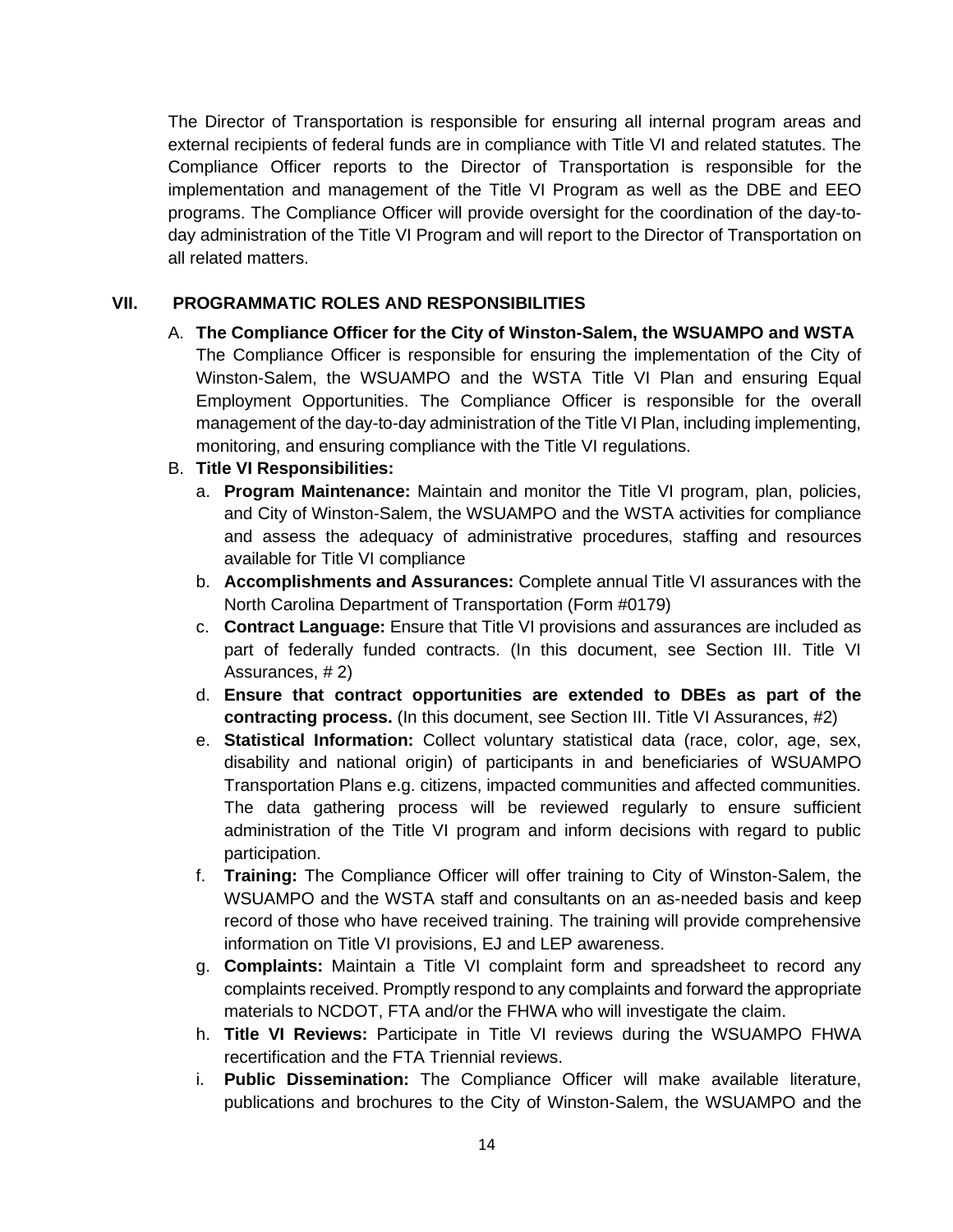The Director of Transportation is responsible for ensuring all internal program areas and external recipients of federal funds are in compliance with Title VI and related statutes. The Compliance Officer reports to the Director of Transportation is responsible for the implementation and management of the Title VI Program as well as the DBE and EEO programs. The Compliance Officer will provide oversight for the coordination of the day-to-day administration of the Title VI Program and will report to the Director of Transportation on all related matters.

## VII. PROGRAMMATIC ROLES AND RESPONSIBILITIES

A. **The Compliance Officer for the City of Winston-Salem, the WSUAMPO and WSTA**
The Compliance Officer is responsible for ensuring the implementation of the City of Winston-Salem, the WSUAMPO and the WSTA Title VI Plan and ensuring Equal Employment Opportunities. The Compliance Officer is responsible for the overall management of the day-to-day administration of the Title VI Plan, including implementing, monitoring, and ensuring compliance with the Title VI regulations.

B. **Title VI Responsibilities:**

a. **Program Maintenance:** Maintain and monitor the Title VI program, plan, policies, and City of Winston-Salem, the WSUAMPO and the WSTA activities for compliance and assess the adequacy of administrative procedures, staffing and resources available for Title VI compliance

b. **Accomplishments and Assurances:** Complete annual Title VI assurances with the North Carolina Department of Transportation (Form #0179)

c. **Contract Language:** Ensure that Title VI provisions and assurances are included as part of federally funded contracts. (In this document, see Section III. Title VI Assurances, # 2)

d. **Ensure that contract opportunities are extended to DBEs as part of the contracting process.** (In this document, see Section III. Title VI Assurances, #2)

e. **Statistical Information:** Collect voluntary statistical data (race, color, age, sex, disability and national origin) of participants in and beneficiaries of WSUAMPO Transportation Plans e.g. citizens, impacted communities and affected communities. The data gathering process will be reviewed regularly to ensure sufficient administration of the Title VI program and inform decisions with regard to public participation.

f. **Training:** The Compliance Officer will offer training to City of Winston-Salem, the WSUAMPO and the WSTA staff and consultants on an as-needed basis and keep record of those who have received training. The training will provide comprehensive information on Title VI provisions, EJ and LEP awareness.

g. **Complaints:** Maintain a Title VI complaint form and spreadsheet to record any complaints received. Promptly respond to any complaints and forward the appropriate materials to NCDOT, FTA and/or the FHWA who will investigate the claim.

h. **Title VI Reviews:** Participate in Title VI reviews during the WSUAMPO FHWA recertification and the FTA Triennial reviews.

i. **Public Dissemination:** The Compliance Officer will make available literature, publications and brochures to the City of Winston-Salem, the WSUAMPO and the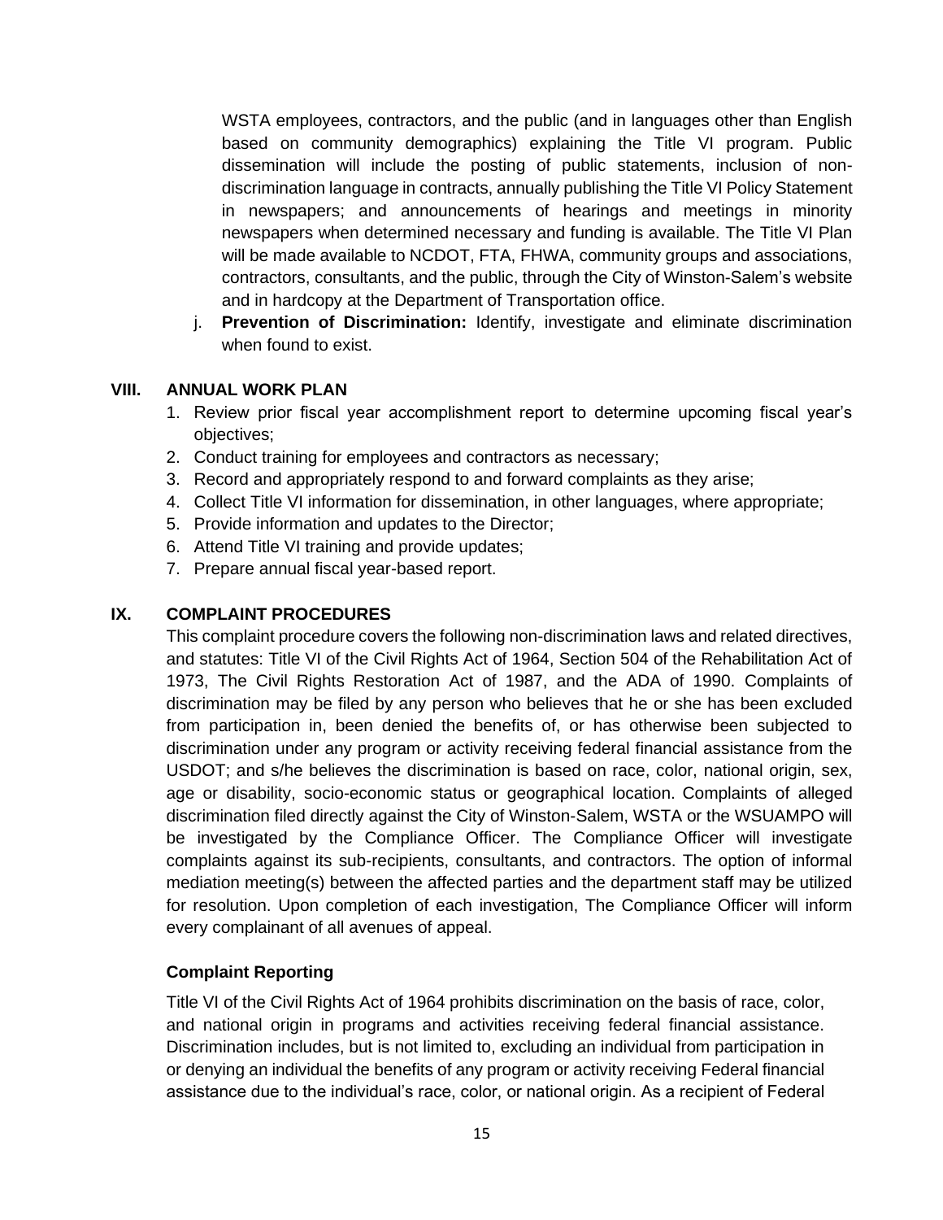WSTA employees, contractors, and the public (and in languages other than English based on community demographics) explaining the Title VI program. Public dissemination will include the posting of public statements, inclusion of non-discrimination language in contracts, annually publishing the Title VI Policy Statement in newspapers; and announcements of hearings and meetings in minority newspapers when determined necessary and funding is available. The Title VI Plan will be made available to NCDOT, FTA, FHWA, community groups and associations, contractors, consultants, and the public, through the City of Winston-Salem's website and in hardcopy at the Department of Transportation office.

j. **Prevention of Discrimination:** Identify, investigate and eliminate discrimination when found to exist.

## VIII. ANNUAL WORK PLAN

1. Review prior fiscal year accomplishment report to determine upcoming fiscal year's objectives;
2. Conduct training for employees and contractors as necessary;
3. Record and appropriately respond to and forward complaints as they arise;
4. Collect Title VI information for dissemination, in other languages, where appropriate;
5. Provide information and updates to the Director;
6. Attend Title VI training and provide updates;
7. Prepare annual fiscal year-based report.

## IX. COMPLAINT PROCEDURES

This complaint procedure covers the following non-discrimination laws and related directives, and statutes: Title VI of the Civil Rights Act of 1964, Section 504 of the Rehabilitation Act of 1973, The Civil Rights Restoration Act of 1987, and the ADA of 1990. Complaints of discrimination may be filed by any person who believes that he or she has been excluded from participation in, been denied the benefits of, or has otherwise been subjected to discrimination under any program or activity receiving federal financial assistance from the USDOT; and s/he believes the discrimination is based on race, color, national origin, sex, age or disability, socio-economic status or geographical location. Complaints of alleged discrimination filed directly against the City of Winston-Salem, WSTA or the WSUAMPO will be investigated by the Compliance Officer. The Compliance Officer will investigate complaints against its sub-recipients, consultants, and contractors. The option of informal mediation meeting(s) between the affected parties and the department staff may be utilized for resolution. Upon completion of each investigation, The Compliance Officer will inform every complainant of all avenues of appeal.

### Complaint Reporting

Title VI of the Civil Rights Act of 1964 prohibits discrimination on the basis of race, color, and national origin in programs and activities receiving federal financial assistance. Discrimination includes, but is not limited to, excluding an individual from participation in or denying an individual the benefits of any program or activity receiving Federal financial assistance due to the individual's race, color, or national origin. As a recipient of Federal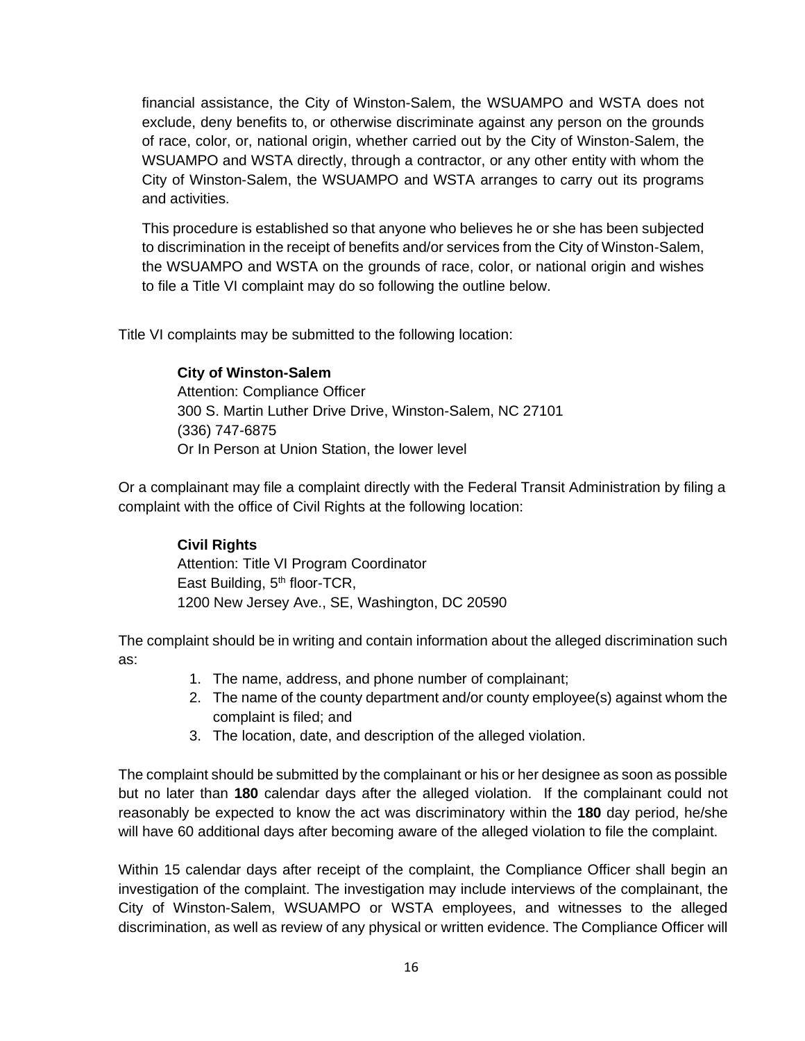financial assistance, the City of Winston-Salem, the WSUAMPO and WSTA does not exclude, deny benefits to, or otherwise discriminate against any person on the grounds of race, color, or, national origin, whether carried out by the City of Winston-Salem, the WSUAMPO and WSTA directly, through a contractor, or any other entity with whom the City of Winston-Salem, the WSUAMPO and WSTA arranges to carry out its programs and activities.

This procedure is established so that anyone who believes he or she has been subjected to discrimination in the receipt of benefits and/or services from the City of Winston-Salem, the WSUAMPO and WSTA on the grounds of race, color, or national origin and wishes to file a Title VI complaint may do so following the outline below.

Title VI complaints may be submitted to the following location:

**City of Winston-Salem**
Attention: Compliance Officer
300 S. Martin Luther Drive Drive, Winston-Salem, NC 27101
(336) 747-6875
Or In Person at Union Station, the lower level

Or a complainant may file a complaint directly with the Federal Transit Administration by filing a complaint with the office of Civil Rights at the following location:

**Civil Rights**
Attention: Title VI Program Coordinator
East Building, 5th floor-TCR,
1200 New Jersey Ave., SE, Washington, DC 20590

The complaint should be in writing and contain information about the alleged discrimination such as:

1. The name, address, and phone number of complainant;
2. The name of the county department and/or county employee(s) against whom the complaint is filed; and
3. The location, date, and description of the alleged violation.

The complaint should be submitted by the complainant or his or her designee as soon as possible but no later than **180** calendar days after the alleged violation. If the complainant could not reasonably be expected to know the act was discriminatory within the **180** day period, he/she will have 60 additional days after becoming aware of the alleged violation to file the complaint.

Within 15 calendar days after receipt of the complaint, the Compliance Officer shall begin an investigation of the complaint. The investigation may include interviews of the complainant, the City of Winston-Salem, WSUAMPO or WSTA employees, and witnesses to the alleged discrimination, as well as review of any physical or written evidence. The Compliance Officer will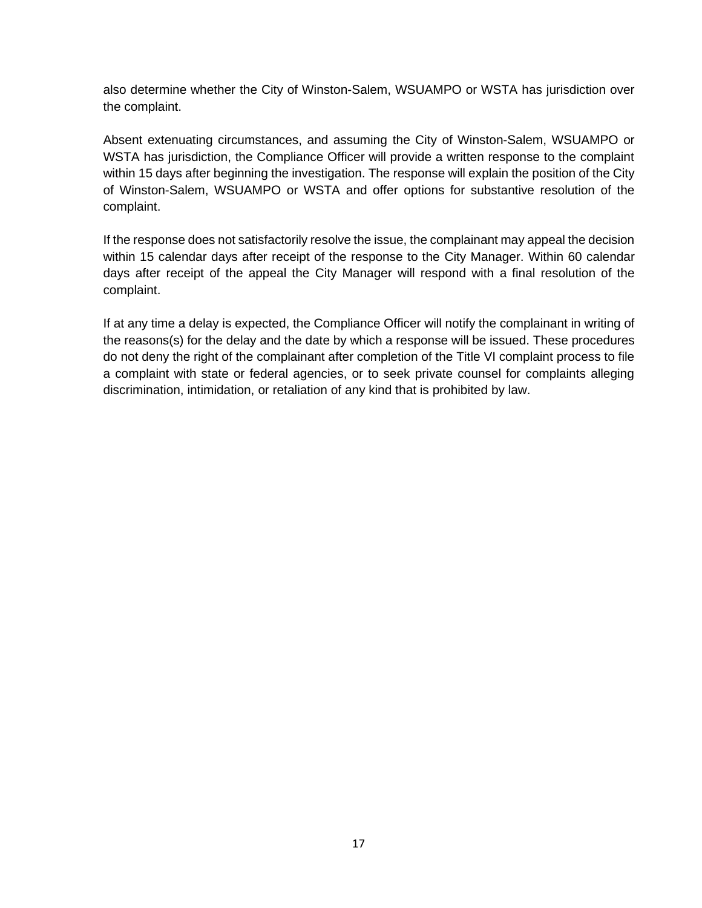also determine whether the City of Winston-Salem, WSUAMPO or WSTA has jurisdiction over the complaint.

Absent extenuating circumstances, and assuming the City of Winston-Salem, WSUAMPO or WSTA has jurisdiction, the Compliance Officer will provide a written response to the complaint within 15 days after beginning the investigation. The response will explain the position of the City of Winston-Salem, WSUAMPO or WSTA and offer options for substantive resolution of the complaint.

If the response does not satisfactorily resolve the issue, the complainant may appeal the decision within 15 calendar days after receipt of the response to the City Manager. Within 60 calendar days after receipt of the appeal the City Manager will respond with a final resolution of the complaint.

If at any time a delay is expected, the Compliance Officer will notify the complainant in writing of the reasons(s) for the delay and the date by which a response will be issued. These procedures do not deny the right of the complainant after completion of the Title VI complaint process to file a complaint with state or federal agencies, or to seek private counsel for complaints alleging discrimination, intimidation, or retaliation of any kind that is prohibited by law.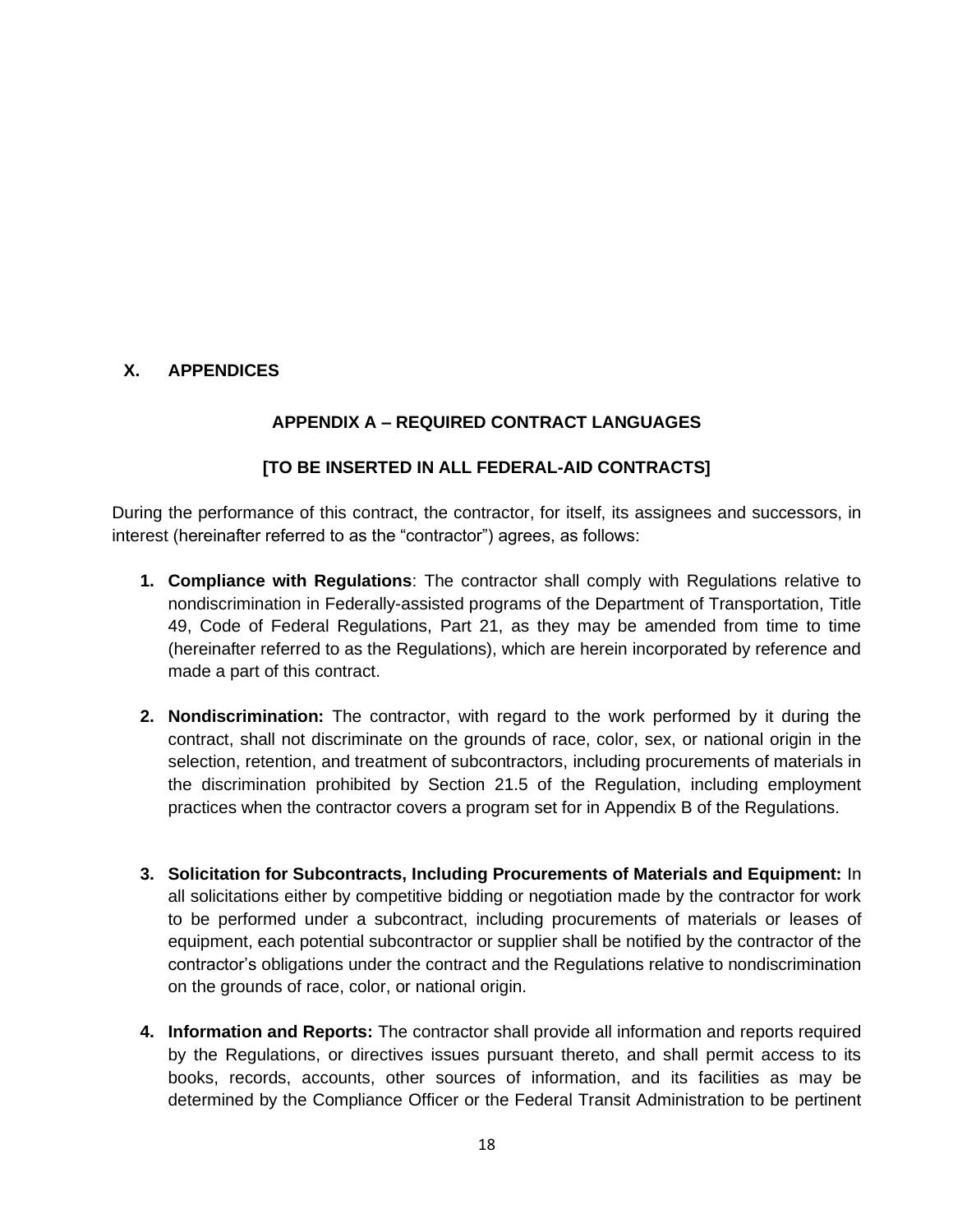## X. APPENDICES

### APPENDIX A – REQUIRED CONTRACT LANGUAGES

### [TO BE INSERTED IN ALL FEDERAL-AID CONTRACTS]

During the performance of this contract, the contractor, for itself, its assignees and successors, in interest (hereinafter referred to as the "contractor") agrees, as follows:

1. **Compliance with Regulations**: The contractor shall comply with Regulations relative to nondiscrimination in Federally-assisted programs of the Department of Transportation, Title 49, Code of Federal Regulations, Part 21, as they may be amended from time to time (hereinafter referred to as the Regulations), which are herein incorporated by reference and made a part of this contract.

2. **Nondiscrimination:** The contractor, with regard to the work performed by it during the contract, shall not discriminate on the grounds of race, color, sex, or national origin in the selection, retention, and treatment of subcontractors, including procurements of materials in the discrimination prohibited by Section 21.5 of the Regulation, including employment practices when the contractor covers a program set for in Appendix B of the Regulations.

3. **Solicitation for Subcontracts, Including Procurements of Materials and Equipment:** In all solicitations either by competitive bidding or negotiation made by the contractor for work to be performed under a subcontract, including procurements of materials or leases of equipment, each potential subcontractor or supplier shall be notified by the contractor of the contractor's obligations under the contract and the Regulations relative to nondiscrimination on the grounds of race, color, or national origin.

4. **Information and Reports:** The contractor shall provide all information and reports required by the Regulations, or directives issues pursuant thereto, and shall permit access to its books, records, accounts, other sources of information, and its facilities as may be determined by the Compliance Officer or the Federal Transit Administration to be pertinent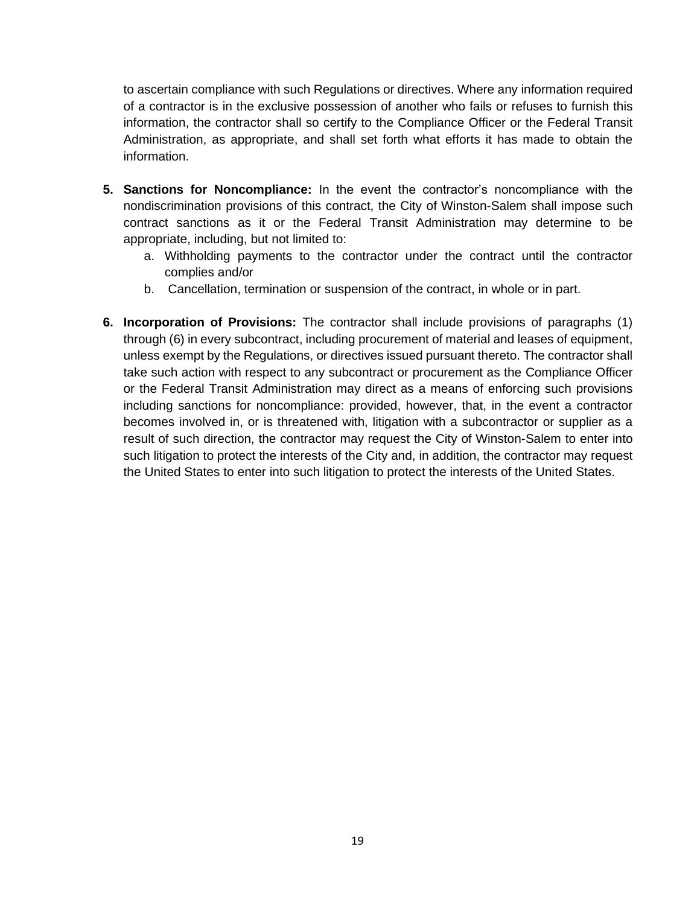to ascertain compliance with such Regulations or directives. Where any information required of a contractor is in the exclusive possession of another who fails or refuses to furnish this information, the contractor shall so certify to the Compliance Officer or the Federal Transit Administration, as appropriate, and shall set forth what efforts it has made to obtain the information.

5. **Sanctions for Noncompliance:** In the event the contractor's noncompliance with the nondiscrimination provisions of this contract, the City of Winston-Salem shall impose such contract sanctions as it or the Federal Transit Administration may determine to be appropriate, including, but not limited to:
   a. Withholding payments to the contractor under the contract until the contractor complies and/or
   b. Cancellation, termination or suspension of the contract, in whole or in part.

6. **Incorporation of Provisions:** The contractor shall include provisions of paragraphs (1) through (6) in every subcontract, including procurement of material and leases of equipment, unless exempt by the Regulations, or directives issued pursuant thereto. The contractor shall take such action with respect to any subcontract or procurement as the Compliance Officer or the Federal Transit Administration may direct as a means of enforcing such provisions including sanctions for noncompliance: provided, however, that, in the event a contractor becomes involved in, or is threatened with, litigation with a subcontractor or supplier as a result of such direction, the contractor may request the City of Winston-Salem to enter into such litigation to protect the interests of the City and, in addition, the contractor may request the United States to enter into such litigation to protect the interests of the United States.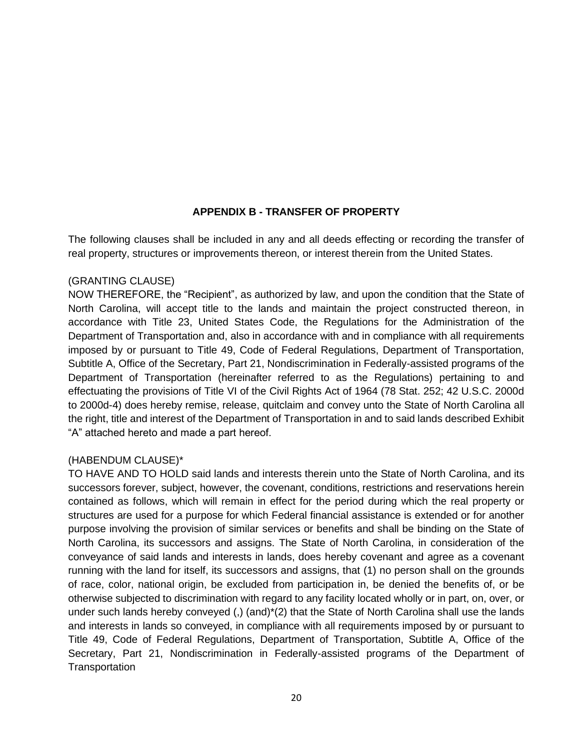## APPENDIX B - TRANSFER OF PROPERTY

The following clauses shall be included in any and all deeds effecting or recording the transfer of real property, structures or improvements thereon, or interest therein from the United States.

(GRANTING CLAUSE)
NOW THEREFORE, the "Recipient", as authorized by law, and upon the condition that the State of North Carolina, will accept title to the lands and maintain the project constructed thereon, in accordance with Title 23, United States Code, the Regulations for the Administration of the Department of Transportation and, also in accordance with and in compliance with all requirements imposed by or pursuant to Title 49, Code of Federal Regulations, Department of Transportation, Subtitle A, Office of the Secretary, Part 21, Nondiscrimination in Federally-assisted programs of the Department of Transportation (hereinafter referred to as the Regulations) pertaining to and effectuating the provisions of Title VI of the Civil Rights Act of 1964 (78 Stat. 252; 42 U.S.C. 2000d to 2000d-4) does hereby remise, release, quitclaim and convey unto the State of North Carolina all the right, title and interest of the Department of Transportation in and to said lands described Exhibit "A" attached hereto and made a part hereof.

(HABENDUM CLAUSE)*
TO HAVE AND TO HOLD said lands and interests therein unto the State of North Carolina, and its successors forever, subject, however, the covenant, conditions, restrictions and reservations herein contained as follows, which will remain in effect for the period during which the real property or structures are used for a purpose for which Federal financial assistance is extended or for another purpose involving the provision of similar services or benefits and shall be binding on the State of North Carolina, its successors and assigns. The State of North Carolina, in consideration of the conveyance of said lands and interests in lands, does hereby covenant and agree as a covenant running with the land for itself, its successors and assigns, that (1) no person shall on the grounds of race, color, national origin, be excluded from participation in, be denied the benefits of, or be otherwise subjected to discrimination with regard to any facility located wholly or in part, on, over, or under such lands hereby conveyed (,) (and)*(2) that the State of North Carolina shall use the lands and interests in lands so conveyed, in compliance with all requirements imposed by or pursuant to Title 49, Code of Federal Regulations, Department of Transportation, Subtitle A, Office of the Secretary, Part 21, Nondiscrimination in Federally-assisted programs of the Department of Transportation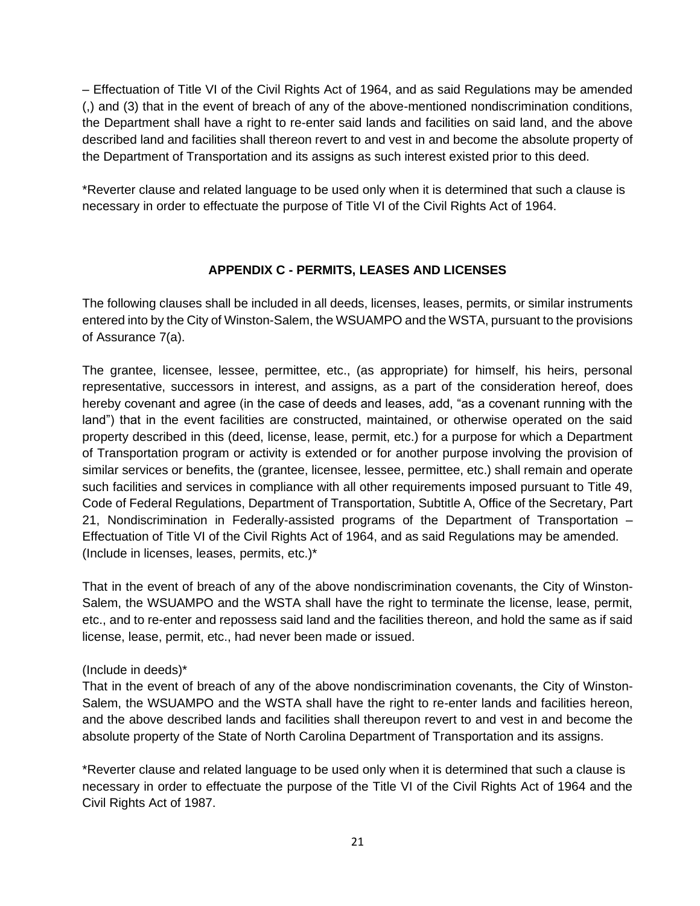– Effectuation of Title VI of the Civil Rights Act of 1964, and as said Regulations may be amended (,) and (3) that in the event of breach of any of the above-mentioned nondiscrimination conditions, the Department shall have a right to re-enter said lands and facilities on said land, and the above described land and facilities shall thereon revert to and vest in and become the absolute property of the Department of Transportation and its assigns as such interest existed prior to this deed.

*Reverter clause and related language to be used only when it is determined that such a clause is necessary in order to effectuate the purpose of Title VI of the Civil Rights Act of 1964.

## APPENDIX C - PERMITS, LEASES AND LICENSES

The following clauses shall be included in all deeds, licenses, leases, permits, or similar instruments entered into by the City of Winston-Salem, the WSUAMPO and the WSTA, pursuant to the provisions of Assurance 7(a).

The grantee, licensee, lessee, permittee, etc., (as appropriate) for himself, his heirs, personal representative, successors in interest, and assigns, as a part of the consideration hereof, does hereby covenant and agree (in the case of deeds and leases, add, "as a covenant running with the land") that in the event facilities are constructed, maintained, or otherwise operated on the said property described in this (deed, license, lease, permit, etc.) for a purpose for which a Department of Transportation program or activity is extended or for another purpose involving the provision of similar services or benefits, the (grantee, licensee, lessee, permittee, etc.) shall remain and operate such facilities and services in compliance with all other requirements imposed pursuant to Title 49, Code of Federal Regulations, Department of Transportation, Subtitle A, Office of the Secretary, Part 21, Nondiscrimination in Federally-assisted programs of the Department of Transportation – Effectuation of Title VI of the Civil Rights Act of 1964, and as said Regulations may be amended.
(Include in licenses, leases, permits, etc.)*

That in the event of breach of any of the above nondiscrimination covenants, the City of Winston-Salem, the WSUAMPO and the WSTA shall have the right to terminate the license, lease, permit, etc., and to re-enter and repossess said land and the facilities thereon, and hold the same as if said license, lease, permit, etc., had never been made or issued.

(Include in deeds)*
That in the event of breach of any of the above nondiscrimination covenants, the City of Winston-Salem, the WSUAMPO and the WSTA shall have the right to re-enter lands and facilities hereon, and the above described lands and facilities shall thereupon revert to and vest in and become the absolute property of the State of North Carolina Department of Transportation and its assigns.

*Reverter clause and related language to be used only when it is determined that such a clause is necessary in order to effectuate the purpose of the Title VI of the Civil Rights Act of 1964 and the Civil Rights Act of 1987.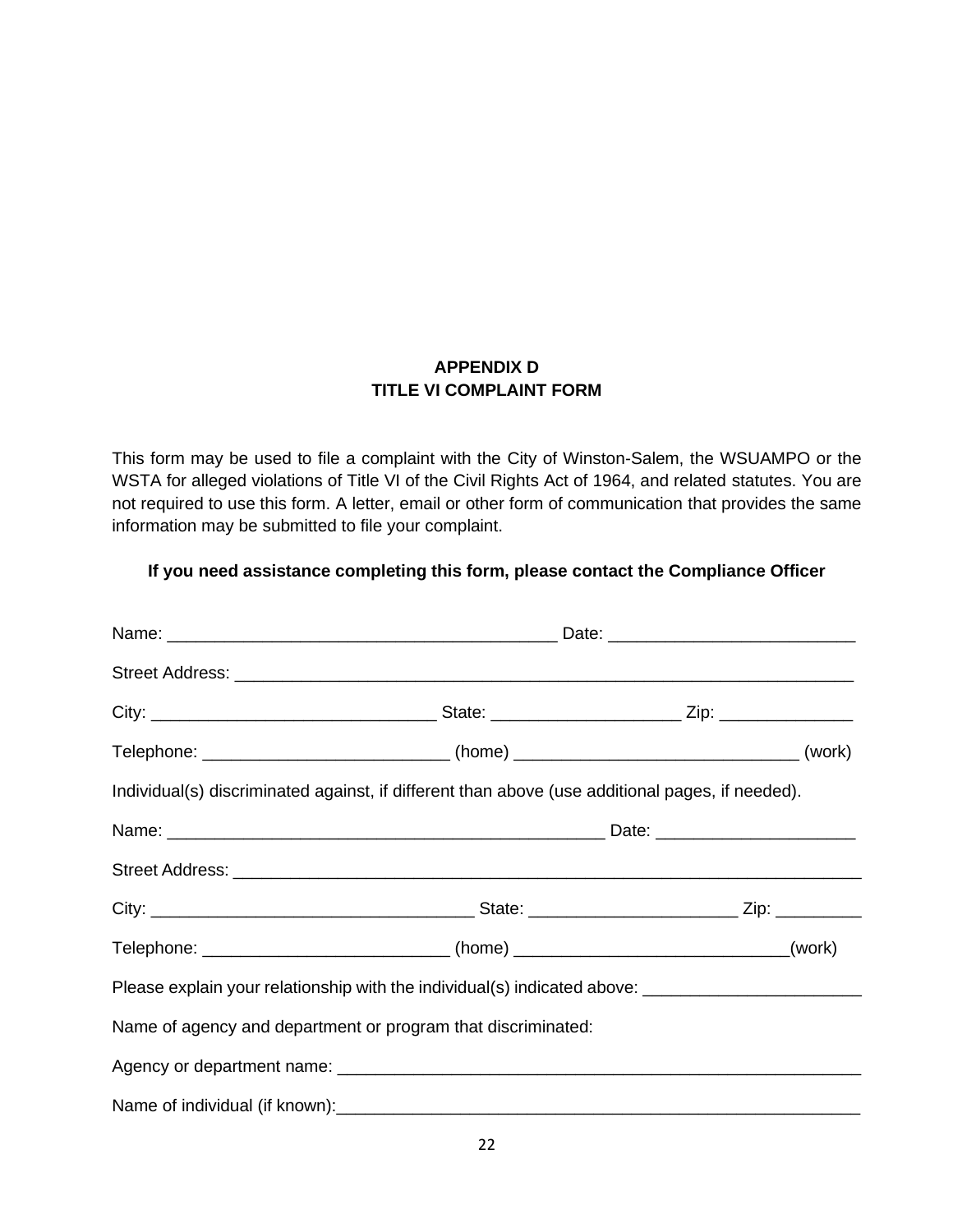## APPENDIX D
## TITLE VI COMPLAINT FORM

This form may be used to file a complaint with the City of Winston-Salem, the WSUAMPO or the WSTA for alleged violations of Title VI of the Civil Rights Act of 1964, and related statutes. You are not required to use this form. A letter, email or other form of communication that provides the same information may be submitted to file your complaint.

**If you need assistance completing this form, please contact the Compliance Officer**

Name: ________________________________________ Date: _________________________

Street Address: ___________________________________________________________________

City: ______________________________ State: ___________________ Zip: ______________

Telephone: _________________________ (home) _____________________________ (work)

Individual(s) discriminated against, if different than above (use additional pages, if needed).

Name: ______________________________________________ Date: ____________________

Street Address: ____________________________________________________________________

City: _________________________________ State: _____________________ Zip: _________

Telephone: _________________________ (home) ____________________________(work)

Please explain your relationship with the individual(s) indicated above: _______________________

Name of agency and department or program that discriminated:

Agency or department name: _______________________________________________________

Name of individual (if known):______________________________________________________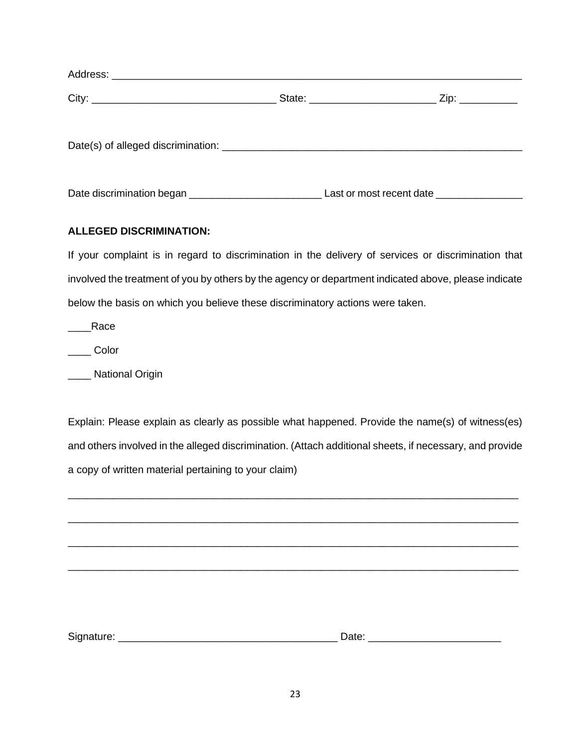Address: ___________________________________________________________________________

City: _______________________________ State: _____________________ Zip: __________

Date(s) of alleged discrimination: _____________________________________________________

Date discrimination began ______________________ Last or most recent date _______________

**ALLEGED DISCRIMINATION:**

If your complaint is in regard to discrimination in the delivery of services or discrimination that involved the treatment of you by others by the agency or department indicated above, please indicate below the basis on which you believe these discriminatory actions were taken.

____Race

____ Color

____ National Origin

Explain: Please explain as clearly as possible what happened. Provide the name(s) of witness(es) and others involved in the alleged discrimination. (Attach additional sheets, if necessary, and provide a copy of written material pertaining to your claim)

_____________________________________________________________________________

_____________________________________________________________________________

_____________________________________________________________________________

_____________________________________________________________________________

Signature: ______________________________________ Date: ______________________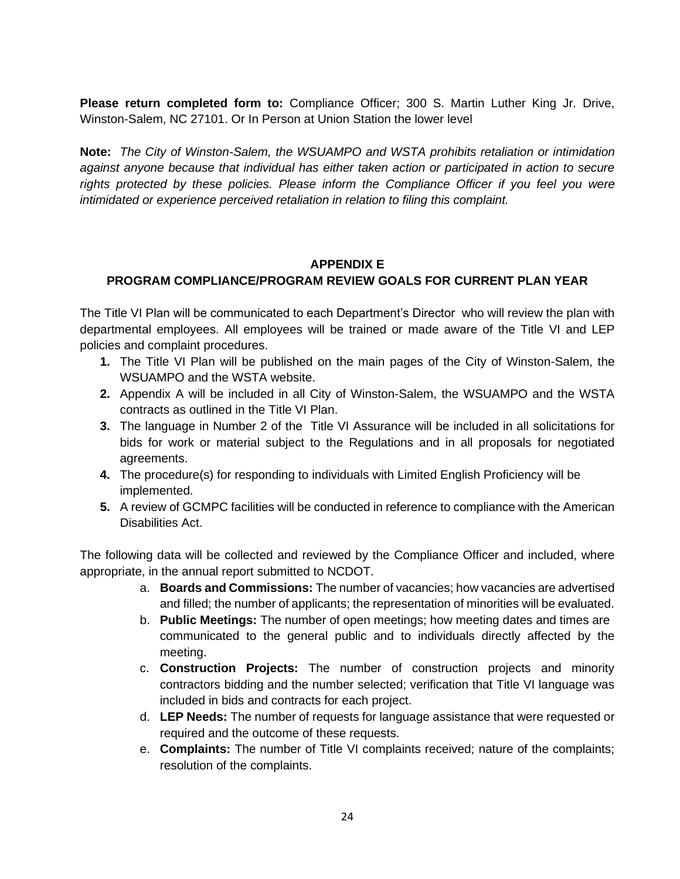**Please return completed form to:** Compliance Officer; 300 S. Martin Luther King Jr. Drive, Winston-Salem, NC 27101. Or In Person at Union Station the lower level

**Note:** *The City of Winston-Salem, the WSUAMPO and WSTA prohibits retaliation or intimidation against anyone because that individual has either taken action or participated in action to secure rights protected by these policies. Please inform the Compliance Officer if you feel you were intimidated or experience perceived retaliation in relation to filing this complaint.*

## APPENDIX E
## PROGRAM COMPLIANCE/PROGRAM REVIEW GOALS FOR CURRENT PLAN YEAR

The Title VI Plan will be communicated to each Department's Director who will review the plan with departmental employees. All employees will be trained or made aware of the Title VI and LEP policies and complaint procedures.

1. The Title VI Plan will be published on the main pages of the City of Winston-Salem, the WSUAMPO and the WSTA website.
2. Appendix A will be included in all City of Winston-Salem, the WSUAMPO and the WSTA contracts as outlined in the Title VI Plan.
3. The language in Number 2 of the Title VI Assurance will be included in all solicitations for bids for work or material subject to the Regulations and in all proposals for negotiated agreements.
4. The procedure(s) for responding to individuals with Limited English Proficiency will be implemented.
5. A review of GCMPC facilities will be conducted in reference to compliance with the American Disabilities Act.

The following data will be collected and reviewed by the Compliance Officer and included, where appropriate, in the annual report submitted to NCDOT.

a. **Boards and Commissions:** The number of vacancies; how vacancies are advertised and filled; the number of applicants; the representation of minorities will be evaluated.
b. **Public Meetings:** The number of open meetings; how meeting dates and times are communicated to the general public and to individuals directly affected by the meeting.
c. **Construction Projects:** The number of construction projects and minority contractors bidding and the number selected; verification that Title VI language was included in bids and contracts for each project.
d. **LEP Needs:** The number of requests for language assistance that were requested or required and the outcome of these requests.
e. **Complaints:** The number of Title VI complaints received; nature of the complaints; resolution of the complaints.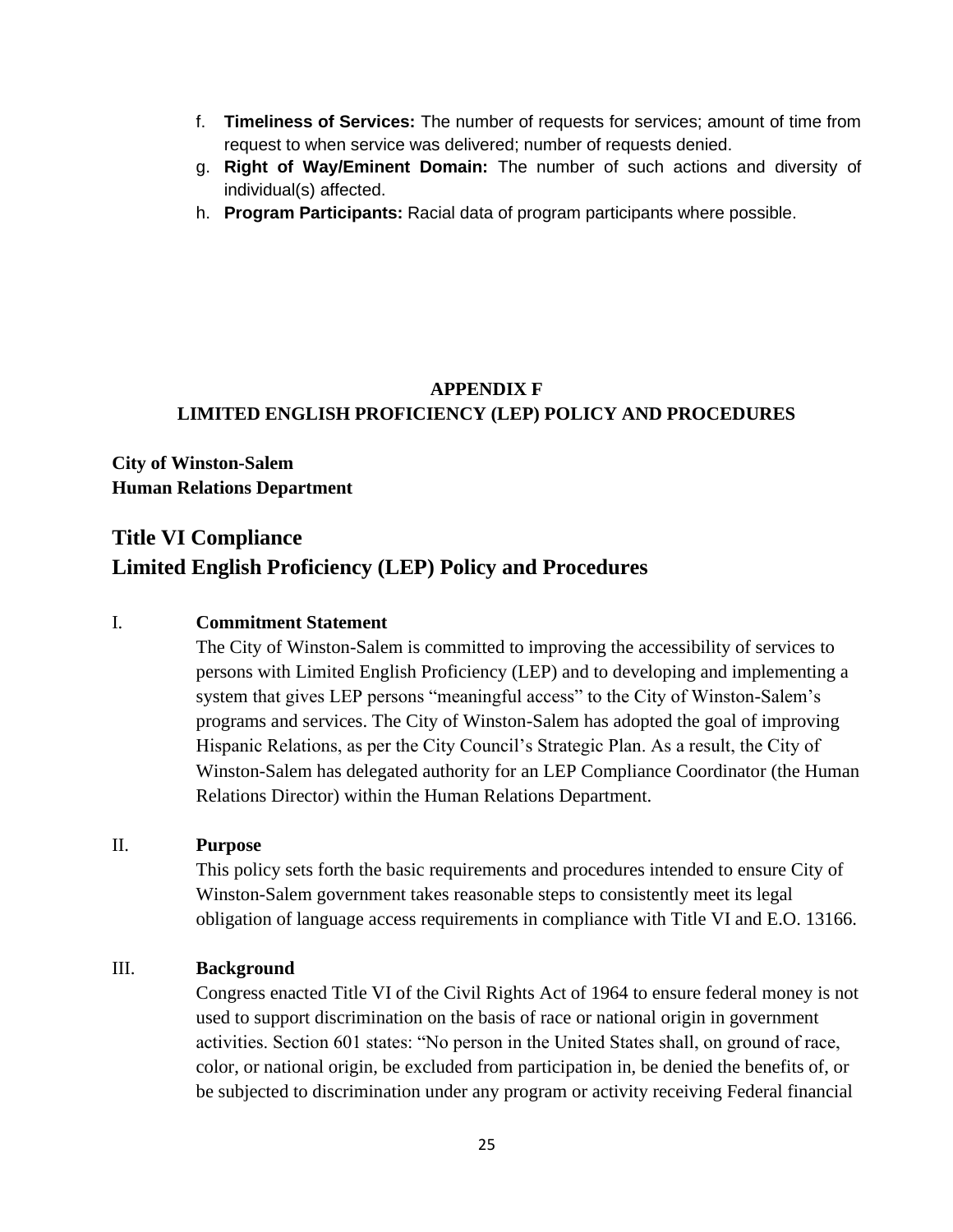f. **Timeliness of Services:** The number of requests for services; amount of time from request to when service was delivered; number of requests denied.
g. **Right of Way/Eminent Domain:** The number of such actions and diversity of individual(s) affected.
h. **Program Participants:** Racial data of program participants where possible.

**APPENDIX F**
**LIMITED ENGLISH PROFICIENCY (LEP) POLICY AND PROCEDURES**

**City of Winston-Salem**
**Human Relations Department**

## Title VI Compliance
## Limited English Proficiency (LEP) Policy and Procedures

I. **Commitment Statement**
The City of Winston-Salem is committed to improving the accessibility of services to persons with Limited English Proficiency (LEP) and to developing and implementing a system that gives LEP persons "meaningful access" to the City of Winston-Salem's programs and services. The City of Winston-Salem has adopted the goal of improving Hispanic Relations, as per the City Council's Strategic Plan. As a result, the City of Winston-Salem has delegated authority for an LEP Compliance Coordinator (the Human Relations Director) within the Human Relations Department.

II. **Purpose**
This policy sets forth the basic requirements and procedures intended to ensure City of Winston-Salem government takes reasonable steps to consistently meet its legal obligation of language access requirements in compliance with Title VI and E.O. 13166.

III. **Background**
Congress enacted Title VI of the Civil Rights Act of 1964 to ensure federal money is not used to support discrimination on the basis of race or national origin in government activities. Section 601 states: "No person in the United States shall, on ground of race, color, or national origin, be excluded from participation in, be denied the benefits of, or be subjected to discrimination under any program or activity receiving Federal financial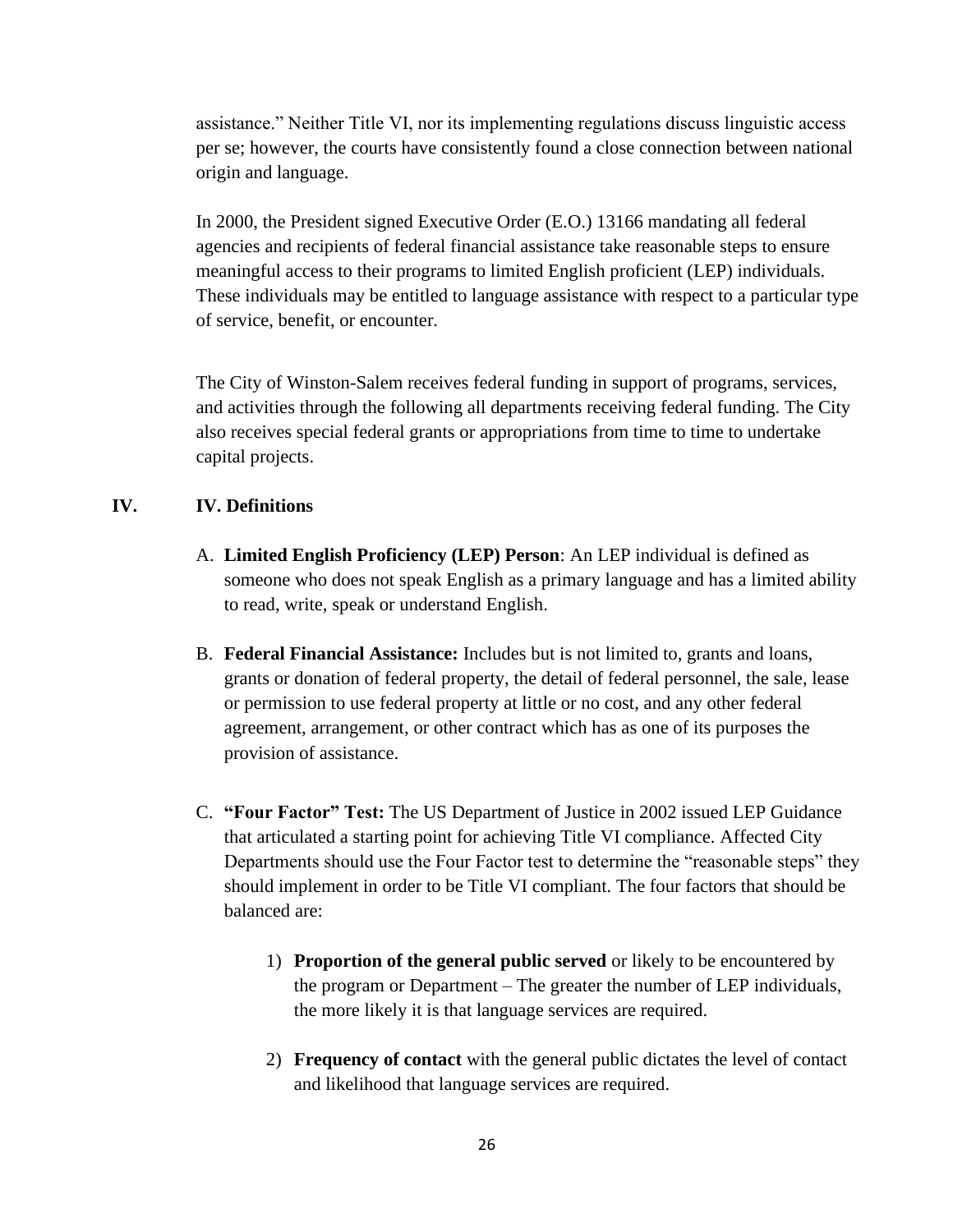assistance." Neither Title VI, nor its implementing regulations discuss linguistic access per se; however, the courts have consistently found a close connection between national origin and language.

In 2000, the President signed Executive Order (E.O.) 13166 mandating all federal agencies and recipients of federal financial assistance take reasonable steps to ensure meaningful access to their programs to limited English proficient (LEP) individuals. These individuals may be entitled to language assistance with respect to a particular type of service, benefit, or encounter.

The City of Winston-Salem receives federal funding in support of programs, services, and activities through the following all departments receiving federal funding. The City also receives special federal grants or appropriations from time to time to undertake capital projects.

## IV. IV. Definitions

A. **Limited English Proficiency (LEP) Person**: An LEP individual is defined as someone who does not speak English as a primary language and has a limited ability to read, write, speak or understand English.

B. **Federal Financial Assistance:** Includes but is not limited to, grants and loans, grants or donation of federal property, the detail of federal personnel, the sale, lease or permission to use federal property at little or no cost, and any other federal agreement, arrangement, or other contract which has as one of its purposes the provision of assistance.

C. **"Four Factor" Test:** The US Department of Justice in 2002 issued LEP Guidance that articulated a starting point for achieving Title VI compliance. Affected City Departments should use the Four Factor test to determine the "reasonable steps" they should implement in order to be Title VI compliant. The four factors that should be balanced are:

   1) **Proportion of the general public served** or likely to be encountered by the program or Department – The greater the number of LEP individuals, the more likely it is that language services are required.

   2) **Frequency of contact** with the general public dictates the level of contact and likelihood that language services are required.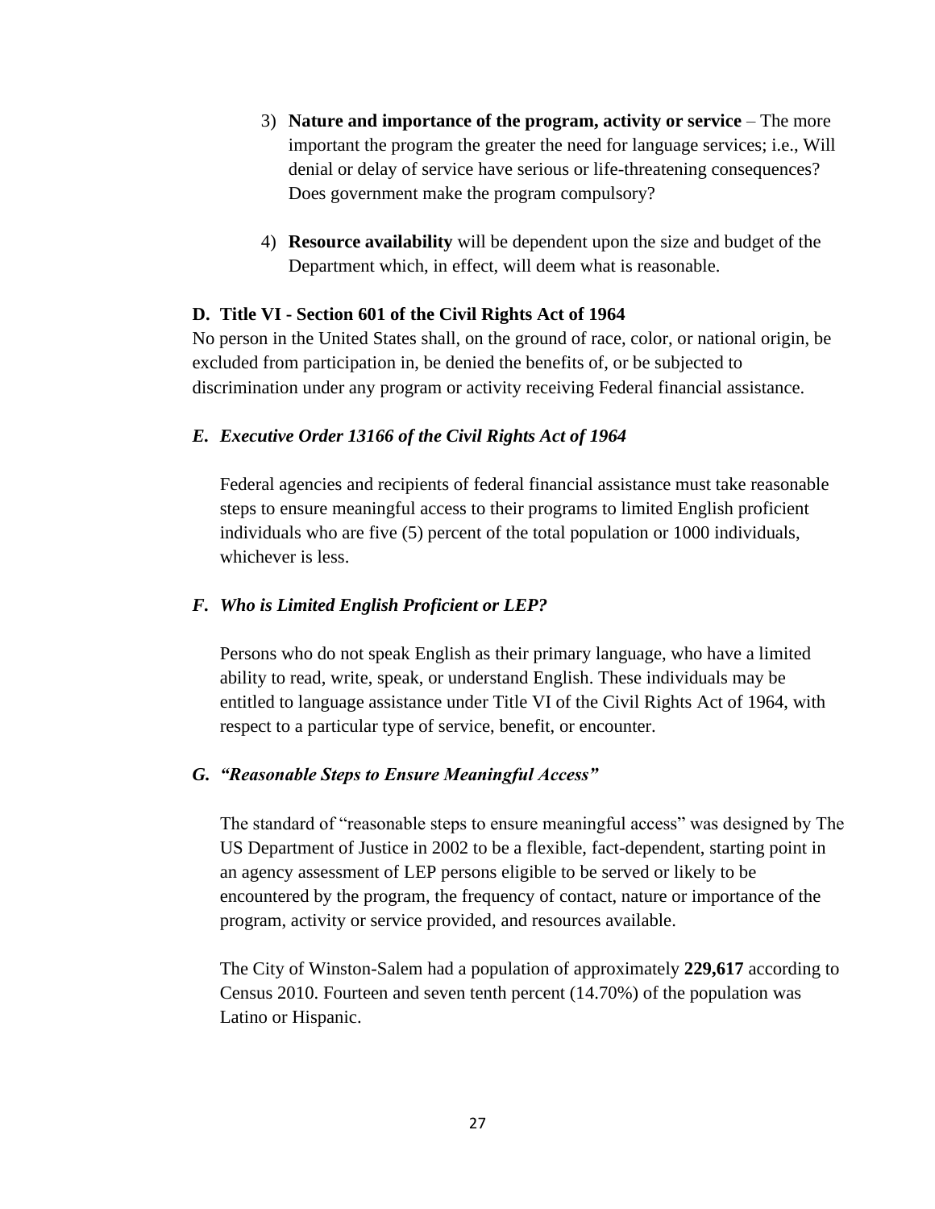3) **Nature and importance of the program, activity or service** – The more important the program the greater the need for language services; i.e., Will denial or delay of service have serious or life-threatening consequences? Does government make the program compulsory?

4) **Resource availability** will be dependent upon the size and budget of the Department which, in effect, will deem what is reasonable.

### D. Title VI - Section 601 of the Civil Rights Act of 1964

No person in the United States shall, on the ground of race, color, or national origin, be excluded from participation in, be denied the benefits of, or be subjected to discrimination under any program or activity receiving Federal financial assistance.

### *E. Executive Order 13166 of the Civil Rights Act of 1964*

Federal agencies and recipients of federal financial assistance must take reasonable steps to ensure meaningful access to their programs to limited English proficient individuals who are five (5) percent of the total population or 1000 individuals, whichever is less.

### *F. Who is Limited English Proficient or LEP?*

Persons who do not speak English as their primary language, who have a limited ability to read, write, speak, or understand English. These individuals may be entitled to language assistance under Title VI of the Civil Rights Act of 1964, with respect to a particular type of service, benefit, or encounter.

### *G. "Reasonable Steps to Ensure Meaningful Access"*

The standard of "reasonable steps to ensure meaningful access" was designed by The US Department of Justice in 2002 to be a flexible, fact-dependent, starting point in an agency assessment of LEP persons eligible to be served or likely to be encountered by the program, the frequency of contact, nature or importance of the program, activity or service provided, and resources available.

The City of Winston-Salem had a population of approximately **229,617** according to Census 2010. Fourteen and seven tenth percent (14.70%) of the population was Latino or Hispanic.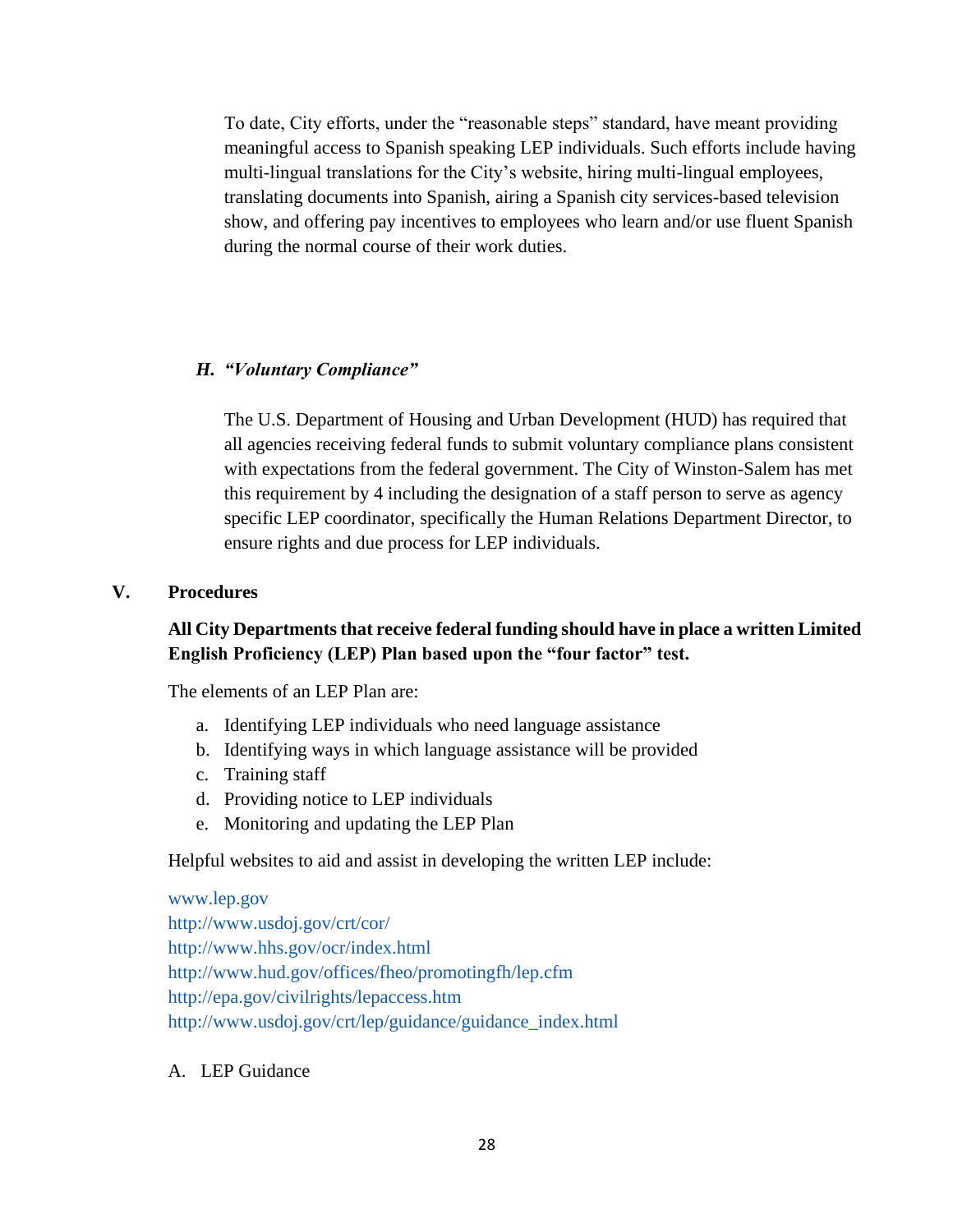To date, City efforts, under the "reasonable steps" standard, have meant providing meaningful access to Spanish speaking LEP individuals. Such efforts include having multi-lingual translations for the City's website, hiring multi-lingual employees, translating documents into Spanish, airing a Spanish city services-based television show, and offering pay incentives to employees who learn and/or use fluent Spanish during the normal course of their work duties.

### *H. "Voluntary Compliance"*

The U.S. Department of Housing and Urban Development (HUD) has required that all agencies receiving federal funds to submit voluntary compliance plans consistent with expectations from the federal government. The City of Winston-Salem has met this requirement by 4 including the designation of a staff person to serve as agency specific LEP coordinator, specifically the Human Relations Department Director, to ensure rights and due process for LEP individuals.

## V. Procedures

**All City Departments that receive federal funding should have in place a written Limited English Proficiency (LEP) Plan based upon the "four factor" test.**

The elements of an LEP Plan are:

a. Identifying LEP individuals who need language assistance
b. Identifying ways in which language assistance will be provided
c. Training staff
d. Providing notice to LEP individuals
e. Monitoring and updating the LEP Plan

Helpful websites to aid and assist in developing the written LEP include:

www.lep.gov
http://www.usdoj.gov/crt/cor/
http://www.hhs.gov/ocr/index.html
http://www.hud.gov/offices/fheo/promotingfh/lep.cfm
http://epa.gov/civilrights/lepaccess.htm
http://www.usdoj.gov/crt/lep/guidance/guidance_index.html

A. LEP Guidance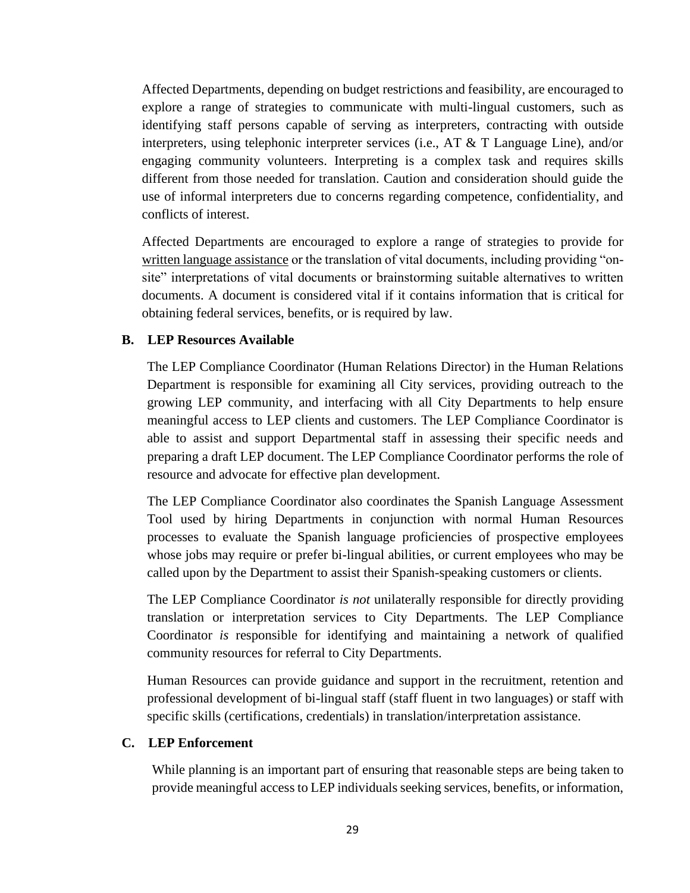Affected Departments, depending on budget restrictions and feasibility, are encouraged to explore a range of strategies to communicate with multi-lingual customers, such as identifying staff persons capable of serving as interpreters, contracting with outside interpreters, using telephonic interpreter services (i.e., AT & T Language Line), and/or engaging community volunteers. Interpreting is a complex task and requires skills different from those needed for translation. Caution and consideration should guide the use of informal interpreters due to concerns regarding competence, confidentiality, and conflicts of interest.

Affected Departments are encouraged to explore a range of strategies to provide for written language assistance or the translation of vital documents, including providing "on-site" interpretations of vital documents or brainstorming suitable alternatives to written documents. A document is considered vital if it contains information that is critical for obtaining federal services, benefits, or is required by law.

### B. LEP Resources Available

The LEP Compliance Coordinator (Human Relations Director) in the Human Relations Department is responsible for examining all City services, providing outreach to the growing LEP community, and interfacing with all City Departments to help ensure meaningful access to LEP clients and customers. The LEP Compliance Coordinator is able to assist and support Departmental staff in assessing their specific needs and preparing a draft LEP document. The LEP Compliance Coordinator performs the role of resource and advocate for effective plan development.

The LEP Compliance Coordinator also coordinates the Spanish Language Assessment Tool used by hiring Departments in conjunction with normal Human Resources processes to evaluate the Spanish language proficiencies of prospective employees whose jobs may require or prefer bi-lingual abilities, or current employees who may be called upon by the Department to assist their Spanish-speaking customers or clients.

The LEP Compliance Coordinator *is not* unilaterally responsible for directly providing translation or interpretation services to City Departments. The LEP Compliance Coordinator *is* responsible for identifying and maintaining a network of qualified community resources for referral to City Departments.

Human Resources can provide guidance and support in the recruitment, retention and professional development of bi-lingual staff (staff fluent in two languages) or staff with specific skills (certifications, credentials) in translation/interpretation assistance.

### C. LEP Enforcement

While planning is an important part of ensuring that reasonable steps are being taken to provide meaningful access to LEP individuals seeking services, benefits, or information,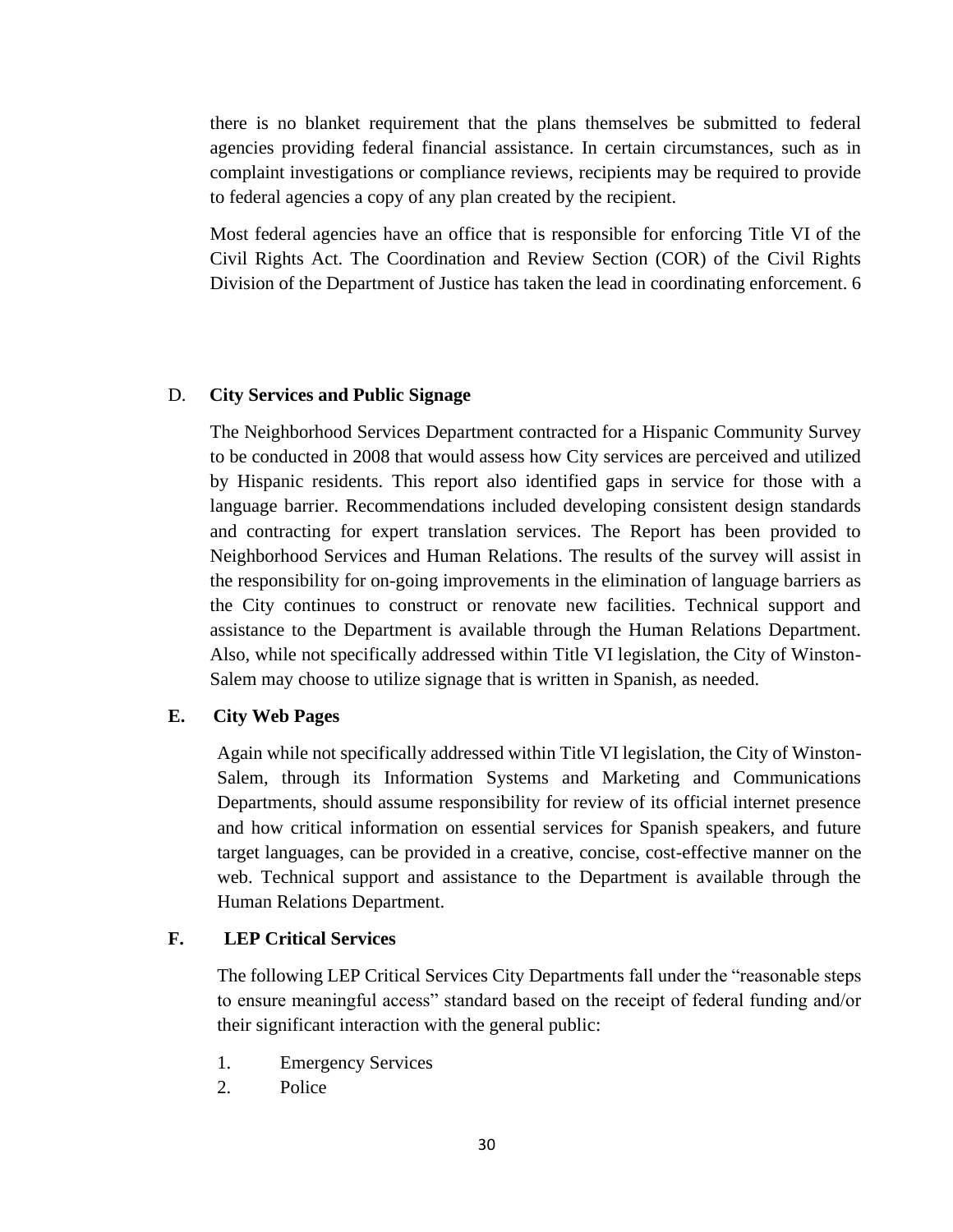there is no blanket requirement that the plans themselves be submitted to federal agencies providing federal financial assistance. In certain circumstances, such as in complaint investigations or compliance reviews, recipients may be required to provide to federal agencies a copy of any plan created by the recipient.

Most federal agencies have an office that is responsible for enforcing Title VI of the Civil Rights Act. The Coordination and Review Section (COR) of the Civil Rights Division of the Department of Justice has taken the lead in coordinating enforcement. 6

### D. City Services and Public Signage

The Neighborhood Services Department contracted for a Hispanic Community Survey to be conducted in 2008 that would assess how City services are perceived and utilized by Hispanic residents. This report also identified gaps in service for those with a language barrier. Recommendations included developing consistent design standards and contracting for expert translation services. The Report has been provided to Neighborhood Services and Human Relations. The results of the survey will assist in the responsibility for on-going improvements in the elimination of language barriers as the City continues to construct or renovate new facilities. Technical support and assistance to the Department is available through the Human Relations Department. Also, while not specifically addressed within Title VI legislation, the City of Winston-Salem may choose to utilize signage that is written in Spanish, as needed.

### E. City Web Pages

Again while not specifically addressed within Title VI legislation, the City of Winston-Salem, through its Information Systems and Marketing and Communications Departments, should assume responsibility for review of its official internet presence and how critical information on essential services for Spanish speakers, and future target languages, can be provided in a creative, concise, cost-effective manner on the web. Technical support and assistance to the Department is available through the Human Relations Department.

### F. LEP Critical Services

The following LEP Critical Services City Departments fall under the "reasonable steps to ensure meaningful access" standard based on the receipt of federal funding and/or their significant interaction with the general public:

1. Emergency Services
2. Police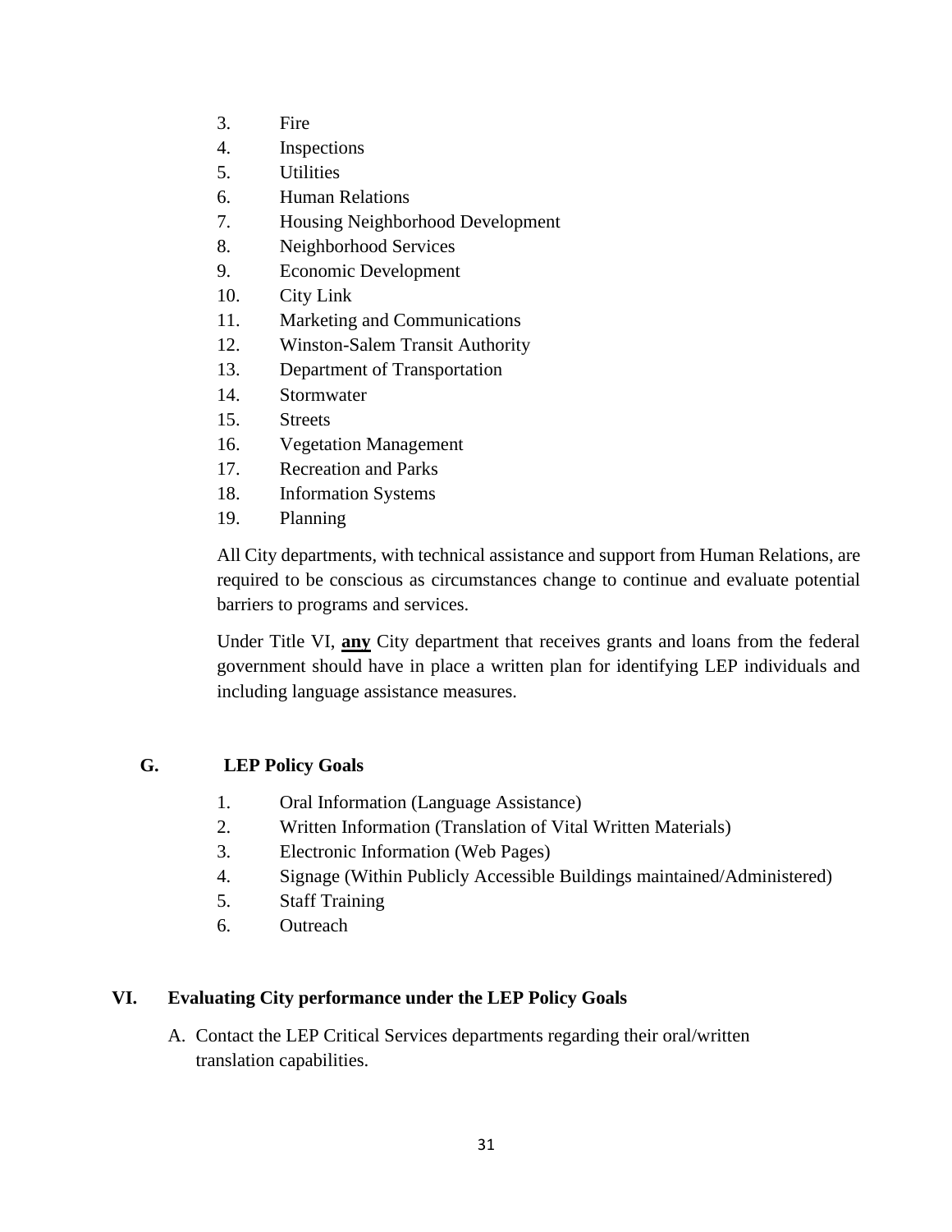3. Fire
4. Inspections
5. Utilities
6. Human Relations
7. Housing Neighborhood Development
8. Neighborhood Services
9. Economic Development
10. City Link
11. Marketing and Communications
12. Winston-Salem Transit Authority
13. Department of Transportation
14. Stormwater
15. Streets
16. Vegetation Management
17. Recreation and Parks
18. Information Systems
19. Planning

All City departments, with technical assistance and support from Human Relations, are required to be conscious as circumstances change to continue and evaluate potential barriers to programs and services.

Under Title VI, **any** City department that receives grants and loans from the federal government should have in place a written plan for identifying LEP individuals and including language assistance measures.

### G. LEP Policy Goals

1. Oral Information (Language Assistance)
2. Written Information (Translation of Vital Written Materials)
3. Electronic Information (Web Pages)
4. Signage (Within Publicly Accessible Buildings maintained/Administered)
5. Staff Training
6. Outreach

## VI. Evaluating City performance under the LEP Policy Goals

A. Contact the LEP Critical Services departments regarding their oral/written translation capabilities.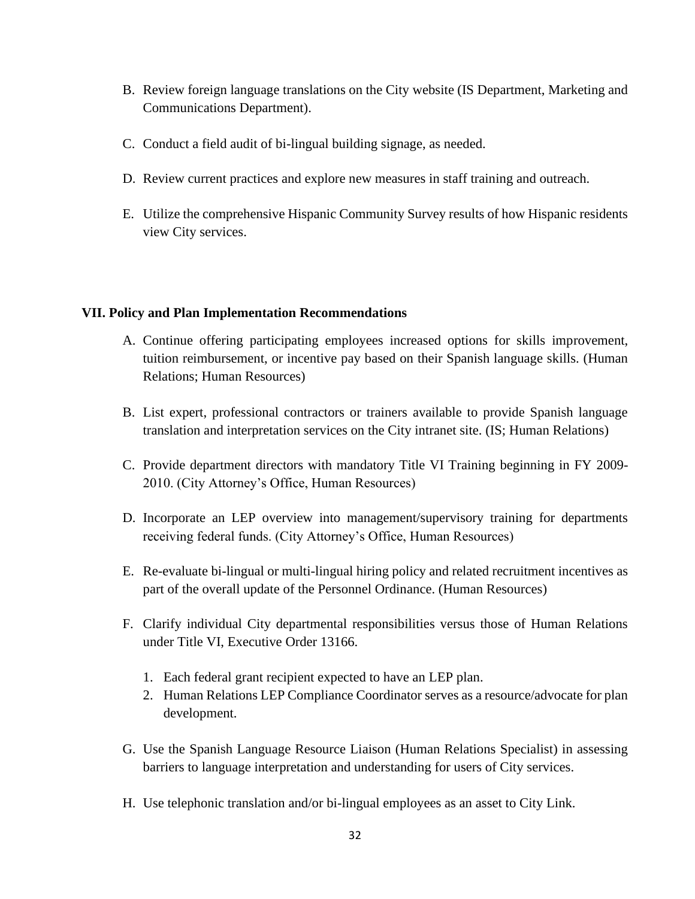B. Review foreign language translations on the City website (IS Department, Marketing and Communications Department).

C. Conduct a field audit of bi-lingual building signage, as needed.

D. Review current practices and explore new measures in staff training and outreach.

E. Utilize the comprehensive Hispanic Community Survey results of how Hispanic residents view City services.

## VII. Policy and Plan Implementation Recommendations

A. Continue offering participating employees increased options for skills improvement, tuition reimbursement, or incentive pay based on their Spanish language skills. (Human Relations; Human Resources)

B. List expert, professional contractors or trainers available to provide Spanish language translation and interpretation services on the City intranet site. (IS; Human Relations)

C. Provide department directors with mandatory Title VI Training beginning in FY 2009-2010. (City Attorney's Office, Human Resources)

D. Incorporate an LEP overview into management/supervisory training for departments receiving federal funds. (City Attorney's Office, Human Resources)

E. Re-evaluate bi-lingual or multi-lingual hiring policy and related recruitment incentives as part of the overall update of the Personnel Ordinance. (Human Resources)

F. Clarify individual City departmental responsibilities versus those of Human Relations under Title VI, Executive Order 13166.

   1. Each federal grant recipient expected to have an LEP plan.
   2. Human Relations LEP Compliance Coordinator serves as a resource/advocate for plan development.

G. Use the Spanish Language Resource Liaison (Human Relations Specialist) in assessing barriers to language interpretation and understanding for users of City services.

H. Use telephonic translation and/or bi-lingual employees as an asset to City Link.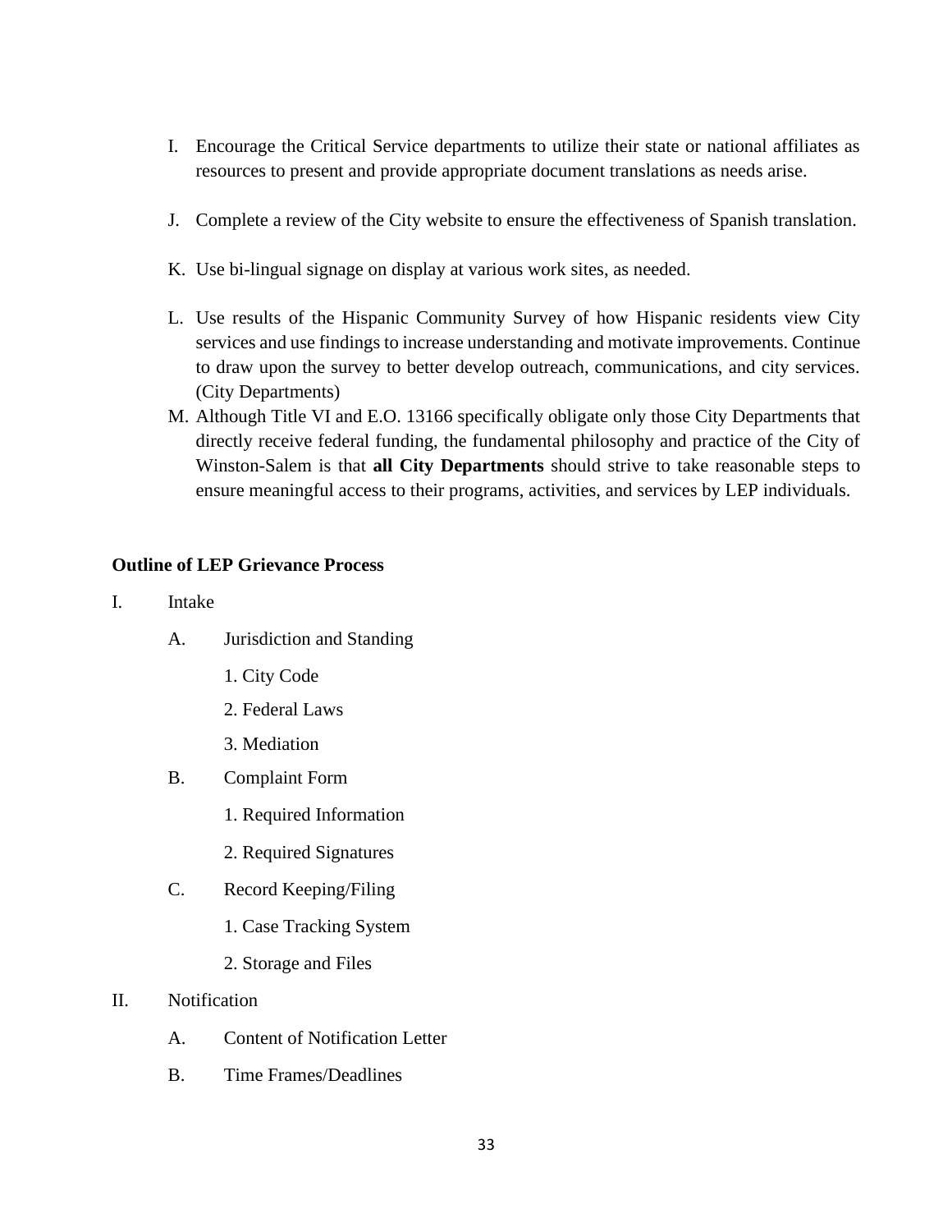I. Encourage the Critical Service departments to utilize their state or national affiliates as resources to present and provide appropriate document translations as needs arise.

J. Complete a review of the City website to ensure the effectiveness of Spanish translation.

K. Use bi-lingual signage on display at various work sites, as needed.

L. Use results of the Hispanic Community Survey of how Hispanic residents view City services and use findings to increase understanding and motivate improvements. Continue to draw upon the survey to better develop outreach, communications, and city services. (City Departments)

M. Although Title VI and E.O. 13166 specifically obligate only those City Departments that directly receive federal funding, the fundamental philosophy and practice of the City of Winston-Salem is that **all City Departments** should strive to take reasonable steps to ensure meaningful access to their programs, activities, and services by LEP individuals.

**Outline of LEP Grievance Process**

I. Intake

  A. Jurisdiction and Standing

    1. City Code

    2. Federal Laws

    3. Mediation

  B. Complaint Form

    1. Required Information

    2. Required Signatures

  C. Record Keeping/Filing

    1. Case Tracking System

    2. Storage and Files

II. Notification

  A. Content of Notification Letter

  B. Time Frames/Deadlines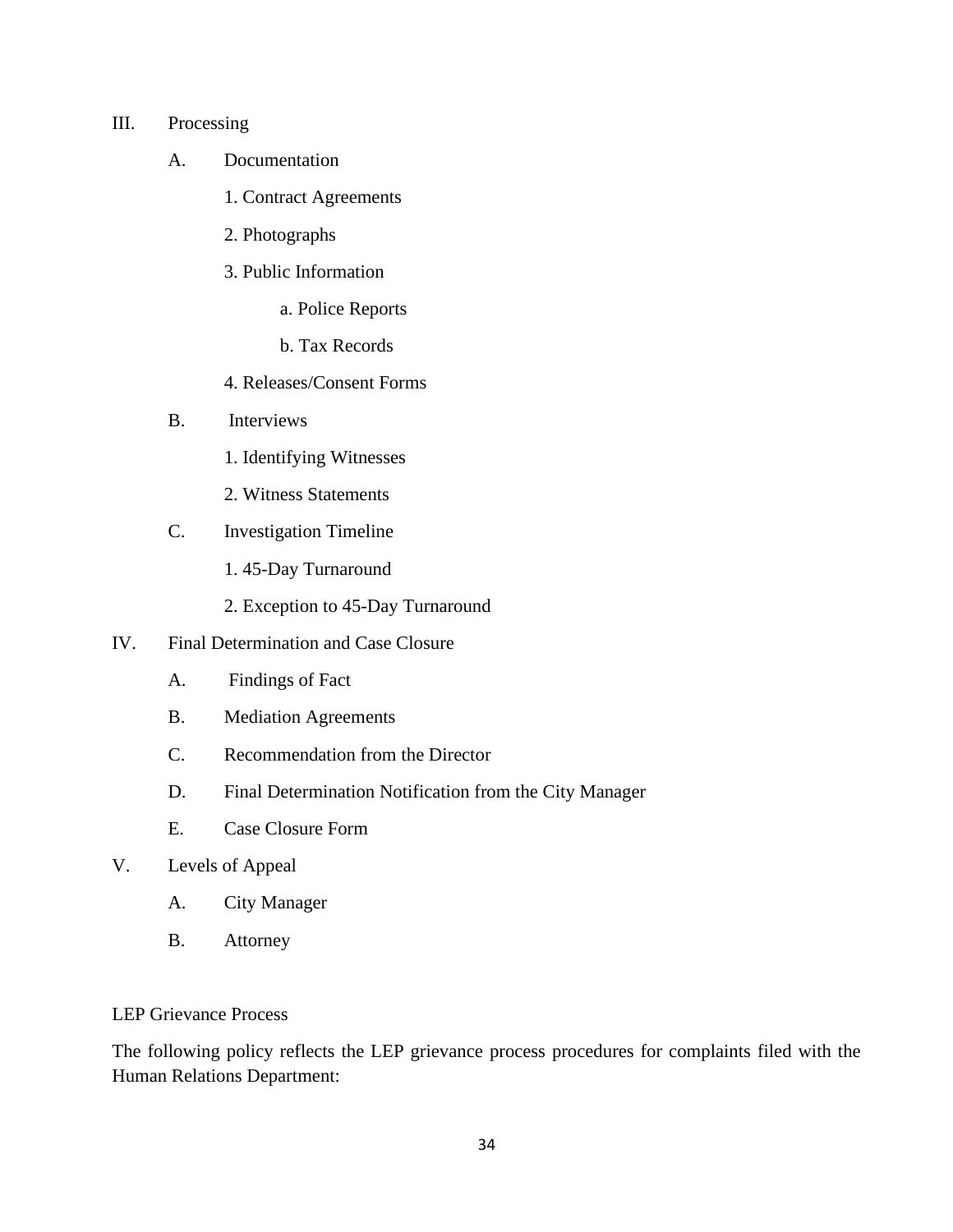III. Processing

  A. Documentation

    1. Contract Agreements

    2. Photographs

    3. Public Information

      a. Police Reports

      b. Tax Records

    4. Releases/Consent Forms

  B. Interviews

    1. Identifying Witnesses

    2. Witness Statements

  C. Investigation Timeline

    1. 45-Day Turnaround

    2. Exception to 45-Day Turnaround

IV. Final Determination and Case Closure

  A. Findings of Fact

  B. Mediation Agreements

  C. Recommendation from the Director

  D. Final Determination Notification from the City Manager

  E. Case Closure Form

V. Levels of Appeal

  A. City Manager

  B. Attorney

LEP Grievance Process

The following policy reflects the LEP grievance process procedures for complaints filed with the Human Relations Department: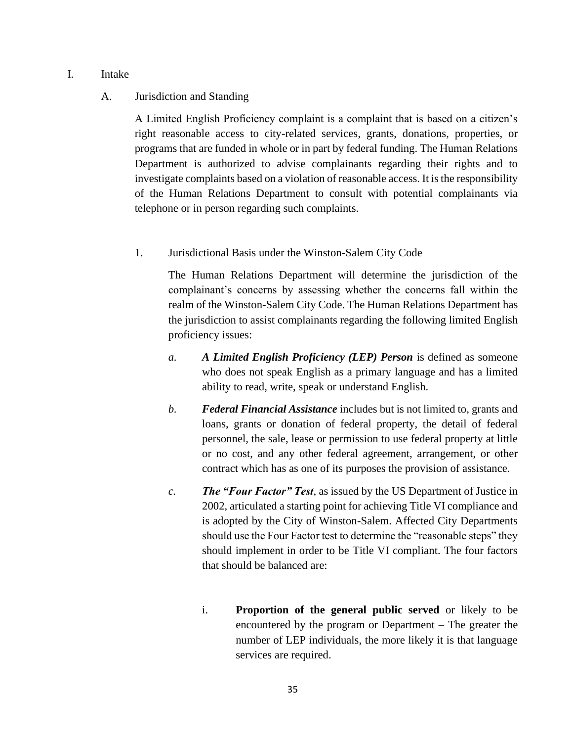I. Intake

A. Jurisdiction and Standing

A Limited English Proficiency complaint is a complaint that is based on a citizen's right reasonable access to city-related services, grants, donations, properties, or programs that are funded in whole or in part by federal funding. The Human Relations Department is authorized to advise complainants regarding their rights and to investigate complaints based on a violation of reasonable access. It is the responsibility of the Human Relations Department to consult with potential complainants via telephone or in person regarding such complaints.

1. Jurisdictional Basis under the Winston-Salem City Code

The Human Relations Department will determine the jurisdiction of the complainant's concerns by assessing whether the concerns fall within the realm of the Winston-Salem City Code. The Human Relations Department has the jurisdiction to assist complainants regarding the following limited English proficiency issues:

*a.* ***A Limited English Proficiency (LEP) Person*** is defined as someone who does not speak English as a primary language and has a limited ability to read, write, speak or understand English.

*b.* ***Federal Financial Assistance*** includes but is not limited to, grants and loans, grants or donation of federal property, the detail of federal personnel, the sale, lease or permission to use federal property at little or no cost, and any other federal agreement, arrangement, or other contract which has as one of its purposes the provision of assistance.

*c.* ***The "Four Factor" Test***, as issued by the US Department of Justice in 2002, articulated a starting point for achieving Title VI compliance and is adopted by the City of Winston-Salem. Affected City Departments should use the Four Factor test to determine the "reasonable steps" they should implement in order to be Title VI compliant. The four factors that should be balanced are:

i. **Proportion of the general public served** or likely to be encountered by the program or Department – The greater the number of LEP individuals, the more likely it is that language services are required.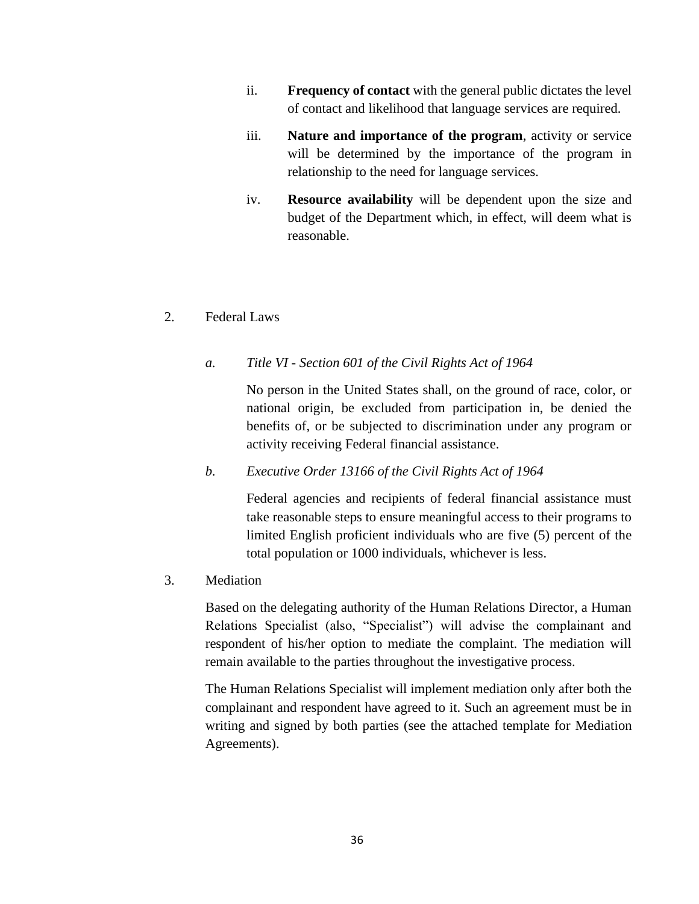ii. **Frequency of contact** with the general public dictates the level of contact and likelihood that language services are required.

iii. **Nature and importance of the program**, activity or service will be determined by the importance of the program in relationship to the need for language services.

iv. **Resource availability** will be dependent upon the size and budget of the Department which, in effect, will deem what is reasonable.

2. Federal Laws

   *a. Title VI - Section 601 of the Civil Rights Act of 1964*

   No person in the United States shall, on the ground of race, color, or national origin, be excluded from participation in, be denied the benefits of, or be subjected to discrimination under any program or activity receiving Federal financial assistance.

   *b. Executive Order 13166 of the Civil Rights Act of 1964*

   Federal agencies and recipients of federal financial assistance must take reasonable steps to ensure meaningful access to their programs to limited English proficient individuals who are five (5) percent of the total population or 1000 individuals, whichever is less.

3. Mediation

   Based on the delegating authority of the Human Relations Director, a Human Relations Specialist (also, "Specialist") will advise the complainant and respondent of his/her option to mediate the complaint. The mediation will remain available to the parties throughout the investigative process.

   The Human Relations Specialist will implement mediation only after both the complainant and respondent have agreed to it. Such an agreement must be in writing and signed by both parties (see the attached template for Mediation Agreements).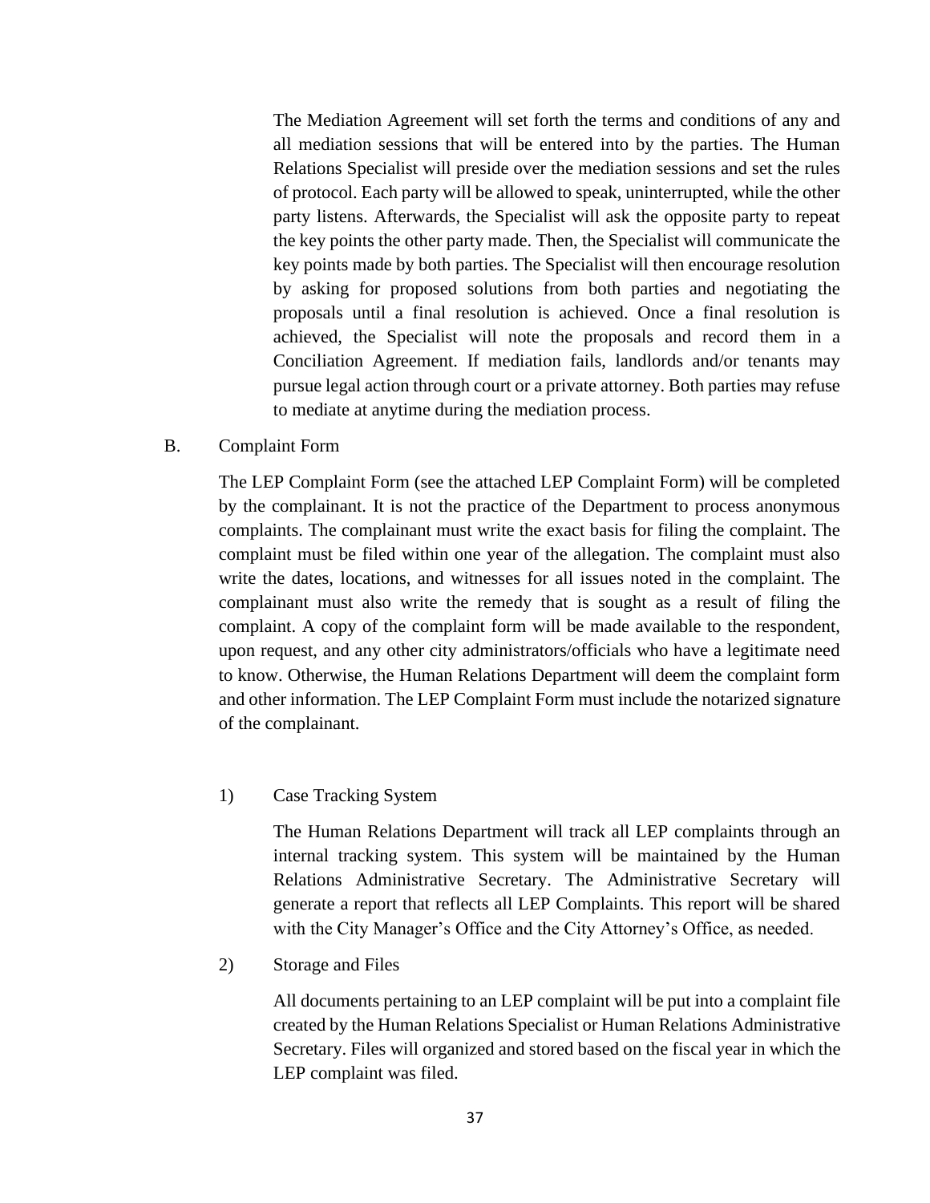The Mediation Agreement will set forth the terms and conditions of any and all mediation sessions that will be entered into by the parties. The Human Relations Specialist will preside over the mediation sessions and set the rules of protocol. Each party will be allowed to speak, uninterrupted, while the other party listens. Afterwards, the Specialist will ask the opposite party to repeat the key points the other party made. Then, the Specialist will communicate the key points made by both parties. The Specialist will then encourage resolution by asking for proposed solutions from both parties and negotiating the proposals until a final resolution is achieved. Once a final resolution is achieved, the Specialist will note the proposals and record them in a Conciliation Agreement. If mediation fails, landlords and/or tenants may pursue legal action through court or a private attorney. Both parties may refuse to mediate at anytime during the mediation process.

B. Complaint Form

The LEP Complaint Form (see the attached LEP Complaint Form) will be completed by the complainant. It is not the practice of the Department to process anonymous complaints. The complainant must write the exact basis for filing the complaint. The complaint must be filed within one year of the allegation. The complaint must also write the dates, locations, and witnesses for all issues noted in the complaint. The complainant must also write the remedy that is sought as a result of filing the complaint. A copy of the complaint form will be made available to the respondent, upon request, and any other city administrators/officials who have a legitimate need to know. Otherwise, the Human Relations Department will deem the complaint form and other information. The LEP Complaint Form must include the notarized signature of the complainant.

1) Case Tracking System

The Human Relations Department will track all LEP complaints through an internal tracking system. This system will be maintained by the Human Relations Administrative Secretary. The Administrative Secretary will generate a report that reflects all LEP Complaints. This report will be shared with the City Manager's Office and the City Attorney's Office, as needed.

2) Storage and Files

All documents pertaining to an LEP complaint will be put into a complaint file created by the Human Relations Specialist or Human Relations Administrative Secretary. Files will organized and stored based on the fiscal year in which the LEP complaint was filed.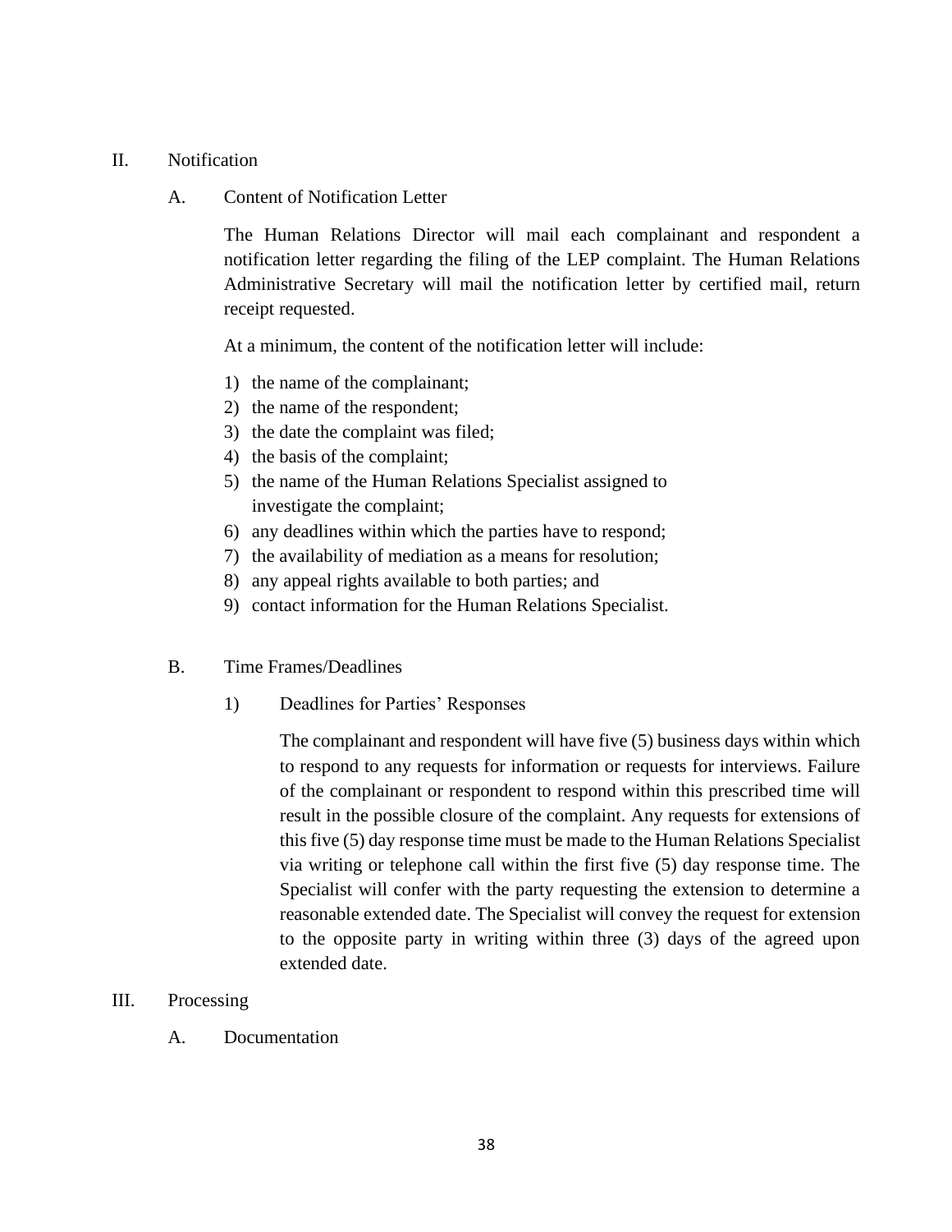## II. Notification

### A. Content of Notification Letter

The Human Relations Director will mail each complainant and respondent a notification letter regarding the filing of the LEP complaint. The Human Relations Administrative Secretary will mail the notification letter by certified mail, return receipt requested.

At a minimum, the content of the notification letter will include:

1) the name of the complainant;
2) the name of the respondent;
3) the date the complaint was filed;
4) the basis of the complaint;
5) the name of the Human Relations Specialist assigned to investigate the complaint;
6) any deadlines within which the parties have to respond;
7) the availability of mediation as a means for resolution;
8) any appeal rights available to both parties; and
9) contact information for the Human Relations Specialist.

### B. Time Frames/Deadlines

#### 1) Deadlines for Parties' Responses

The complainant and respondent will have five (5) business days within which to respond to any requests for information or requests for interviews. Failure of the complainant or respondent to respond within this prescribed time will result in the possible closure of the complaint. Any requests for extensions of this five (5) day response time must be made to the Human Relations Specialist via writing or telephone call within the first five (5) day response time. The Specialist will confer with the party requesting the extension to determine a reasonable extended date. The Specialist will convey the request for extension to the opposite party in writing within three (3) days of the agreed upon extended date.

## III. Processing

### A. Documentation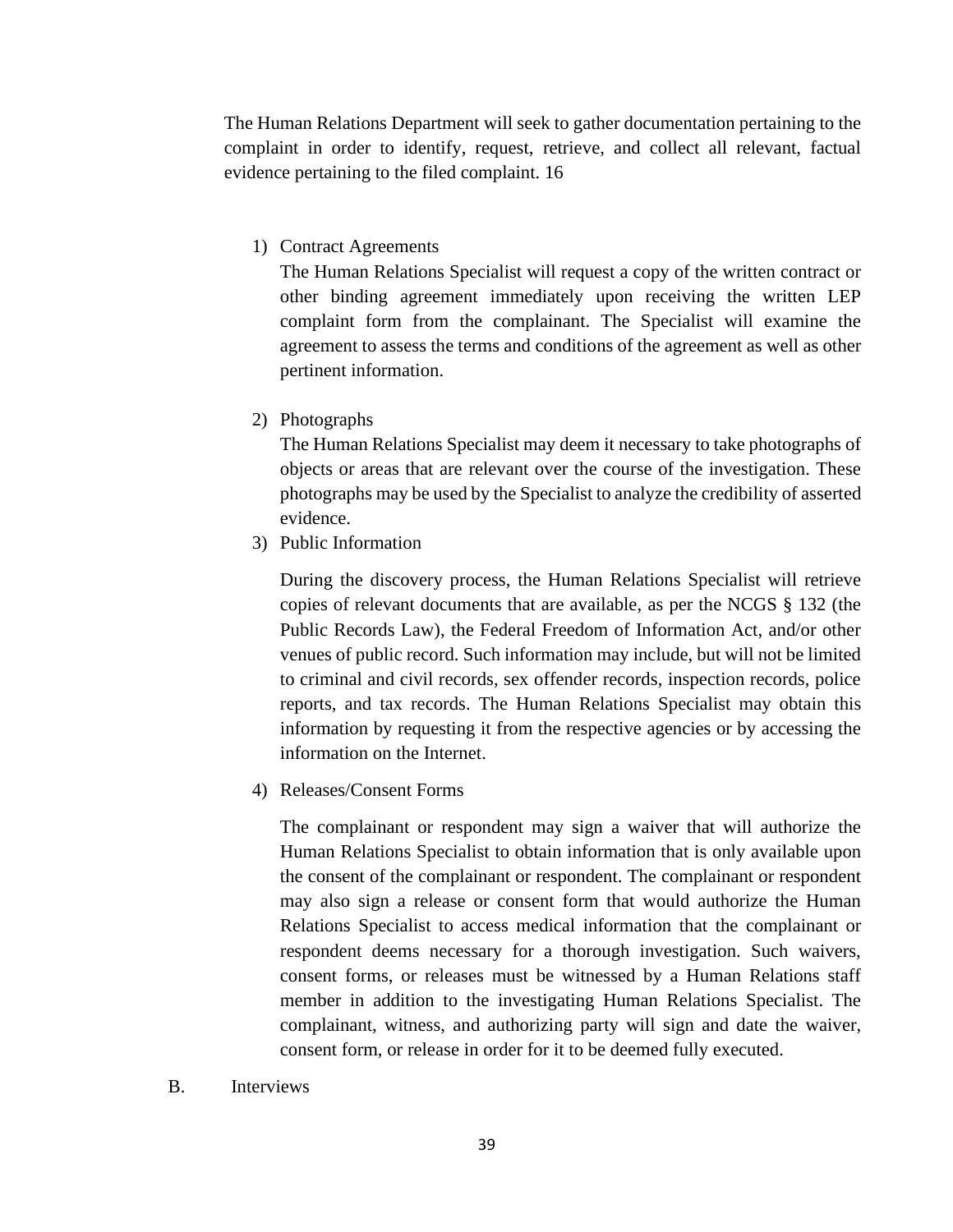The Human Relations Department will seek to gather documentation pertaining to the complaint in order to identify, request, retrieve, and collect all relevant, factual evidence pertaining to the filed complaint. 16

1) Contract Agreements

   The Human Relations Specialist will request a copy of the written contract or other binding agreement immediately upon receiving the written LEP complaint form from the complainant. The Specialist will examine the agreement to assess the terms and conditions of the agreement as well as other pertinent information.

2) Photographs

   The Human Relations Specialist may deem it necessary to take photographs of objects or areas that are relevant over the course of the investigation. These photographs may be used by the Specialist to analyze the credibility of asserted evidence.

3) Public Information

   During the discovery process, the Human Relations Specialist will retrieve copies of relevant documents that are available, as per the NCGS § 132 (the Public Records Law), the Federal Freedom of Information Act, and/or other venues of public record. Such information may include, but will not be limited to criminal and civil records, sex offender records, inspection records, police reports, and tax records. The Human Relations Specialist may obtain this information by requesting it from the respective agencies or by accessing the information on the Internet.

4) Releases/Consent Forms

   The complainant or respondent may sign a waiver that will authorize the Human Relations Specialist to obtain information that is only available upon the consent of the complainant or respondent. The complainant or respondent may also sign a release or consent form that would authorize the Human Relations Specialist to access medical information that the complainant or respondent deems necessary for a thorough investigation. Such waivers, consent forms, or releases must be witnessed by a Human Relations staff member in addition to the investigating Human Relations Specialist. The complainant, witness, and authorizing party will sign and date the waiver, consent form, or release in order for it to be deemed fully executed.

B. Interviews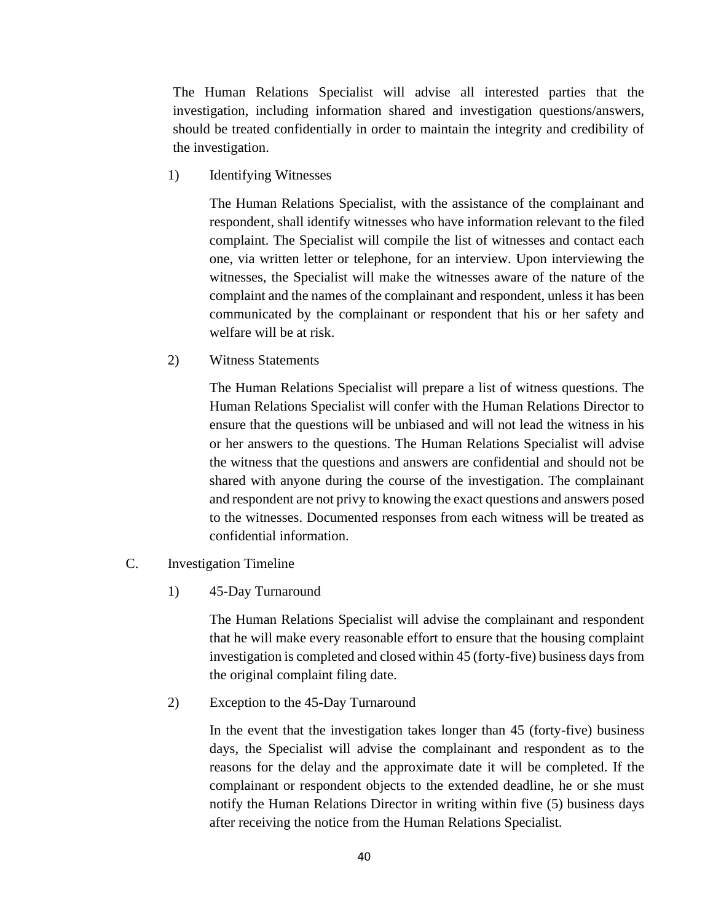The Human Relations Specialist will advise all interested parties that the investigation, including information shared and investigation questions/answers, should be treated confidentially in order to maintain the integrity and credibility of the investigation.

1) Identifying Witnesses

The Human Relations Specialist, with the assistance of the complainant and respondent, shall identify witnesses who have information relevant to the filed complaint. The Specialist will compile the list of witnesses and contact each one, via written letter or telephone, for an interview. Upon interviewing the witnesses, the Specialist will make the witnesses aware of the nature of the complaint and the names of the complainant and respondent, unless it has been communicated by the complainant or respondent that his or her safety and welfare will be at risk.

2) Witness Statements

The Human Relations Specialist will prepare a list of witness questions. The Human Relations Specialist will confer with the Human Relations Director to ensure that the questions will be unbiased and will not lead the witness in his or her answers to the questions. The Human Relations Specialist will advise the witness that the questions and answers are confidential and should not be shared with anyone during the course of the investigation. The complainant and respondent are not privy to knowing the exact questions and answers posed to the witnesses. Documented responses from each witness will be treated as confidential information.

C. Investigation Timeline

1) 45-Day Turnaround

The Human Relations Specialist will advise the complainant and respondent that he will make every reasonable effort to ensure that the housing complaint investigation is completed and closed within 45 (forty-five) business days from the original complaint filing date.

2) Exception to the 45-Day Turnaround

In the event that the investigation takes longer than 45 (forty-five) business days, the Specialist will advise the complainant and respondent as to the reasons for the delay and the approximate date it will be completed. If the complainant or respondent objects to the extended deadline, he or she must notify the Human Relations Director in writing within five (5) business days after receiving the notice from the Human Relations Specialist.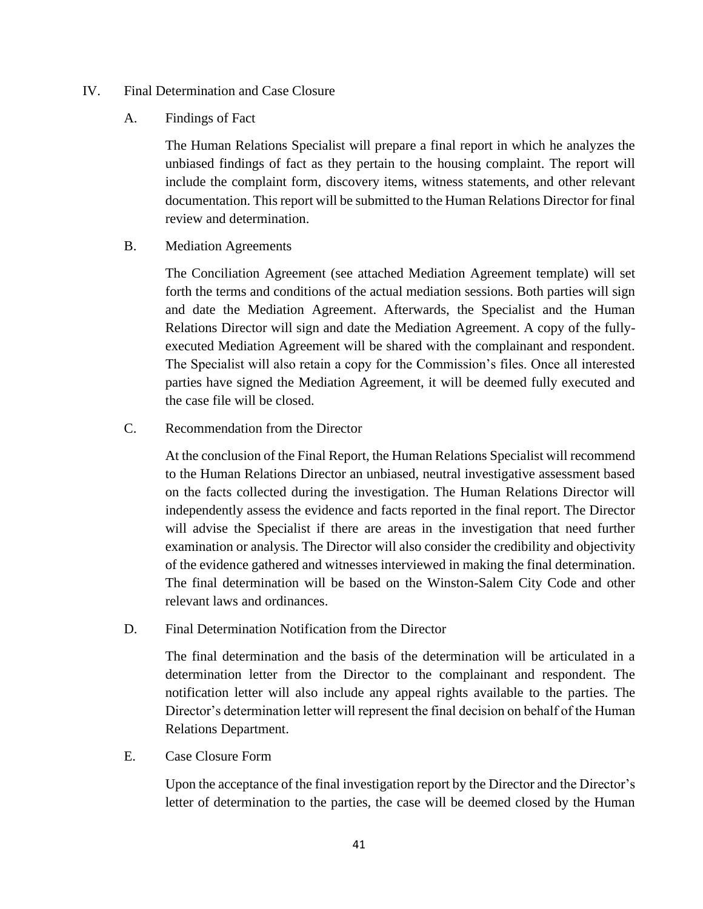## IV. Final Determination and Case Closure

### A. Findings of Fact

The Human Relations Specialist will prepare a final report in which he analyzes the unbiased findings of fact as they pertain to the housing complaint. The report will include the complaint form, discovery items, witness statements, and other relevant documentation. This report will be submitted to the Human Relations Director for final review and determination.

### B. Mediation Agreements

The Conciliation Agreement (see attached Mediation Agreement template) will set forth the terms and conditions of the actual mediation sessions. Both parties will sign and date the Mediation Agreement. Afterwards, the Specialist and the Human Relations Director will sign and date the Mediation Agreement. A copy of the fully-executed Mediation Agreement will be shared with the complainant and respondent. The Specialist will also retain a copy for the Commission's files. Once all interested parties have signed the Mediation Agreement, it will be deemed fully executed and the case file will be closed.

### C. Recommendation from the Director

At the conclusion of the Final Report, the Human Relations Specialist will recommend to the Human Relations Director an unbiased, neutral investigative assessment based on the facts collected during the investigation. The Human Relations Director will independently assess the evidence and facts reported in the final report. The Director will advise the Specialist if there are areas in the investigation that need further examination or analysis. The Director will also consider the credibility and objectivity of the evidence gathered and witnesses interviewed in making the final determination. The final determination will be based on the Winston-Salem City Code and other relevant laws and ordinances.

### D. Final Determination Notification from the Director

The final determination and the basis of the determination will be articulated in a determination letter from the Director to the complainant and respondent. The notification letter will also include any appeal rights available to the parties. The Director's determination letter will represent the final decision on behalf of the Human Relations Department.

### E. Case Closure Form

Upon the acceptance of the final investigation report by the Director and the Director's letter of determination to the parties, the case will be deemed closed by the Human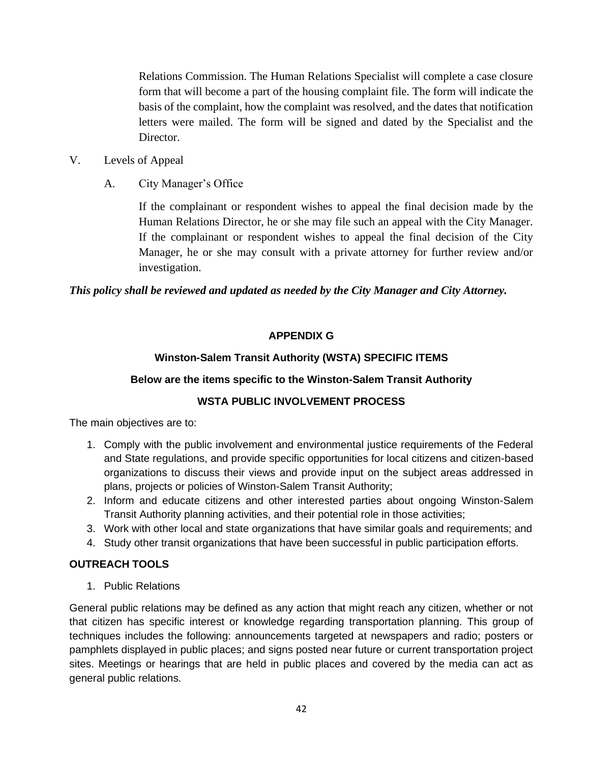Relations Commission. The Human Relations Specialist will complete a case closure form that will become a part of the housing complaint file. The form will indicate the basis of the complaint, how the complaint was resolved, and the dates that notification letters were mailed. The form will be signed and dated by the Specialist and the Director.

V. Levels of Appeal

A. City Manager's Office

If the complainant or respondent wishes to appeal the final decision made by the Human Relations Director, he or she may file such an appeal with the City Manager. If the complainant or respondent wishes to appeal the final decision of the City Manager, he or she may consult with a private attorney for further review and/or investigation.

***This policy shall be reviewed and updated as needed by the City Manager and City Attorney.***

## APPENDIX G

### Winston-Salem Transit Authority (WSTA) SPECIFIC ITEMS

**Below are the items specific to the Winston-Salem Transit Authority**

### WSTA PUBLIC INVOLVEMENT PROCESS

The main objectives are to:

1. Comply with the public involvement and environmental justice requirements of the Federal and State regulations, and provide specific opportunities for local citizens and citizen-based organizations to discuss their views and provide input on the subject areas addressed in plans, projects or policies of Winston-Salem Transit Authority;
2. Inform and educate citizens and other interested parties about ongoing Winston-Salem Transit Authority planning activities, and their potential role in those activities;
3. Work with other local and state organizations that have similar goals and requirements; and
4. Study other transit organizations that have been successful in public participation efforts.

### OUTREACH TOOLS

1. Public Relations

General public relations may be defined as any action that might reach any citizen, whether or not that citizen has specific interest or knowledge regarding transportation planning. This group of techniques includes the following: announcements targeted at newspapers and radio; posters or pamphlets displayed in public places; and signs posted near future or current transportation project sites. Meetings or hearings that are held in public places and covered by the media can act as general public relations.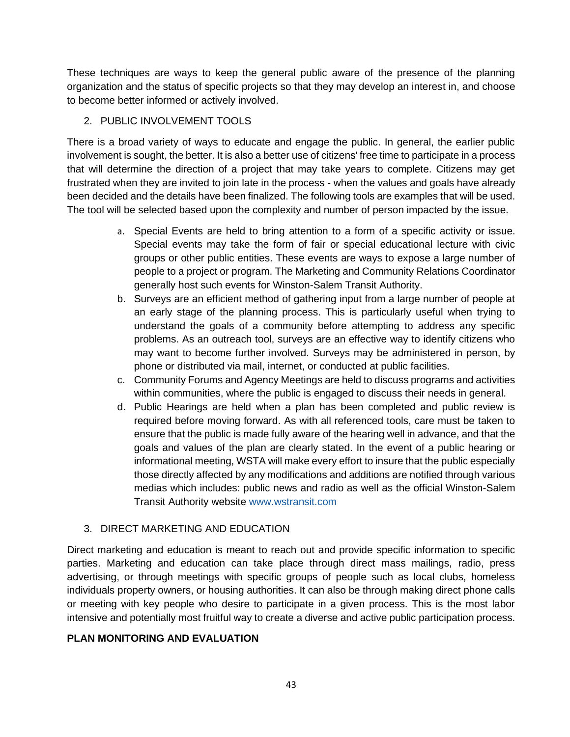These techniques are ways to keep the general public aware of the presence of the planning organization and the status of specific projects so that they may develop an interest in, and choose to become better informed or actively involved.

2. PUBLIC INVOLVEMENT TOOLS

There is a broad variety of ways to educate and engage the public. In general, the earlier public involvement is sought, the better. It is also a better use of citizens' free time to participate in a process that will determine the direction of a project that may take years to complete. Citizens may get frustrated when they are invited to join late in the process - when the values and goals have already been decided and the details have been finalized. The following tools are examples that will be used. The tool will be selected based upon the complexity and number of person impacted by the issue.

a. Special Events are held to bring attention to a form of a specific activity or issue. Special events may take the form of fair or special educational lecture with civic groups or other public entities. These events are ways to expose a large number of people to a project or program. The Marketing and Community Relations Coordinator generally host such events for Winston-Salem Transit Authority.
b. Surveys are an efficient method of gathering input from a large number of people at an early stage of the planning process. This is particularly useful when trying to understand the goals of a community before attempting to address any specific problems. As an outreach tool, surveys are an effective way to identify citizens who may want to become further involved. Surveys may be administered in person, by phone or distributed via mail, internet, or conducted at public facilities.
c. Community Forums and Agency Meetings are held to discuss programs and activities within communities, where the public is engaged to discuss their needs in general.
d. Public Hearings are held when a plan has been completed and public review is required before moving forward. As with all referenced tools, care must be taken to ensure that the public is made fully aware of the hearing well in advance, and that the goals and values of the plan are clearly stated. In the event of a public hearing or informational meeting, WSTA will make every effort to insure that the public especially those directly affected by any modifications and additions are notified through various medias which includes: public news and radio as well as the official Winston-Salem Transit Authority website www.wstransit.com

3. DIRECT MARKETING AND EDUCATION

Direct marketing and education is meant to reach out and provide specific information to specific parties. Marketing and education can take place through direct mass mailings, radio, press advertising, or through meetings with specific groups of people such as local clubs, homeless individuals property owners, or housing authorities. It can also be through making direct phone calls or meeting with key people who desire to participate in a given process. This is the most labor intensive and potentially most fruitful way to create a diverse and active public participation process.

**PLAN MONITORING AND EVALUATION**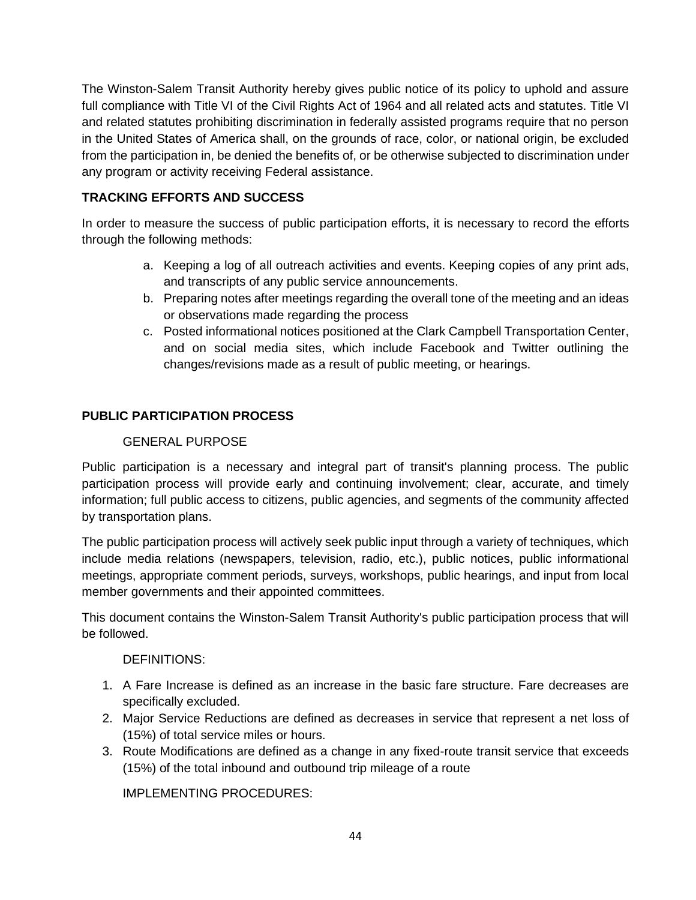The Winston-Salem Transit Authority hereby gives public notice of its policy to uphold and assure full compliance with Title VI of the Civil Rights Act of 1964 and all related acts and statutes. Title VI and related statutes prohibiting discrimination in federally assisted programs require that no person in the United States of America shall, on the grounds of race, color, or national origin, be excluded from the participation in, be denied the benefits of, or be otherwise subjected to discrimination under any program or activity receiving Federal assistance.

## TRACKING EFFORTS AND SUCCESS

In order to measure the success of public participation efforts, it is necessary to record the efforts through the following methods:

a. Keeping a log of all outreach activities and events. Keeping copies of any print ads, and transcripts of any public service announcements.
b. Preparing notes after meetings regarding the overall tone of the meeting and an ideas or observations made regarding the process
c. Posted informational notices positioned at the Clark Campbell Transportation Center, and on social media sites, which include Facebook and Twitter outlining the changes/revisions made as a result of public meeting, or hearings.

## PUBLIC PARTICIPATION PROCESS

### GENERAL PURPOSE

Public participation is a necessary and integral part of transit's planning process. The public participation process will provide early and continuing involvement; clear, accurate, and timely information; full public access to citizens, public agencies, and segments of the community affected by transportation plans.

The public participation process will actively seek public input through a variety of techniques, which include media relations (newspapers, television, radio, etc.), public notices, public informational meetings, appropriate comment periods, surveys, workshops, public hearings, and input from local member governments and their appointed committees.

This document contains the Winston-Salem Transit Authority's public participation process that will be followed.

### DEFINITIONS:

1. A Fare Increase is defined as an increase in the basic fare structure. Fare decreases are specifically excluded.
2. Major Service Reductions are defined as decreases in service that represent a net loss of (15%) of total service miles or hours.
3. Route Modifications are defined as a change in any fixed-route transit service that exceeds (15%) of the total inbound and outbound trip mileage of a route

### IMPLEMENTING PROCEDURES: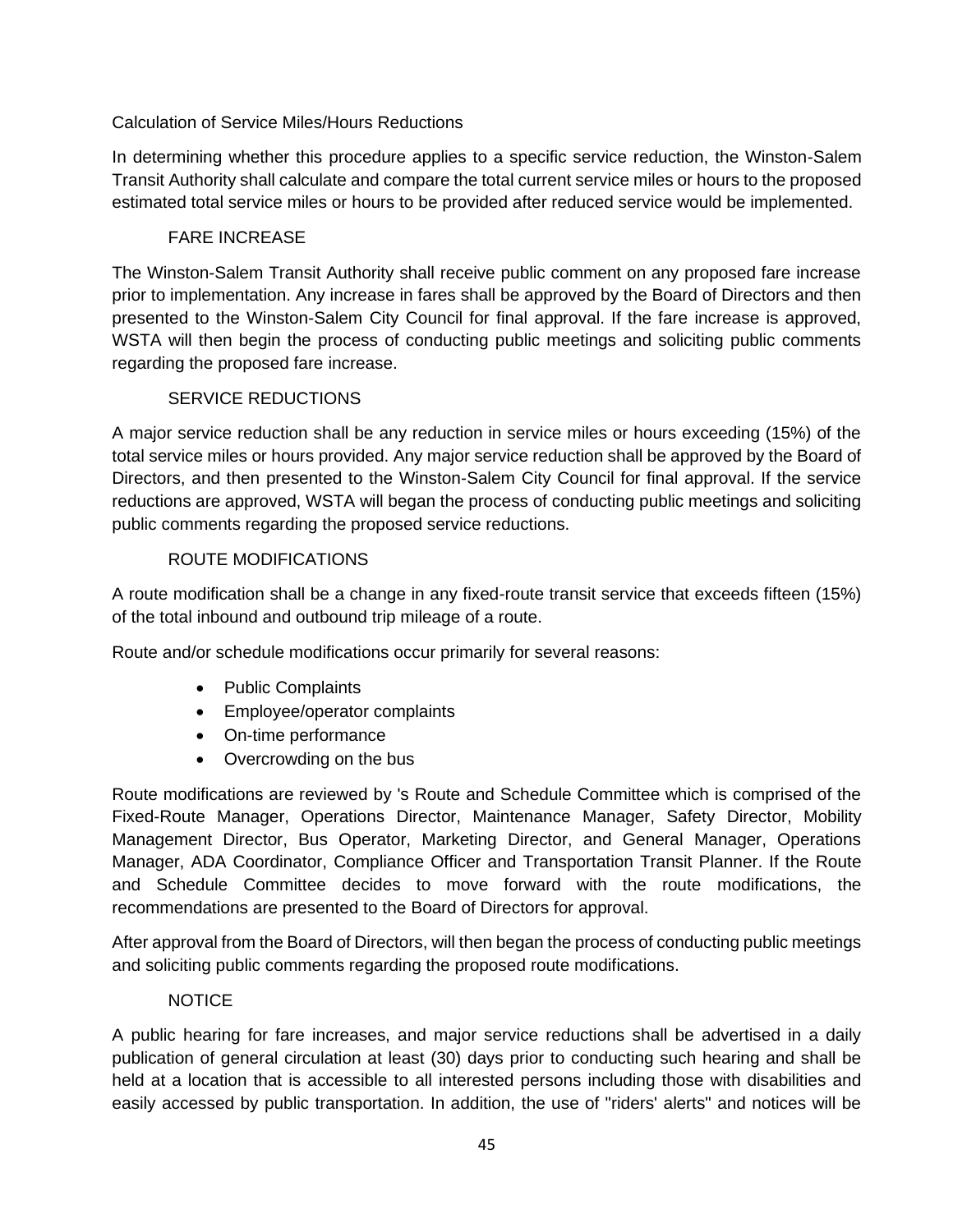Calculation of Service Miles/Hours Reductions

In determining whether this procedure applies to a specific service reduction, the Winston-Salem Transit Authority shall calculate and compare the total current service miles or hours to the proposed estimated total service miles or hours to be provided after reduced service would be implemented.

### FARE INCREASE

The Winston-Salem Transit Authority shall receive public comment on any proposed fare increase prior to implementation. Any increase in fares shall be approved by the Board of Directors and then presented to the Winston-Salem City Council for final approval. If the fare increase is approved, WSTA will then begin the process of conducting public meetings and soliciting public comments regarding the proposed fare increase.

### SERVICE REDUCTIONS

A major service reduction shall be any reduction in service miles or hours exceeding (15%) of the total service miles or hours provided. Any major service reduction shall be approved by the Board of Directors, and then presented to the Winston-Salem City Council for final approval. If the service reductions are approved, WSTA will began the process of conducting public meetings and soliciting public comments regarding the proposed service reductions.

### ROUTE MODIFICATIONS

A route modification shall be a change in any fixed-route transit service that exceeds fifteen (15%) of the total inbound and outbound trip mileage of a route.

Route and/or schedule modifications occur primarily for several reasons:

- Public Complaints
- Employee/operator complaints
- On-time performance
- Overcrowding on the bus

Route modifications are reviewed by 's Route and Schedule Committee which is comprised of the Fixed-Route Manager, Operations Director, Maintenance Manager, Safety Director, Mobility Management Director, Bus Operator, Marketing Director, and General Manager, Operations Manager, ADA Coordinator, Compliance Officer and Transportation Transit Planner. If the Route and Schedule Committee decides to move forward with the route modifications, the recommendations are presented to the Board of Directors for approval.

After approval from the Board of Directors, will then began the process of conducting public meetings and soliciting public comments regarding the proposed route modifications.

### NOTICE

A public hearing for fare increases, and major service reductions shall be advertised in a daily publication of general circulation at least (30) days prior to conducting such hearing and shall be held at a location that is accessible to all interested persons including those with disabilities and easily accessed by public transportation. In addition, the use of "riders' alerts" and notices will be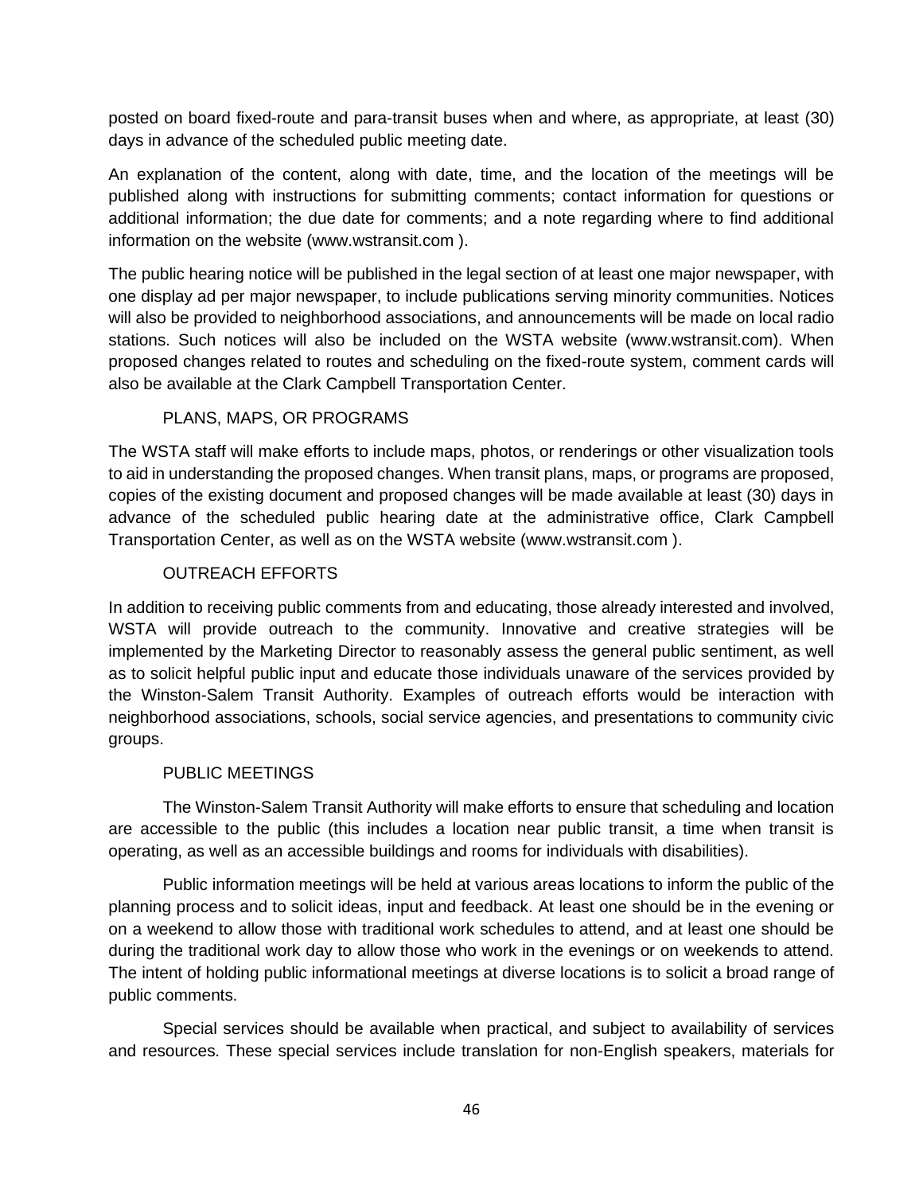posted on board fixed-route and para-transit buses when and where, as appropriate, at least (30) days in advance of the scheduled public meeting date.

An explanation of the content, along with date, time, and the location of the meetings will be published along with instructions for submitting comments; contact information for questions or additional information; the due date for comments; and a note regarding where to find additional information on the website (www.wstransit.com ).

The public hearing notice will be published in the legal section of at least one major newspaper, with one display ad per major newspaper, to include publications serving minority communities. Notices will also be provided to neighborhood associations, and announcements will be made on local radio stations. Such notices will also be included on the WSTA website (www.wstransit.com). When proposed changes related to routes and scheduling on the fixed-route system, comment cards will also be available at the Clark Campbell Transportation Center.

### PLANS, MAPS, OR PROGRAMS

The WSTA staff will make efforts to include maps, photos, or renderings or other visualization tools to aid in understanding the proposed changes. When transit plans, maps, or programs are proposed, copies of the existing document and proposed changes will be made available at least (30) days in advance of the scheduled public hearing date at the administrative office, Clark Campbell Transportation Center, as well as on the WSTA website (www.wstransit.com ).

### OUTREACH EFFORTS

In addition to receiving public comments from and educating, those already interested and involved, WSTA will provide outreach to the community. Innovative and creative strategies will be implemented by the Marketing Director to reasonably assess the general public sentiment, as well as to solicit helpful public input and educate those individuals unaware of the services provided by the Winston-Salem Transit Authority. Examples of outreach efforts would be interaction with neighborhood associations, schools, social service agencies, and presentations to community civic groups.

### PUBLIC MEETINGS

The Winston-Salem Transit Authority will make efforts to ensure that scheduling and location are accessible to the public (this includes a location near public transit, a time when transit is operating, as well as an accessible buildings and rooms for individuals with disabilities).

Public information meetings will be held at various areas locations to inform the public of the planning process and to solicit ideas, input and feedback. At least one should be in the evening or on a weekend to allow those with traditional work schedules to attend, and at least one should be during the traditional work day to allow those who work in the evenings or on weekends to attend. The intent of holding public informational meetings at diverse locations is to solicit a broad range of public comments.

Special services should be available when practical, and subject to availability of services and resources. These special services include translation for non-English speakers, materials for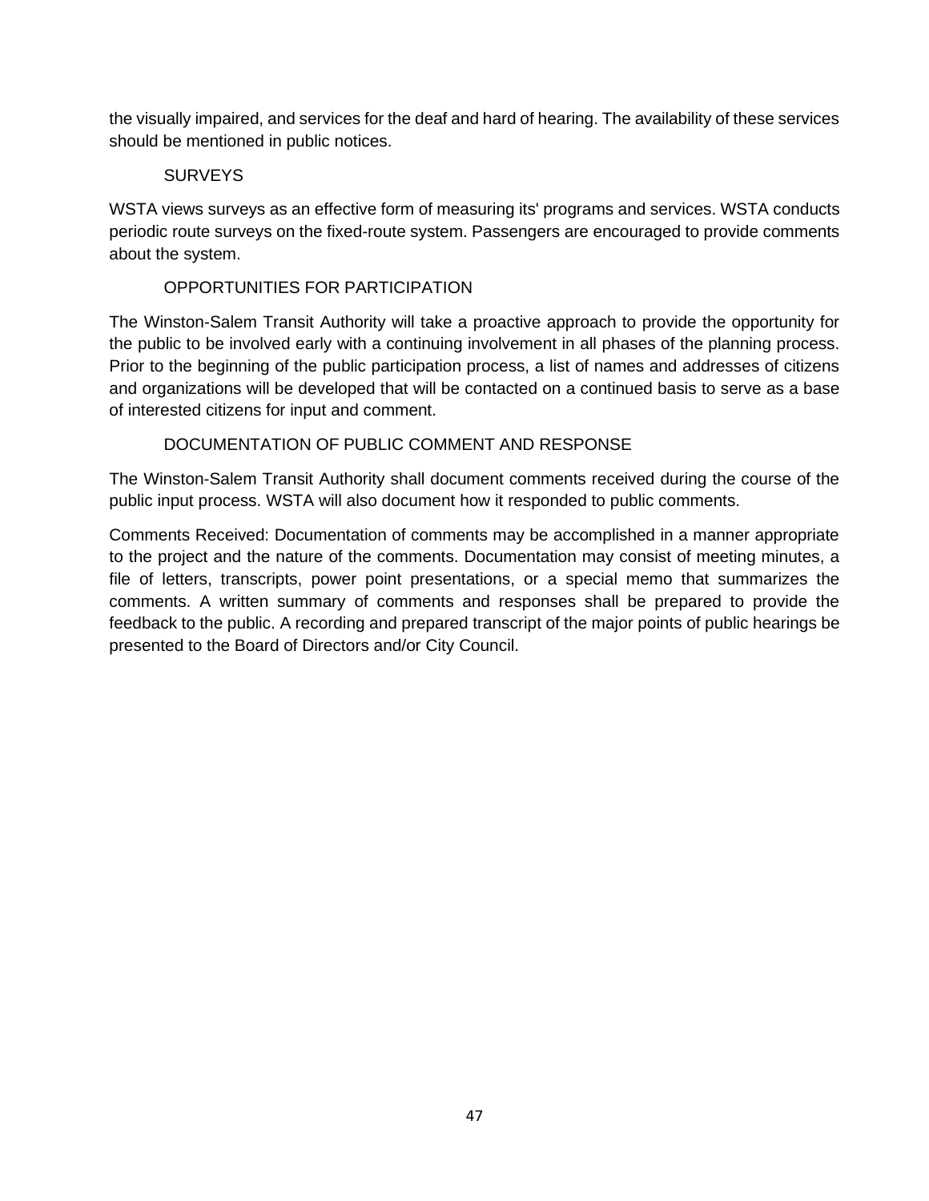the visually impaired, and services for the deaf and hard of hearing. The availability of these services should be mentioned in public notices.

### SURVEYS

WSTA views surveys as an effective form of measuring its' programs and services. WSTA conducts periodic route surveys on the fixed-route system. Passengers are encouraged to provide comments about the system.

### OPPORTUNITIES FOR PARTICIPATION

The Winston-Salem Transit Authority will take a proactive approach to provide the opportunity for the public to be involved early with a continuing involvement in all phases of the planning process. Prior to the beginning of the public participation process, a list of names and addresses of citizens and organizations will be developed that will be contacted on a continued basis to serve as a base of interested citizens for input and comment.

### DOCUMENTATION OF PUBLIC COMMENT AND RESPONSE

The Winston-Salem Transit Authority shall document comments received during the course of the public input process. WSTA will also document how it responded to public comments.

Comments Received: Documentation of comments may be accomplished in a manner appropriate to the project and the nature of the comments. Documentation may consist of meeting minutes, a file of letters, transcripts, power point presentations, or a special memo that summarizes the comments. A written summary of comments and responses shall be prepared to provide the feedback to the public. A recording and prepared transcript of the major points of public hearings be presented to the Board of Directors and/or City Council.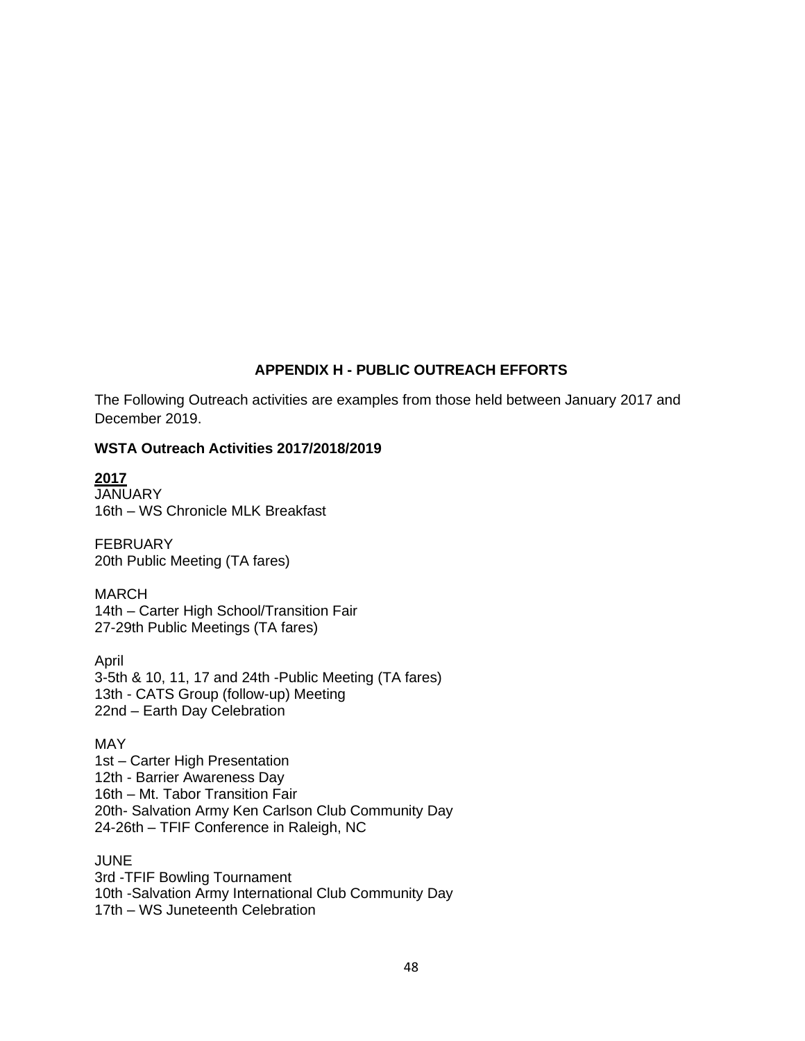## APPENDIX H - PUBLIC OUTREACH EFFORTS

The Following Outreach activities are examples from those held between January 2017 and December 2019.

**WSTA Outreach Activities 2017/2018/2019**

**2017**

JANUARY
16th – WS Chronicle MLK Breakfast

FEBRUARY
20th Public Meeting (TA fares)

MARCH
14th – Carter High School/Transition Fair
27-29th Public Meetings (TA fares)

April
3-5th & 10, 11, 17 and 24th -Public Meeting (TA fares)
13th - CATS Group (follow-up) Meeting
22nd – Earth Day Celebration

MAY
1st – Carter High Presentation
12th - Barrier Awareness Day
16th – Mt. Tabor Transition Fair
20th- Salvation Army Ken Carlson Club Community Day
24-26th – TFIF Conference in Raleigh, NC

JUNE
3rd -TFIF Bowling Tournament
10th -Salvation Army International Club Community Day
17th – WS Juneteenth Celebration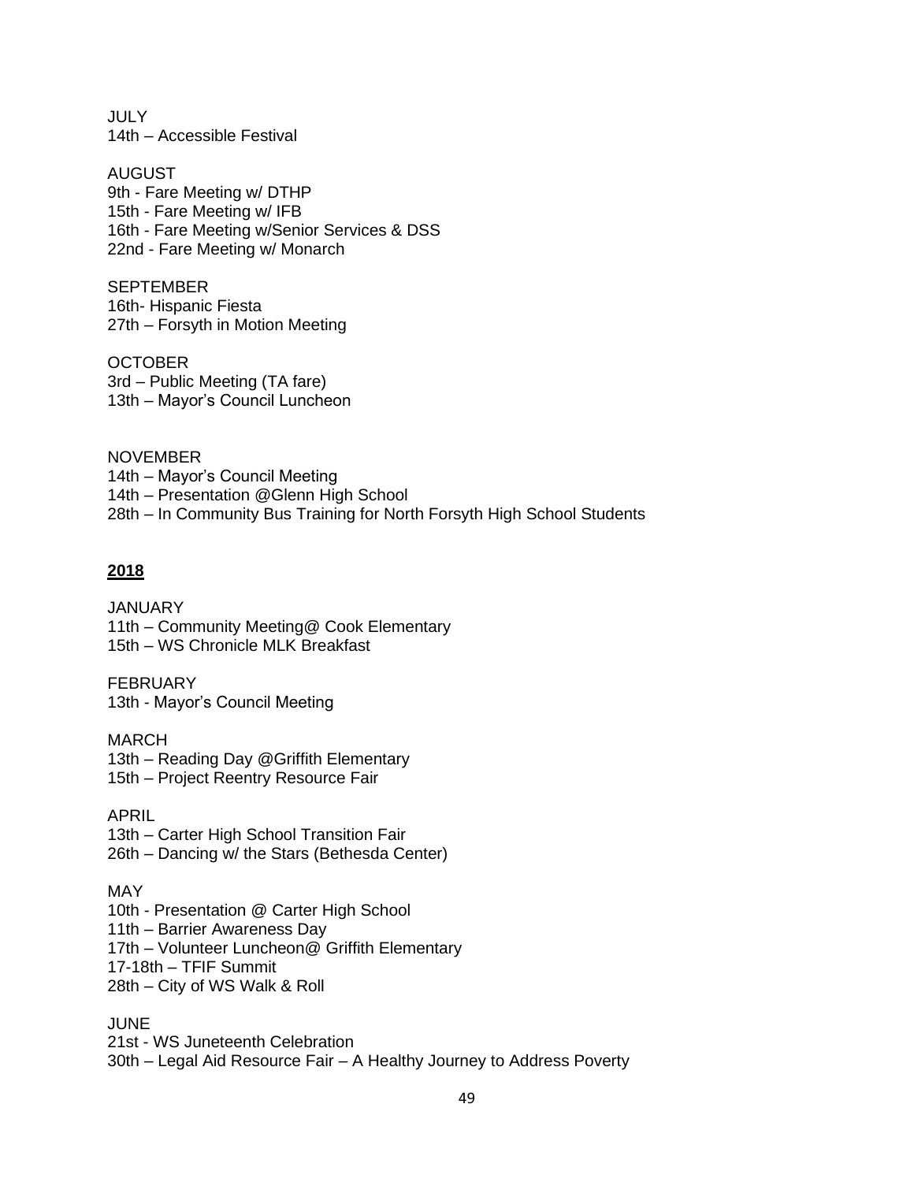JULY
14th – Accessible Festival

AUGUST
9th - Fare Meeting w/ DTHP
15th - Fare Meeting w/ IFB
16th - Fare Meeting w/Senior Services & DSS
22nd - Fare Meeting w/ Monarch

SEPTEMBER
16th- Hispanic Fiesta
27th – Forsyth in Motion Meeting

OCTOBER
3rd – Public Meeting (TA fare)
13th – Mayor's Council Luncheon

NOVEMBER
14th – Mayor's Council Meeting
14th – Presentation @Glenn High School
28th – In Community Bus Training for North Forsyth High School Students

**2018**

JANUARY
11th – Community Meeting@ Cook Elementary
15th – WS Chronicle MLK Breakfast

FEBRUARY
13th - Mayor's Council Meeting

MARCH
13th – Reading Day @Griffith Elementary
15th – Project Reentry Resource Fair

APRIL
13th – Carter High School Transition Fair
26th – Dancing w/ the Stars (Bethesda Center)

MAY
10th - Presentation @ Carter High School
11th – Barrier Awareness Day
17th – Volunteer Luncheon@ Griffith Elementary
17-18th – TFIF Summit
28th – City of WS Walk & Roll

JUNE
21st - WS Juneteenth Celebration
30th – Legal Aid Resource Fair – A Healthy Journey to Address Poverty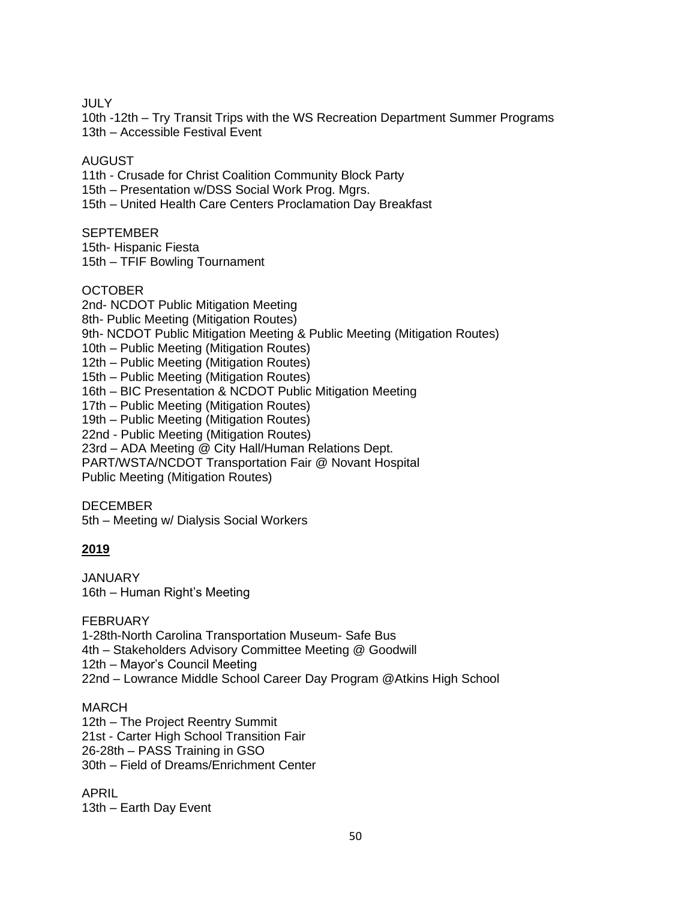JULY
10th -12th – Try Transit Trips with the WS Recreation Department Summer Programs
13th – Accessible Festival Event

AUGUST
11th - Crusade for Christ Coalition Community Block Party
15th – Presentation w/DSS Social Work Prog. Mgrs.
15th – United Health Care Centers Proclamation Day Breakfast

SEPTEMBER
15th- Hispanic Fiesta
15th – TFIF Bowling Tournament

OCTOBER
2nd- NCDOT Public Mitigation Meeting
8th- Public Meeting (Mitigation Routes)
9th- NCDOT Public Mitigation Meeting & Public Meeting (Mitigation Routes)
10th – Public Meeting (Mitigation Routes)
12th – Public Meeting (Mitigation Routes)
15th – Public Meeting (Mitigation Routes)
16th – BIC Presentation & NCDOT Public Mitigation Meeting
17th – Public Meeting (Mitigation Routes)
19th – Public Meeting (Mitigation Routes)
22nd - Public Meeting (Mitigation Routes)
23rd – ADA Meeting @ City Hall/Human Relations Dept.
PART/WSTA/NCDOT Transportation Fair @ Novant Hospital
Public Meeting (Mitigation Routes)

DECEMBER
5th – Meeting w/ Dialysis Social Workers

**2019**

JANUARY
16th – Human Right's Meeting

FEBRUARY
1-28th-North Carolina Transportation Museum- Safe Bus
4th – Stakeholders Advisory Committee Meeting @ Goodwill
12th – Mayor's Council Meeting
22nd – Lowrance Middle School Career Day Program @Atkins High School

MARCH
12th – The Project Reentry Summit
21st - Carter High School Transition Fair
26-28th – PASS Training in GSO
30th – Field of Dreams/Enrichment Center

APRIL
13th – Earth Day Event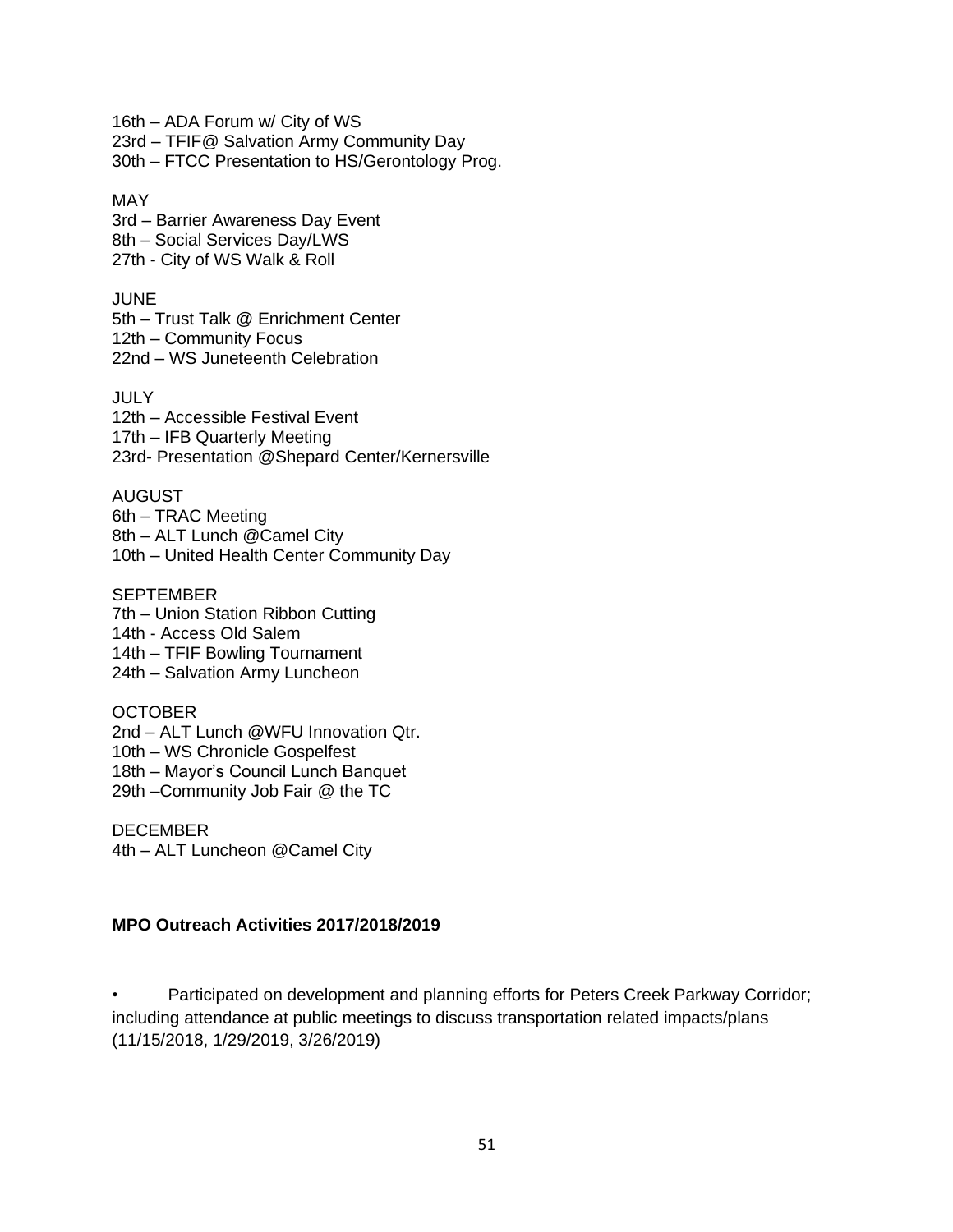16th – ADA Forum w/ City of WS
23rd – TFIF@ Salvation Army Community Day
30th – FTCC Presentation to HS/Gerontology Prog.

MAY
3rd – Barrier Awareness Day Event
8th – Social Services Day/LWS
27th - City of WS Walk & Roll

JUNE
5th – Trust Talk @ Enrichment Center
12th – Community Focus
22nd – WS Juneteenth Celebration

JULY
12th – Accessible Festival Event
17th – IFB Quarterly Meeting
23rd- Presentation @Shepard Center/Kernersville

AUGUST
6th – TRAC Meeting
8th – ALT Lunch @Camel City
10th – United Health Center Community Day

SEPTEMBER
7th – Union Station Ribbon Cutting
14th - Access Old Salem
14th – TFIF Bowling Tournament
24th – Salvation Army Luncheon

OCTOBER
2nd – ALT Lunch @WFU Innovation Qtr.
10th – WS Chronicle Gospelfest
18th – Mayor's Council Lunch Banquet
29th –Community Job Fair @ the TC

DECEMBER
4th – ALT Luncheon @Camel City

**MPO Outreach Activities 2017/2018/2019**

- Participated on development and planning efforts for Peters Creek Parkway Corridor; including attendance at public meetings to discuss transportation related impacts/plans (11/15/2018, 1/29/2019, 3/26/2019)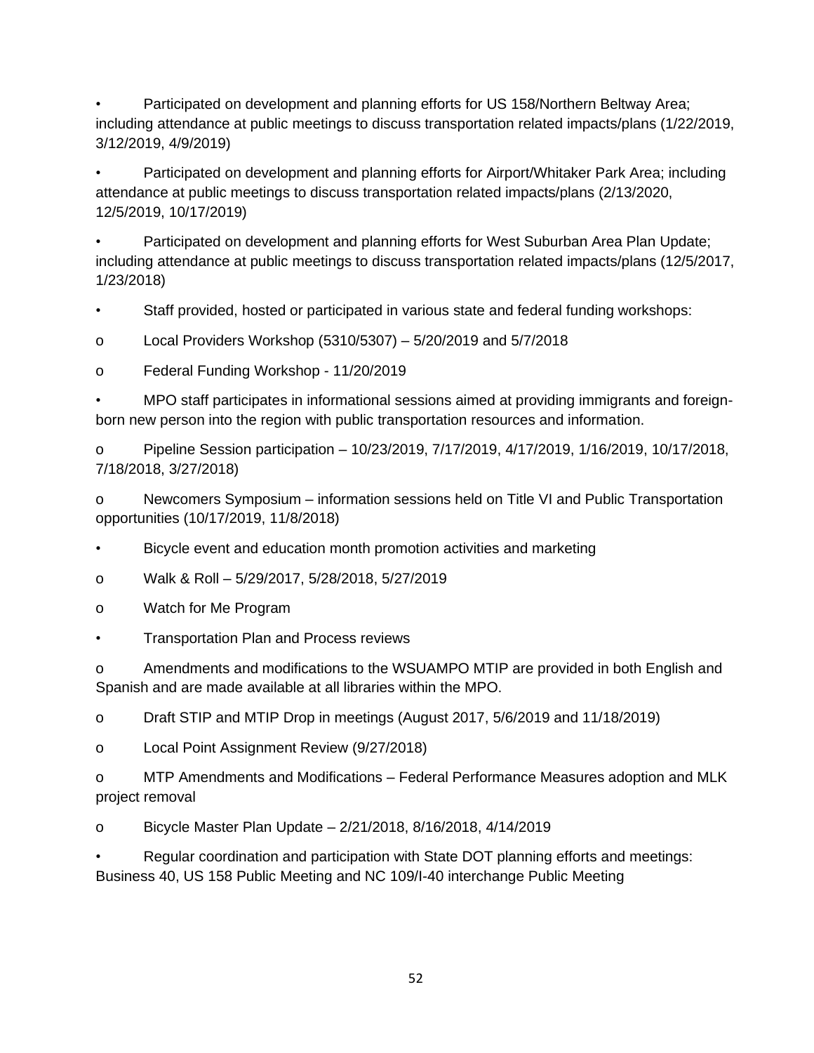- Participated on development and planning efforts for US 158/Northern Beltway Area; including attendance at public meetings to discuss transportation related impacts/plans (1/22/2019, 3/12/2019, 4/9/2019)

- Participated on development and planning efforts for Airport/Whitaker Park Area; including attendance at public meetings to discuss transportation related impacts/plans (2/13/2020, 12/5/2019, 10/17/2019)

- Participated on development and planning efforts for West Suburban Area Plan Update; including attendance at public meetings to discuss transportation related impacts/plans (12/5/2017, 1/23/2018)

- Staff provided, hosted or participated in various state and federal funding workshops:
  - Local Providers Workshop (5310/5307) – 5/20/2019 and 5/7/2018
  - Federal Funding Workshop - 11/20/2019

- MPO staff participates in informational sessions aimed at providing immigrants and foreign-born new person into the region with public transportation resources and information.
  - Pipeline Session participation – 10/23/2019, 7/17/2019, 4/17/2019, 1/16/2019, 10/17/2018, 7/18/2018, 3/27/2018)
  - Newcomers Symposium – information sessions held on Title VI and Public Transportation opportunities (10/17/2019, 11/8/2018)

- Bicycle event and education month promotion activities and marketing
  - Walk & Roll – 5/29/2017, 5/28/2018, 5/27/2019
  - Watch for Me Program

- Transportation Plan and Process reviews
  - Amendments and modifications to the WSUAMPO MTIP are provided in both English and Spanish and are made available at all libraries within the MPO.
  - Draft STIP and MTIP Drop in meetings (August 2017, 5/6/2019 and 11/18/2019)
  - Local Point Assignment Review (9/27/2018)
  - MTP Amendments and Modifications – Federal Performance Measures adoption and MLK project removal
  - Bicycle Master Plan Update – 2/21/2018, 8/16/2018, 4/14/2019

- Regular coordination and participation with State DOT planning efforts and meetings: Business 40, US 158 Public Meeting and NC 109/I-40 interchange Public Meeting